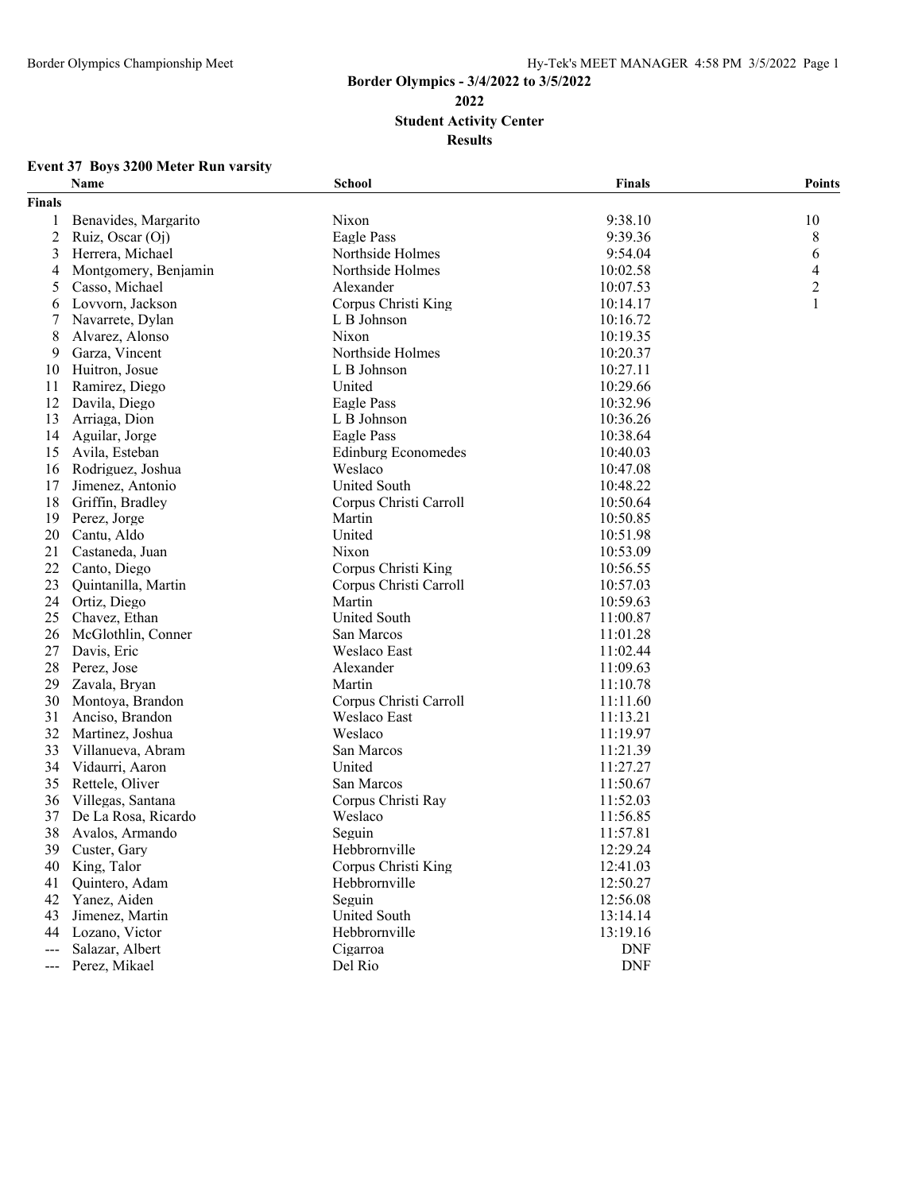# Border Olympics - 3/4/2022 to 3/5/2022

## 2022

## Student Activity Center

## Results

### Event 37 Boys 3200 Meter Run varsity

| | Name | School | Finals | Points |
|---|---|---|---|---|
| **Finals** | | | | |
| 1 | Benavides, Margarito | Nixon | 9:38.10 | 10 |
| 2 | Ruiz, Oscar (Oj) | Eagle Pass | 9:39.36 | 8 |
| 3 | Herrera, Michael | Northside Holmes | 9:54.04 | 6 |
| 4 | Montgomery, Benjamin | Northside Holmes | 10:02.58 | 4 |
| 5 | Casso, Michael | Alexander | 10:07.53 | 2 |
| 6 | Lovvorn, Jackson | Corpus Christi King | 10:14.17 | 1 |
| 7 | Navarrete, Dylan | L B Johnson | 10:16.72 | |
| 8 | Alvarez, Alonso | Nixon | 10:19.35 | |
| 9 | Garza, Vincent | Northside Holmes | 10:20.37 | |
| 10 | Huitron, Josue | L B Johnson | 10:27.11 | |
| 11 | Ramirez, Diego | United | 10:29.66 | |
| 12 | Davila, Diego | Eagle Pass | 10:32.96 | |
| 13 | Arriaga, Dion | L B Johnson | 10:36.26 | |
| 14 | Aguilar, Jorge | Eagle Pass | 10:38.64 | |
| 15 | Avila, Esteban | Edinburg Economedes | 10:40.03 | |
| 16 | Rodriguez, Joshua | Weslaco | 10:47.08 | |
| 17 | Jimenez, Antonio | United South | 10:48.22 | |
| 18 | Griffin, Bradley | Corpus Christi Carroll | 10:50.64 | |
| 19 | Perez, Jorge | Martin | 10:50.85 | |
| 20 | Cantu, Aldo | United | 10:51.98 | |
| 21 | Castaneda, Juan | Nixon | 10:53.09 | |
| 22 | Canto, Diego | Corpus Christi King | 10:56.55 | |
| 23 | Quintanilla, Martin | Corpus Christi Carroll | 10:57.03 | |
| 24 | Ortiz, Diego | Martin | 10:59.63 | |
| 25 | Chavez, Ethan | United South | 11:00.87 | |
| 26 | McGlothlin, Conner | San Marcos | 11:01.28 | |
| 27 | Davis, Eric | Weslaco East | 11:02.44 | |
| 28 | Perez, Jose | Alexander | 11:09.63 | |
| 29 | Zavala, Bryan | Martin | 11:10.78 | |
| 30 | Montoya, Brandon | Corpus Christi Carroll | 11:11.60 | |
| 31 | Anciso, Brandon | Weslaco East | 11:13.21 | |
| 32 | Martinez, Joshua | Weslaco | 11:19.97 | |
| 33 | Villanueva, Abram | San Marcos | 11:21.39 | |
| 34 | Vidaurri, Aaron | United | 11:27.27 | |
| 35 | Rettele, Oliver | San Marcos | 11:50.67 | |
| 36 | Villegas, Santana | Corpus Christi Ray | 11:52.03 | |
| 37 | De La Rosa, Ricardo | Weslaco | 11:56.85 | |
| 38 | Avalos, Armando | Seguin | 11:57.81 | |
| 39 | Custer, Gary | Hebbronville | 12:29.24 | |
| 40 | King, Talor | Corpus Christi King | 12:41.03 | |
| 41 | Quintero, Adam | Hebbronville | 12:50.27 | |
| 42 | Yanez, Aiden | Seguin | 12:56.08 | |
| 43 | Jimenez, Martin | United South | 13:14.14 | |
| 44 | Lozano, Victor | Hebbronville | 13:19.16 | |
| --- | Salazar, Albert | Cigarroa | DNF | |
| --- | Perez, Mikael | Del Rio | DNF | |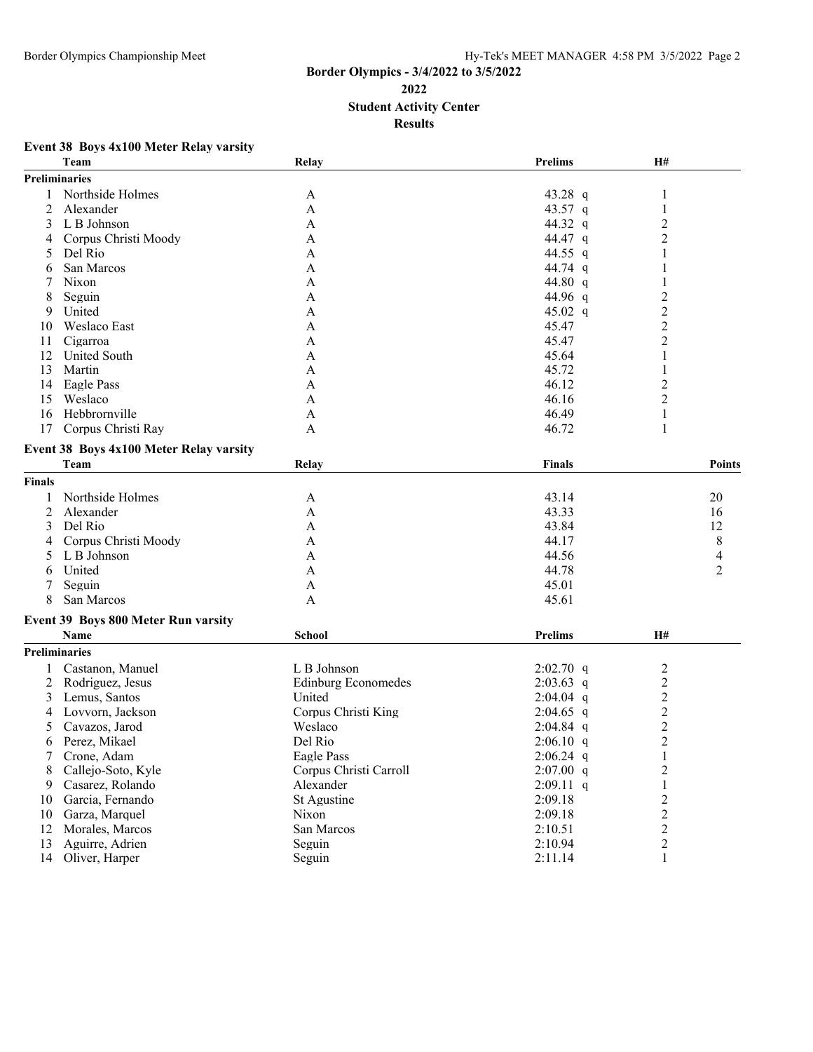# Border Olympics - 3/4/2022 to 3/5/2022

## 2022

## Student Activity Center

## Results

### Event 38 Boys 4x100 Meter Relay varsity

| | Team | Relay | Prelims | H# |
|---|---|---|---|---|
| **Preliminaries** | | | | |
| 1 | Northside Holmes | A | 43.28 q | 1 |
| 2 | Alexander | A | 43.57 q | 1 |
| 3 | L B Johnson | A | 44.32 q | 2 |
| 4 | Corpus Christi Moody | A | 44.47 q | 2 |
| 5 | Del Rio | A | 44.55 q | 1 |
| 6 | San Marcos | A | 44.74 q | 1 |
| 7 | Nixon | A | 44.80 q | 1 |
| 8 | Seguin | A | 44.96 q | 2 |
| 9 | United | A | 45.02 q | 2 |
| 10 | Weslaco East | A | 45.47 | 2 |
| 11 | Cigarroa | A | 45.47 | 2 |
| 12 | United South | A | 45.64 | 1 |
| 13 | Martin | A | 45.72 | 1 |
| 14 | Eagle Pass | A | 46.12 | 2 |
| 15 | Weslaco | A | 46.16 | 2 |
| 16 | Hebbrornville | A | 46.49 | 1 |
| 17 | Corpus Christi Ray | A | 46.72 | 1 |

### Event 38 Boys 4x100 Meter Relay varsity

| | Team | Relay | Finals | Points |
|---|---|---|---|---|
| **Finals** | | | | |
| 1 | Northside Holmes | A | 43.14 | 20 |
| 2 | Alexander | A | 43.33 | 16 |
| 3 | Del Rio | A | 43.84 | 12 |
| 4 | Corpus Christi Moody | A | 44.17 | 8 |
| 5 | L B Johnson | A | 44.56 | 4 |
| 6 | United | A | 44.78 | 2 |
| 7 | Seguin | A | 45.01 | |
| 8 | San Marcos | A | 45.61 | |

### Event 39 Boys 800 Meter Run varsity

| | Name | School | Prelims | H# |
|---|---|---|---|---|
| **Preliminaries** | | | | |
| 1 | Castanon, Manuel | L B Johnson | 2:02.70 q | 2 |
| 2 | Rodriguez, Jesus | Edinburg Economedes | 2:03.63 q | 2 |
| 3 | Lemus, Santos | United | 2:04.04 q | 2 |
| 4 | Lovvorn, Jackson | Corpus Christi King | 2:04.65 q | 2 |
| 5 | Cavazos, Jarod | Weslaco | 2:04.84 q | 2 |
| 6 | Perez, Mikael | Del Rio | 2:06.10 q | 2 |
| 7 | Crone, Adam | Eagle Pass | 2:06.24 q | 1 |
| 8 | Callejo-Soto, Kyle | Corpus Christi Carroll | 2:07.00 q | 2 |
| 9 | Casarez, Rolando | Alexander | 2:09.11 q | 1 |
| 10 | Garcia, Fernando | St Agustine | 2:09.18 | 2 |
| 10 | Garza, Marquel | Nixon | 2:09.18 | 2 |
| 12 | Morales, Marcos | San Marcos | 2:10.51 | 2 |
| 13 | Aguirre, Adrien | Seguin | 2:10.94 | 2 |
| 14 | Oliver, Harper | Seguin | 2:11.14 | 1 |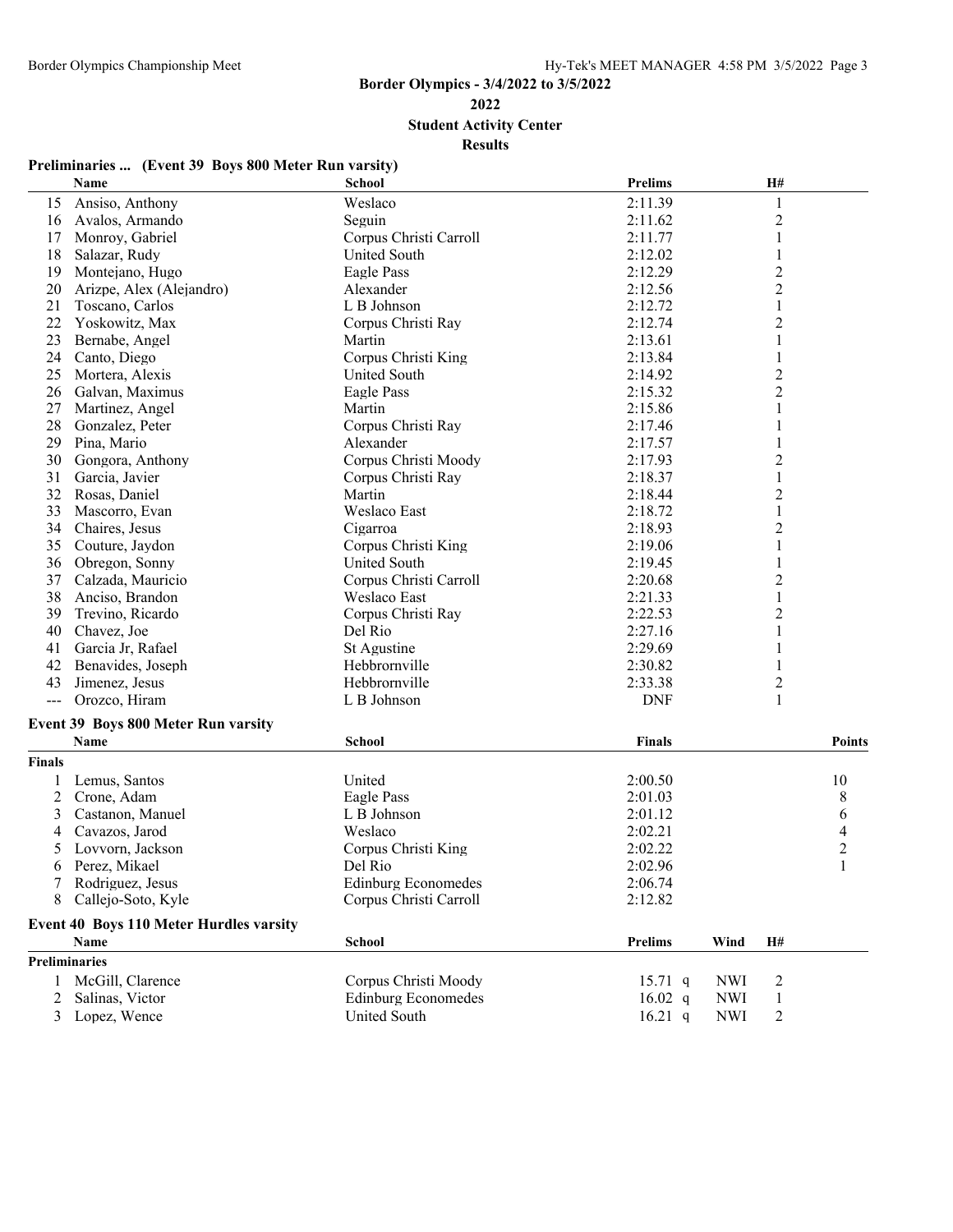## Border Olympics - 3/4/2022 to 3/5/2022

**2022**

**Student Activity Center**

**Results**

### Preliminaries ... (Event 39 Boys 800 Meter Run varsity)

| | Name | School | Prelims | H# |
|---|---|---|---|---|
| 15 | Ansiso, Anthony | Weslaco | 2:11.39 | 1 |
| 16 | Avalos, Armando | Seguin | 2:11.62 | 2 |
| 17 | Monroy, Gabriel | Corpus Christi Carroll | 2:11.77 | 1 |
| 18 | Salazar, Rudy | United South | 2:12.02 | 1 |
| 19 | Montejano, Hugo | Eagle Pass | 2:12.29 | 2 |
| 20 | Arizpe, Alex (Alejandro) | Alexander | 2:12.56 | 2 |
| 21 | Toscano, Carlos | L B Johnson | 2:12.72 | 1 |
| 22 | Yoskowitz, Max | Corpus Christi Ray | 2:12.74 | 2 |
| 23 | Bernabe, Angel | Martin | 2:13.61 | 1 |
| 24 | Canto, Diego | Corpus Christi King | 2:13.84 | 1 |
| 25 | Mortera, Alexis | United South | 2:14.92 | 2 |
| 26 | Galvan, Maximus | Eagle Pass | 2:15.32 | 2 |
| 27 | Martinez, Angel | Martin | 2:15.86 | 1 |
| 28 | Gonzalez, Peter | Corpus Christi Ray | 2:17.46 | 1 |
| 29 | Pina, Mario | Alexander | 2:17.57 | 1 |
| 30 | Gongora, Anthony | Corpus Christi Moody | 2:17.93 | 2 |
| 31 | Garcia, Javier | Corpus Christi Ray | 2:18.37 | 1 |
| 32 | Rosas, Daniel | Martin | 2:18.44 | 2 |
| 33 | Mascorro, Evan | Weslaco East | 2:18.72 | 1 |
| 34 | Chaires, Jesus | Cigarroa | 2:18.93 | 2 |
| 35 | Couture, Jaydon | Corpus Christi King | 2:19.06 | 1 |
| 36 | Obregon, Sonny | United South | 2:19.45 | 1 |
| 37 | Calzada, Mauricio | Corpus Christi Carroll | 2:20.68 | 2 |
| 38 | Anciso, Brandon | Weslaco East | 2:21.33 | 1 |
| 39 | Trevino, Ricardo | Corpus Christi Ray | 2:22.53 | 2 |
| 40 | Chavez, Joe | Del Rio | 2:27.16 | 1 |
| 41 | Garcia Jr, Rafael | St Agustine | 2:29.69 | 1 |
| 42 | Benavides, Joseph | Hebbrornville | 2:30.82 | 1 |
| 43 | Jimenez, Jesus | Hebbrornville | 2:33.38 | 2 |
| --- | Orozco, Hiram | L B Johnson | DNF | 1 |

### Event 39 Boys 800 Meter Run varsity

| | Name | School | Finals | Points |
|---|---|---|---|---|
| **Finals** | | | | |
| 1 | Lemus, Santos | United | 2:00.50 | 10 |
| 2 | Crone, Adam | Eagle Pass | 2:01.03 | 8 |
| 3 | Castanon, Manuel | L B Johnson | 2:01.12 | 6 |
| 4 | Cavazos, Jarod | Weslaco | 2:02.21 | 4 |
| 5 | Lovvorn, Jackson | Corpus Christi King | 2:02.22 | 2 |
| 6 | Perez, Mikael | Del Rio | 2:02.96 | 1 |
| 7 | Rodriguez, Jesus | Edinburg Economedes | 2:06.74 | |
| 8 | Callejo-Soto, Kyle | Corpus Christi Carroll | 2:12.82 | |

### Event 40 Boys 110 Meter Hurdles varsity

| | Name | School | Prelims | Wind | H# |
|---|---|---|---|---|---|
| **Preliminaries** | | | | | |
| 1 | McGill, Clarence | Corpus Christi Moody | 15.71 q | NWI | 2 |
| 2 | Salinas, Victor | Edinburg Economedes | 16.02 q | NWI | 1 |
| 3 | Lopez, Wence | United South | 16.21 q | NWI | 2 |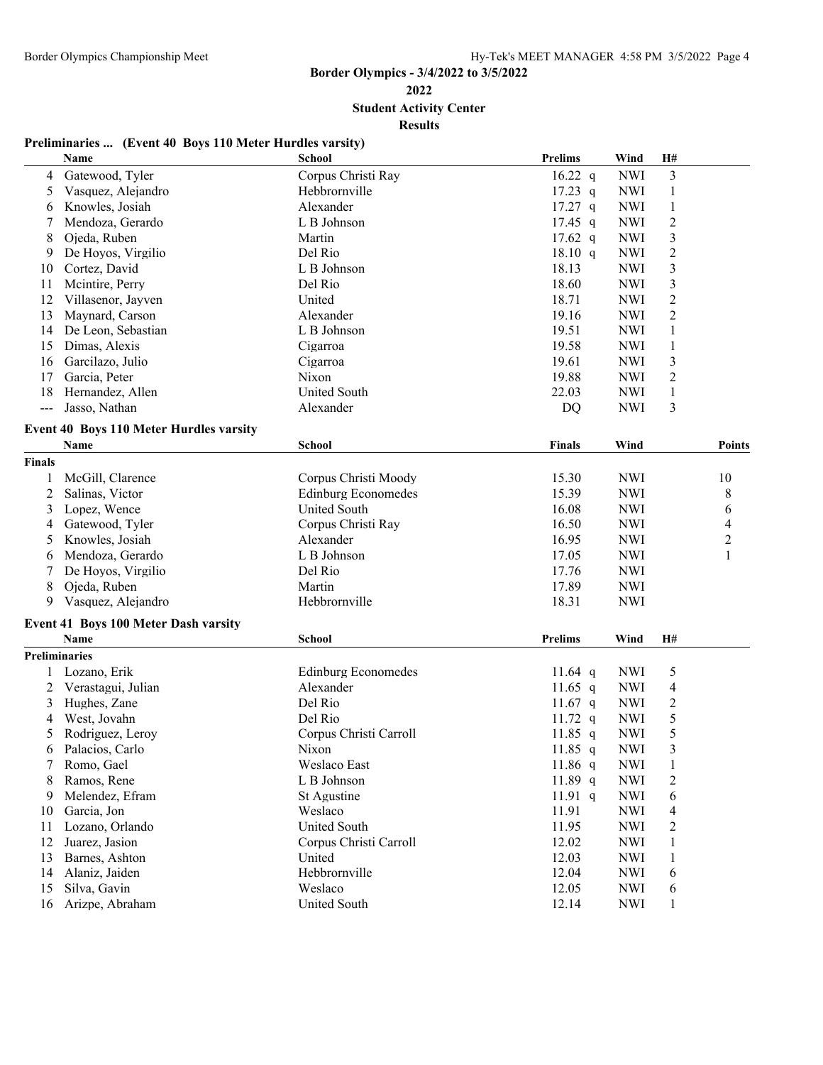**Border Olympics - 3/4/2022 to 3/5/2022**

**2022**

**Student Activity Center**

**Results**

### Preliminaries ... (Event 40 Boys 110 Meter Hurdles varsity)

| | Name | School | Prelims | | Wind | H# |
|---|---|---|---|---|---|---|
| 4 | Gatewood, Tyler | Corpus Christi Ray | 16.22 | q | NWI | 3 |
| 5 | Vasquez, Alejandro | Hebbrornville | 17.23 | q | NWI | 1 |
| 6 | Knowles, Josiah | Alexander | 17.27 | q | NWI | 1 |
| 7 | Mendoza, Gerardo | L B Johnson | 17.45 | q | NWI | 2 |
| 8 | Ojeda, Ruben | Martin | 17.62 | q | NWI | 3 |
| 9 | De Hoyos, Virgilio | Del Rio | 18.10 | q | NWI | 2 |
| 10 | Cortez, David | L B Johnson | 18.13 | | NWI | 3 |
| 11 | Mcintire, Perry | Del Rio | 18.60 | | NWI | 3 |
| 12 | Villasenor, Jayven | United | 18.71 | | NWI | 2 |
| 13 | Maynard, Carson | Alexander | 19.16 | | NWI | 2 |
| 14 | De Leon, Sebastian | L B Johnson | 19.51 | | NWI | 1 |
| 15 | Dimas, Alexis | Cigarroa | 19.58 | | NWI | 1 |
| 16 | Garcilazo, Julio | Cigarroa | 19.61 | | NWI | 3 |
| 17 | Garcia, Peter | Nixon | 19.88 | | NWI | 2 |
| 18 | Hernandez, Allen | United South | 22.03 | | NWI | 1 |
| --- | Jasso, Nathan | Alexander | DQ | | NWI | 3 |

### Event 40 Boys 110 Meter Hurdles varsity

| | Name | School | Finals | Wind | Points |
|---|---|---|---|---|---|
| **Finals** | | | | | |
| 1 | McGill, Clarence | Corpus Christi Moody | 15.30 | NWI | 10 |
| 2 | Salinas, Victor | Edinburg Economedes | 15.39 | NWI | 8 |
| 3 | Lopez, Wence | United South | 16.08 | NWI | 6 |
| 4 | Gatewood, Tyler | Corpus Christi Ray | 16.50 | NWI | 4 |
| 5 | Knowles, Josiah | Alexander | 16.95 | NWI | 2 |
| 6 | Mendoza, Gerardo | L B Johnson | 17.05 | NWI | 1 |
| 7 | De Hoyos, Virgilio | Del Rio | 17.76 | NWI | |
| 8 | Ojeda, Ruben | Martin | 17.89 | NWI | |
| 9 | Vasquez, Alejandro | Hebbrornville | 18.31 | NWI | |

### Event 41 Boys 100 Meter Dash varsity

| | Name | School | Prelims | | Wind | H# |
|---|---|---|---|---|---|---|
| **Preliminaries** | | | | | | |
| 1 | Lozano, Erik | Edinburg Economedes | 11.64 | q | NWI | 5 |
| 2 | Verastagui, Julian | Alexander | 11.65 | q | NWI | 4 |
| 3 | Hughes, Zane | Del Rio | 11.67 | q | NWI | 2 |
| 4 | West, Jovahn | Del Rio | 11.72 | q | NWI | 5 |
| 5 | Rodriguez, Leroy | Corpus Christi Carroll | 11.85 | q | NWI | 5 |
| 6 | Palacios, Carlo | Nixon | 11.85 | q | NWI | 3 |
| 7 | Romo, Gael | Weslaco East | 11.86 | q | NWI | 1 |
| 8 | Ramos, Rene | L B Johnson | 11.89 | q | NWI | 2 |
| 9 | Melendez, Efram | St Agustine | 11.91 | q | NWI | 6 |
| 10 | Garcia, Jon | Weslaco | 11.91 | | NWI | 4 |
| 11 | Lozano, Orlando | United South | 11.95 | | NWI | 2 |
| 12 | Juarez, Jasion | Corpus Christi Carroll | 12.02 | | NWI | 1 |
| 13 | Barnes, Ashton | United | 12.03 | | NWI | 1 |
| 14 | Alaniz, Jaiden | Hebbrornville | 12.04 | | NWI | 6 |
| 15 | Silva, Gavin | Weslaco | 12.05 | | NWI | 6 |
| 16 | Arizpe, Abraham | United South | 12.14 | | NWI | 1 |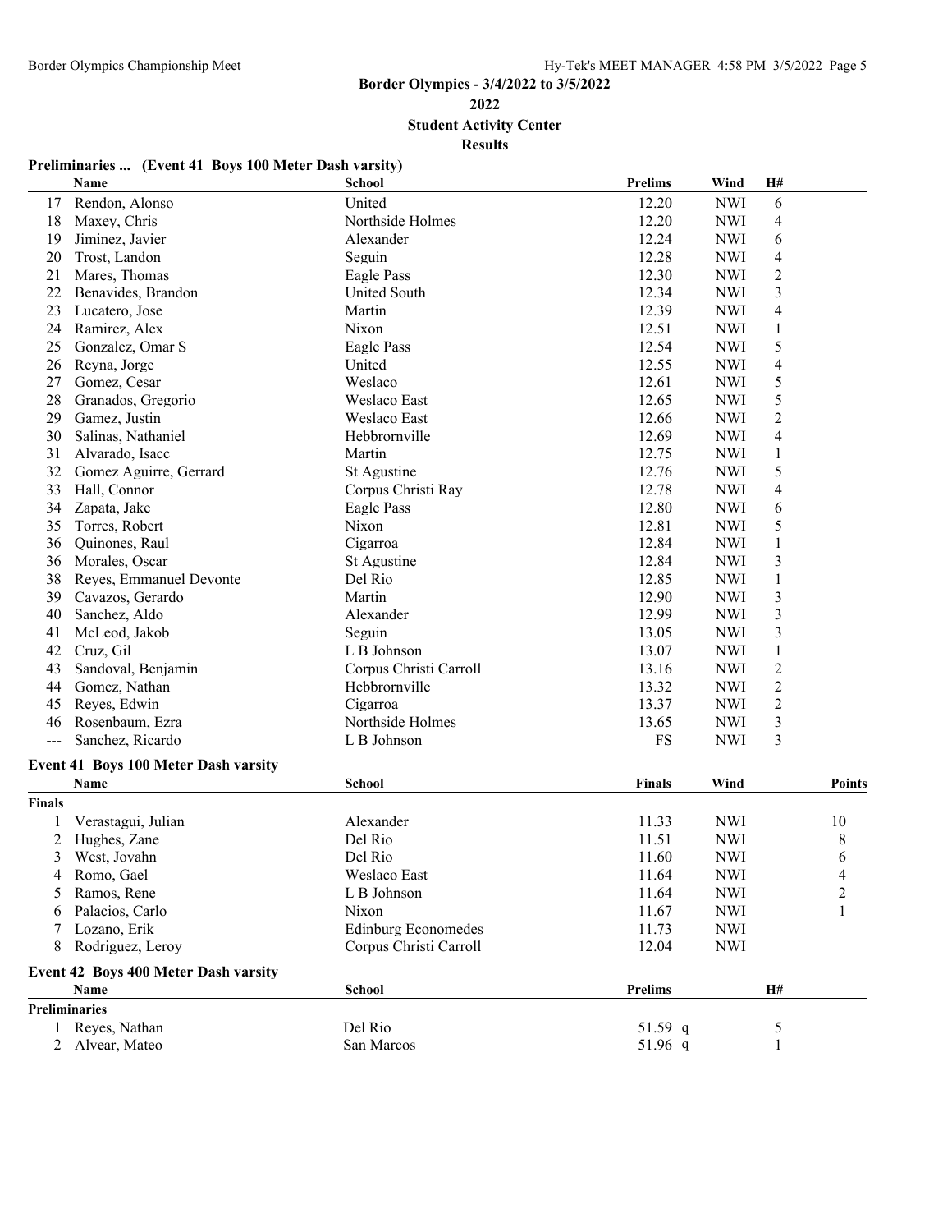# Border Olympics - 3/4/2022 to 3/5/2022

**2022**

**Student Activity Center**

**Results**

### Preliminaries ... (Event 41 Boys 100 Meter Dash varsity)

| | Name | School | Prelims | Wind | H# |
|---|---|---|---|---|---|
| 17 | Rendon, Alonso | United | 12.20 | NWI | 6 |
| 18 | Maxey, Chris | Northside Holmes | 12.20 | NWI | 4 |
| 19 | Jiminez, Javier | Alexander | 12.24 | NWI | 6 |
| 20 | Trost, Landon | Seguin | 12.28 | NWI | 4 |
| 21 | Mares, Thomas | Eagle Pass | 12.30 | NWI | 2 |
| 22 | Benavides, Brandon | United South | 12.34 | NWI | 3 |
| 23 | Lucatero, Jose | Martin | 12.39 | NWI | 4 |
| 24 | Ramirez, Alex | Nixon | 12.51 | NWI | 1 |
| 25 | Gonzalez, Omar S | Eagle Pass | 12.54 | NWI | 5 |
| 26 | Reyna, Jorge | United | 12.55 | NWI | 4 |
| 27 | Gomez, Cesar | Weslaco | 12.61 | NWI | 5 |
| 28 | Granados, Gregorio | Weslaco East | 12.65 | NWI | 5 |
| 29 | Gamez, Justin | Weslaco East | 12.66 | NWI | 2 |
| 30 | Salinas, Nathaniel | Hebbrornville | 12.69 | NWI | 4 |
| 31 | Alvarado, Isacc | Martin | 12.75 | NWI | 1 |
| 32 | Gomez Aguirre, Gerrard | St Agustine | 12.76 | NWI | 5 |
| 33 | Hall, Connor | Corpus Christi Ray | 12.78 | NWI | 4 |
| 34 | Zapata, Jake | Eagle Pass | 12.80 | NWI | 6 |
| 35 | Torres, Robert | Nixon | 12.81 | NWI | 5 |
| 36 | Quinones, Raul | Cigarroa | 12.84 | NWI | 1 |
| 36 | Morales, Oscar | St Agustine | 12.84 | NWI | 3 |
| 38 | Reyes, Emmanuel Devonte | Del Rio | 12.85 | NWI | 1 |
| 39 | Cavazos, Gerardo | Martin | 12.90 | NWI | 3 |
| 40 | Sanchez, Aldo | Alexander | 12.99 | NWI | 3 |
| 41 | McLeod, Jakob | Seguin | 13.05 | NWI | 3 |
| 42 | Cruz, Gil | L B Johnson | 13.07 | NWI | 1 |
| 43 | Sandoval, Benjamin | Corpus Christi Carroll | 13.16 | NWI | 2 |
| 44 | Gomez, Nathan | Hebbrornville | 13.32 | NWI | 2 |
| 45 | Reyes, Edwin | Cigarroa | 13.37 | NWI | 2 |
| 46 | Rosenbaum, Ezra | Northside Holmes | 13.65 | NWI | 3 |
| --- | Sanchez, Ricardo | L B Johnson | FS | NWI | 3 |

### Event 41 Boys 100 Meter Dash varsity

| | Name | School | Finals | Wind | Points |
|---|---|---|---|---|---|
| **Finals** | | | | | |
| 1 | Verastagui, Julian | Alexander | 11.33 | NWI | 10 |
| 2 | Hughes, Zane | Del Rio | 11.51 | NWI | 8 |
| 3 | West, Jovahn | Del Rio | 11.60 | NWI | 6 |
| 4 | Romo, Gael | Weslaco East | 11.64 | NWI | 4 |
| 5 | Ramos, Rene | L B Johnson | 11.64 | NWI | 2 |
| 6 | Palacios, Carlo | Nixon | 11.67 | NWI | 1 |
| 7 | Lozano, Erik | Edinburg Economedes | 11.73 | NWI | |
| 8 | Rodriguez, Leroy | Corpus Christi Carroll | 12.04 | NWI | |

### Event 42 Boys 400 Meter Dash varsity

| | Name | School | Prelims | H# |
|---|---|---|---|---|
| **Preliminaries** | | | | |
| 1 | Reyes, Nathan | Del Rio | 51.59 q | 5 |
| 2 | Alvear, Mateo | San Marcos | 51.96 q | 1 |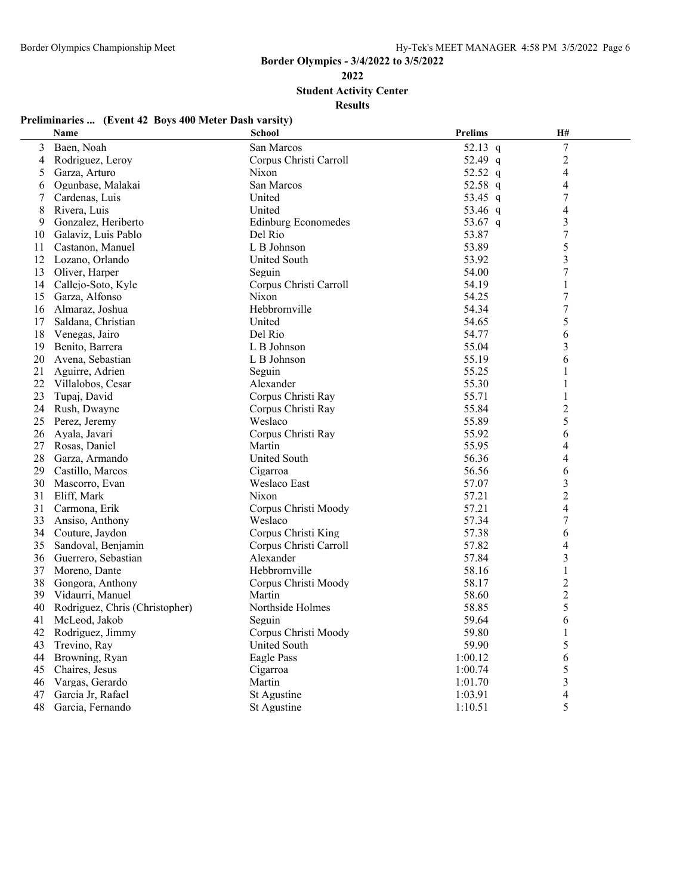**Border Olympics - 3/4/2022 to 3/5/2022**

**2022**

**Student Activity Center**

**Results**

### Preliminaries ... (Event 42 Boys 400 Meter Dash varsity)

| | Name | School | Prelims | H# |
|---|---|---|---|---|
| 3 | Baen, Noah | San Marcos | 52.13 q | 7 |
| 4 | Rodriguez, Leroy | Corpus Christi Carroll | 52.49 q | 2 |
| 5 | Garza, Arturo | Nixon | 52.52 q | 4 |
| 6 | Ogunbase, Malakai | San Marcos | 52.58 q | 4 |
| 7 | Cardenas, Luis | United | 53.45 q | 7 |
| 8 | Rivera, Luis | United | 53.46 q | 4 |
| 9 | Gonzalez, Heriberto | Edinburg Economedes | 53.67 q | 3 |
| 10 | Galaviz, Luis Pablo | Del Rio | 53.87 | 7 |
| 11 | Castanon, Manuel | L B Johnson | 53.89 | 5 |
| 12 | Lozano, Orlando | United South | 53.92 | 3 |
| 13 | Oliver, Harper | Seguin | 54.00 | 7 |
| 14 | Callejo-Soto, Kyle | Corpus Christi Carroll | 54.19 | 1 |
| 15 | Garza, Alfonso | Nixon | 54.25 | 7 |
| 16 | Almaraz, Joshua | Hebbrornville | 54.34 | 7 |
| 17 | Saldana, Christian | United | 54.65 | 5 |
| 18 | Venegas, Jairo | Del Rio | 54.77 | 6 |
| 19 | Benito, Barrera | L B Johnson | 55.04 | 3 |
| 20 | Avena, Sebastian | L B Johnson | 55.19 | 6 |
| 21 | Aguirre, Adrien | Seguin | 55.25 | 1 |
| 22 | Villalobos, Cesar | Alexander | 55.30 | 1 |
| 23 | Tupaj, David | Corpus Christi Ray | 55.71 | 1 |
| 24 | Rush, Dwayne | Corpus Christi Ray | 55.84 | 2 |
| 25 | Perez, Jeremy | Weslaco | 55.89 | 5 |
| 26 | Ayala, Javari | Corpus Christi Ray | 55.92 | 6 |
| 27 | Rosas, Daniel | Martin | 55.95 | 4 |
| 28 | Garza, Armando | United South | 56.36 | 4 |
| 29 | Castillo, Marcos | Cigarroa | 56.56 | 6 |
| 30 | Mascorro, Evan | Weslaco East | 57.07 | 3 |
| 31 | Eliff, Mark | Nixon | 57.21 | 2 |
| 31 | Carmona, Erik | Corpus Christi Moody | 57.21 | 4 |
| 33 | Ansiso, Anthony | Weslaco | 57.34 | 7 |
| 34 | Couture, Jaydon | Corpus Christi King | 57.38 | 6 |
| 35 | Sandoval, Benjamin | Corpus Christi Carroll | 57.82 | 4 |
| 36 | Guerrero, Sebastian | Alexander | 57.84 | 3 |
| 37 | Moreno, Dante | Hebbrornville | 58.16 | 1 |
| 38 | Gongora, Anthony | Corpus Christi Moody | 58.17 | 2 |
| 39 | Vidaurri, Manuel | Martin | 58.60 | 2 |
| 40 | Rodriguez, Chris (Christopher) | Northside Holmes | 58.85 | 5 |
| 41 | McLeod, Jakob | Seguin | 59.64 | 6 |
| 42 | Rodriguez, Jimmy | Corpus Christi Moody | 59.80 | 1 |
| 43 | Trevino, Ray | United South | 59.90 | 5 |
| 44 | Browning, Ryan | Eagle Pass | 1:00.12 | 6 |
| 45 | Chaires, Jesus | Cigarroa | 1:00.74 | 5 |
| 46 | Vargas, Gerardo | Martin | 1:01.70 | 3 |
| 47 | Garcia Jr, Rafael | St Agustine | 1:03.91 | 4 |
| 48 | Garcia, Fernando | St Agustine | 1:10.51 | 5 |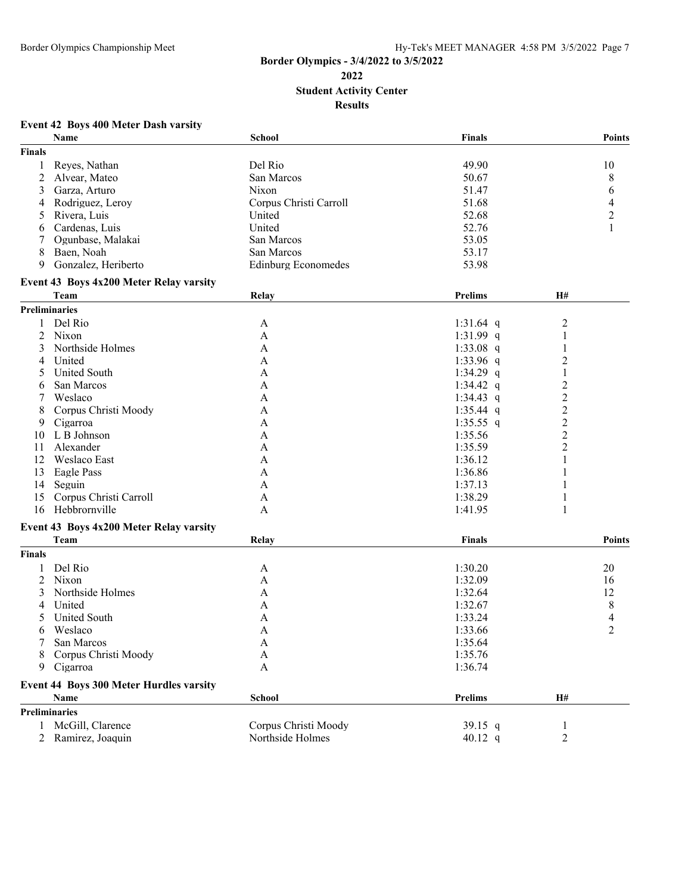# Border Olympics - 3/4/2022 to 3/5/2022

## 2022

## Student Activity Center

## Results

### Event 42 Boys 400 Meter Dash varsity

| | Name | School | Finals | Points |
|---|---|---|---|---|
| **Finals** | | | | |
| 1 | Reyes, Nathan | Del Rio | 49.90 | 10 |
| 2 | Alvear, Mateo | San Marcos | 50.67 | 8 |
| 3 | Garza, Arturo | Nixon | 51.47 | 6 |
| 4 | Rodriguez, Leroy | Corpus Christi Carroll | 51.68 | 4 |
| 5 | Rivera, Luis | United | 52.68 | 2 |
| 6 | Cardenas, Luis | United | 52.76 | 1 |
| 7 | Ogunbase, Malakai | San Marcos | 53.05 | |
| 8 | Baen, Noah | San Marcos | 53.17 | |
| 9 | Gonzalez, Heriberto | Edinburg Economedes | 53.98 | |

### Event 43 Boys 4x200 Meter Relay varsity

| | Team | Relay | Prelims | H# |
|---|---|---|---|---|
| **Preliminaries** | | | | |
| 1 | Del Rio | A | 1:31.64 q | 2 |
| 2 | Nixon | A | 1:31.99 q | 1 |
| 3 | Northside Holmes | A | 1:33.08 q | 1 |
| 4 | United | A | 1:33.96 q | 2 |
| 5 | United South | A | 1:34.29 q | 1 |
| 6 | San Marcos | A | 1:34.42 q | 2 |
| 7 | Weslaco | A | 1:34.43 q | 2 |
| 8 | Corpus Christi Moody | A | 1:35.44 q | 2 |
| 9 | Cigarroa | A | 1:35.55 q | 2 |
| 10 | L B Johnson | A | 1:35.56 | 2 |
| 11 | Alexander | A | 1:35.59 | 2 |
| 12 | Weslaco East | A | 1:36.12 | 1 |
| 13 | Eagle Pass | A | 1:36.86 | 1 |
| 14 | Seguin | A | 1:37.13 | 1 |
| 15 | Corpus Christi Carroll | A | 1:38.29 | 1 |
| 16 | Hebbrornville | A | 1:41.95 | 1 |

### Event 43 Boys 4x200 Meter Relay varsity

| | Team | Relay | Finals | Points |
|---|---|---|---|---|
| **Finals** | | | | |
| 1 | Del Rio | A | 1:30.20 | 20 |
| 2 | Nixon | A | 1:32.09 | 16 |
| 3 | Northside Holmes | A | 1:32.64 | 12 |
| 4 | United | A | 1:32.67 | 8 |
| 5 | United South | A | 1:33.24 | 4 |
| 6 | Weslaco | A | 1:33.66 | 2 |
| 7 | San Marcos | A | 1:35.64 | |
| 8 | Corpus Christi Moody | A | 1:35.76 | |
| 9 | Cigarroa | A | 1:36.74 | |

### Event 44 Boys 300 Meter Hurdles varsity

| | Name | School | Prelims | H# |
|---|---|---|---|---|
| **Preliminaries** | | | | |
| 1 | McGill, Clarence | Corpus Christi Moody | 39.15 q | 1 |
| 2 | Ramirez, Joaquin | Northside Holmes | 40.12 q | 2 |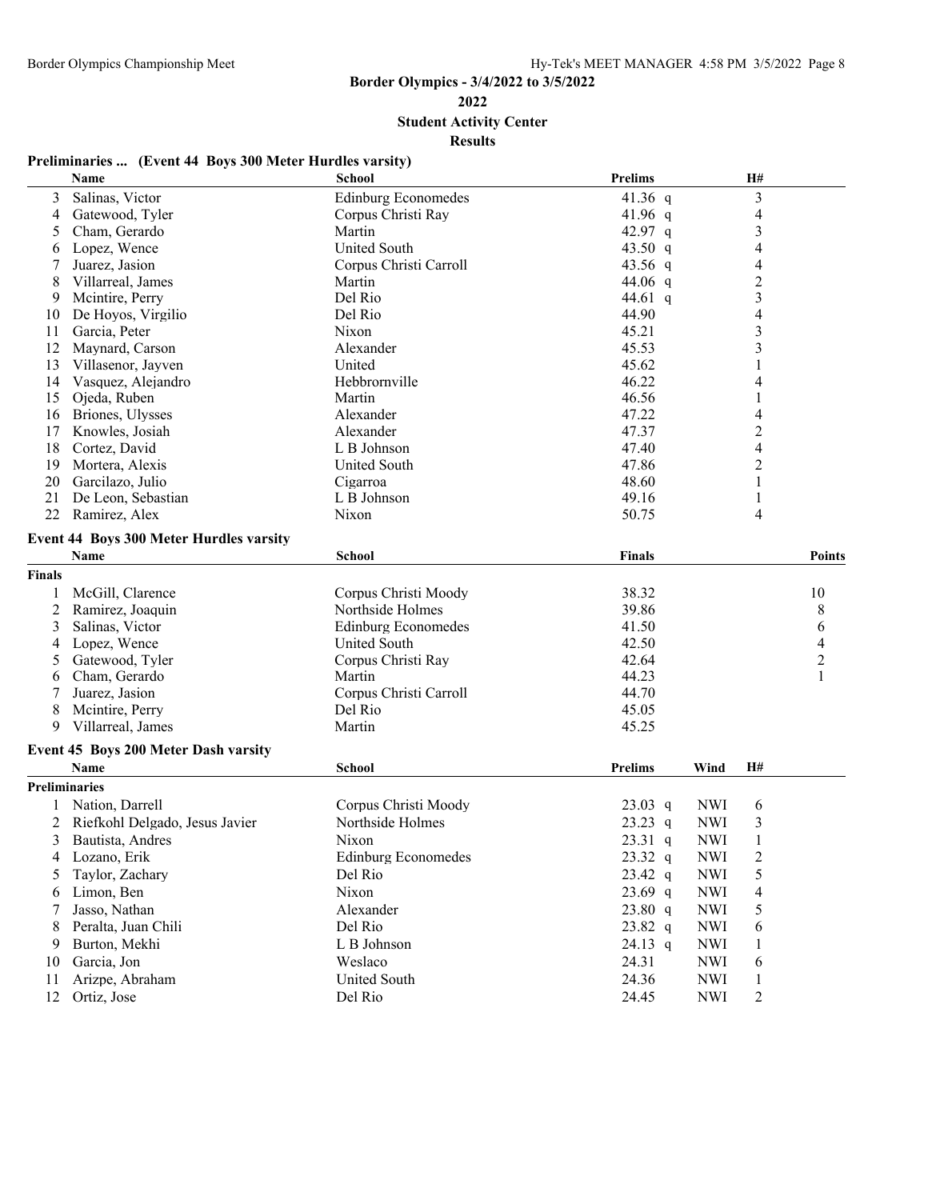**Border Olympics - 3/4/2022 to 3/5/2022**

**2022**

**Student Activity Center**

**Results**

### Preliminaries ... (Event 44 Boys 300 Meter Hurdles varsity)

| | Name | School | Prelims | | H# |
|---|---|---|---|---|---|
| 3 | Salinas, Victor | Edinburg Economedes | 41.36 | q | 3 |
| 4 | Gatewood, Tyler | Corpus Christi Ray | 41.96 | q | 4 |
| 5 | Cham, Gerardo | Martin | 42.97 | q | 3 |
| 6 | Lopez, Wence | United South | 43.50 | q | 4 |
| 7 | Juarez, Jasion | Corpus Christi Carroll | 43.56 | q | 4 |
| 8 | Villarreal, James | Martin | 44.06 | q | 2 |
| 9 | Mcintire, Perry | Del Rio | 44.61 | q | 3 |
| 10 | De Hoyos, Virgilio | Del Rio | 44.90 | | 4 |
| 11 | Garcia, Peter | Nixon | 45.21 | | 3 |
| 12 | Maynard, Carson | Alexander | 45.53 | | 3 |
| 13 | Villasenor, Jayven | United | 45.62 | | 1 |
| 14 | Vasquez, Alejandro | Hebbrornville | 46.22 | | 4 |
| 15 | Ojeda, Ruben | Martin | 46.56 | | 1 |
| 16 | Briones, Ulysses | Alexander | 47.22 | | 4 |
| 17 | Knowles, Josiah | Alexander | 47.37 | | 2 |
| 18 | Cortez, David | L B Johnson | 47.40 | | 4 |
| 19 | Mortera, Alexis | United South | 47.86 | | 2 |
| 20 | Garcilazo, Julio | Cigarroa | 48.60 | | 1 |
| 21 | De Leon, Sebastian | L B Johnson | 49.16 | | 1 |
| 22 | Ramirez, Alex | Nixon | 50.75 | | 4 |

### Event 44 Boys 300 Meter Hurdles varsity

| | Name | School | Finals | Points |
|---|---|---|---|---|
| **Finals** | | | | |
| 1 | McGill, Clarence | Corpus Christi Moody | 38.32 | 10 |
| 2 | Ramirez, Joaquin | Northside Holmes | 39.86 | 8 |
| 3 | Salinas, Victor | Edinburg Economedes | 41.50 | 6 |
| 4 | Lopez, Wence | United South | 42.50 | 4 |
| 5 | Gatewood, Tyler | Corpus Christi Ray | 42.64 | 2 |
| 6 | Cham, Gerardo | Martin | 44.23 | 1 |
| 7 | Juarez, Jasion | Corpus Christi Carroll | 44.70 | |
| 8 | Mcintire, Perry | Del Rio | 45.05 | |
| 9 | Villarreal, James | Martin | 45.25 | |

### Event 45 Boys 200 Meter Dash varsity

| | Name | School | Prelims | | Wind | H# |
|---|---|---|---|---|---|---|
| **Preliminaries** | | | | | | |
| 1 | Nation, Darrell | Corpus Christi Moody | 23.03 | q | NWI | 6 |
| 2 | Riefkohl Delgado, Jesus Javier | Northside Holmes | 23.23 | q | NWI | 3 |
| 3 | Bautista, Andres | Nixon | 23.31 | q | NWI | 1 |
| 4 | Lozano, Erik | Edinburg Economedes | 23.32 | q | NWI | 2 |
| 5 | Taylor, Zachary | Del Rio | 23.42 | q | NWI | 5 |
| 6 | Limon, Ben | Nixon | 23.69 | q | NWI | 4 |
| 7 | Jasso, Nathan | Alexander | 23.80 | q | NWI | 5 |
| 8 | Peralta, Juan Chili | Del Rio | 23.82 | q | NWI | 6 |
| 9 | Burton, Mekhi | L B Johnson | 24.13 | q | NWI | 1 |
| 10 | Garcia, Jon | Weslaco | 24.31 | | NWI | 6 |
| 11 | Arizpe, Abraham | United South | 24.36 | | NWI | 1 |
| 12 | Ortiz, Jose | Del Rio | 24.45 | | NWI | 2 |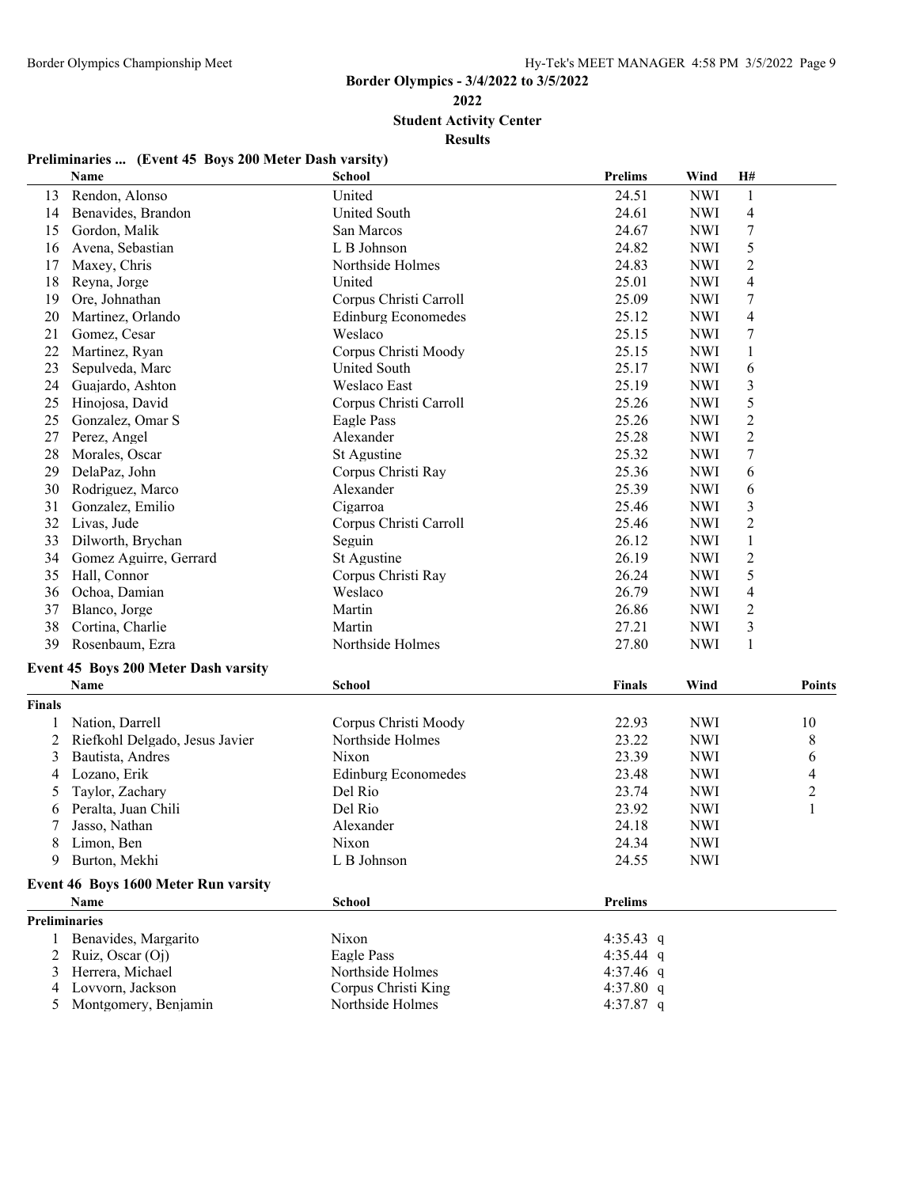**Border Olympics - 3/4/2022 to 3/5/2022**

**2022**

**Student Activity Center**

**Results**

### Preliminaries ... (Event 45 Boys 200 Meter Dash varsity)

| | Name | School | Prelims | Wind | H# |
|---|---|---|---|---|---|
| 13 | Rendon, Alonso | United | 24.51 | NWI | 1 |
| 14 | Benavides, Brandon | United South | 24.61 | NWI | 4 |
| 15 | Gordon, Malik | San Marcos | 24.67 | NWI | 7 |
| 16 | Avena, Sebastian | L B Johnson | 24.82 | NWI | 5 |
| 17 | Maxey, Chris | Northside Holmes | 24.83 | NWI | 2 |
| 18 | Reyna, Jorge | United | 25.01 | NWI | 4 |
| 19 | Ore, Johnathan | Corpus Christi Carroll | 25.09 | NWI | 7 |
| 20 | Martinez, Orlando | Edinburg Economedes | 25.12 | NWI | 4 |
| 21 | Gomez, Cesar | Weslaco | 25.15 | NWI | 7 |
| 22 | Martinez, Ryan | Corpus Christi Moody | 25.15 | NWI | 1 |
| 23 | Sepulveda, Marc | United South | 25.17 | NWI | 6 |
| 24 | Guajardo, Ashton | Weslaco East | 25.19 | NWI | 3 |
| 25 | Hinojosa, David | Corpus Christi Carroll | 25.26 | NWI | 5 |
| 25 | Gonzalez, Omar S | Eagle Pass | 25.26 | NWI | 2 |
| 27 | Perez, Angel | Alexander | 25.28 | NWI | 2 |
| 28 | Morales, Oscar | St Agustine | 25.32 | NWI | 7 |
| 29 | DelaPaz, John | Corpus Christi Ray | 25.36 | NWI | 6 |
| 30 | Rodriguez, Marco | Alexander | 25.39 | NWI | 6 |
| 31 | Gonzalez, Emilio | Cigarroa | 25.46 | NWI | 3 |
| 32 | Livas, Jude | Corpus Christi Carroll | 25.46 | NWI | 2 |
| 33 | Dilworth, Brychan | Seguin | 26.12 | NWI | 1 |
| 34 | Gomez Aguirre, Gerrard | St Agustine | 26.19 | NWI | 2 |
| 35 | Hall, Connor | Corpus Christi Ray | 26.24 | NWI | 5 |
| 36 | Ochoa, Damian | Weslaco | 26.79 | NWI | 4 |
| 37 | Blanco, Jorge | Martin | 26.86 | NWI | 2 |
| 38 | Cortina, Charlie | Martin | 27.21 | NWI | 3 |
| 39 | Rosenbaum, Ezra | Northside Holmes | 27.80 | NWI | 1 |

### Event 45 Boys 200 Meter Dash varsity

| | Name | School | Finals | Wind | Points |
|---|---|---|---|---|---|
| **Finals** | | | | | |
| 1 | Nation, Darrell | Corpus Christi Moody | 22.93 | NWI | 10 |
| 2 | Riefkohl Delgado, Jesus Javier | Northside Holmes | 23.22 | NWI | 8 |
| 3 | Bautista, Andres | Nixon | 23.39 | NWI | 6 |
| 4 | Lozano, Erik | Edinburg Economedes | 23.48 | NWI | 4 |
| 5 | Taylor, Zachary | Del Rio | 23.74 | NWI | 2 |
| 6 | Peralta, Juan Chili | Del Rio | 23.92 | NWI | 1 |
| 7 | Jasso, Nathan | Alexander | 24.18 | NWI | |
| 8 | Limon, Ben | Nixon | 24.34 | NWI | |
| 9 | Burton, Mekhi | L B Johnson | 24.55 | NWI | |

### Event 46 Boys 1600 Meter Run varsity

| | Name | School | Prelims |
|---|---|---|---|
| **Preliminaries** | | | |
| 1 | Benavides, Margarito | Nixon | 4:35.43 q |
| 2 | Ruiz, Oscar (Oj) | Eagle Pass | 4:35.44 q |
| 3 | Herrera, Michael | Northside Holmes | 4:37.46 q |
| 4 | Lovvorn, Jackson | Corpus Christi King | 4:37.80 q |
| 5 | Montgomery, Benjamin | Northside Holmes | 4:37.87 q |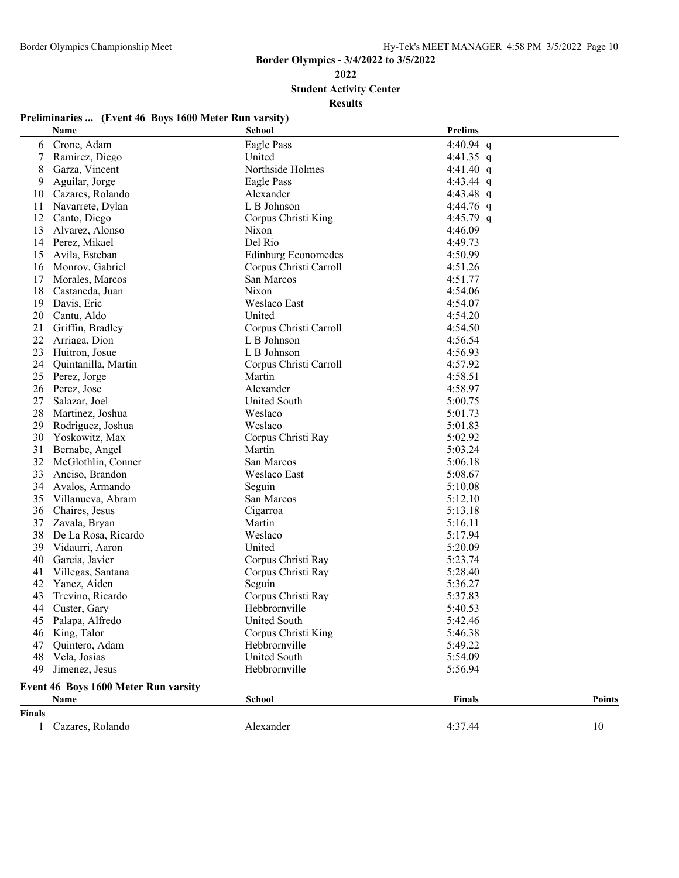## Border Olympics - 3/4/2022 to 3/5/2022

**2022**

**Student Activity Center**

**Results**

### Preliminaries ... (Event 46 Boys 1600 Meter Run varsity)

| | Name | School | Prelims | |
|---|---|---|---|---|
| 6 | Crone, Adam | Eagle Pass | 4:40.94 | q |
| 7 | Ramirez, Diego | United | 4:41.35 | q |
| 8 | Garza, Vincent | Northside Holmes | 4:41.40 | q |
| 9 | Aguilar, Jorge | Eagle Pass | 4:43.44 | q |
| 10 | Cazares, Rolando | Alexander | 4:43.48 | q |
| 11 | Navarrete, Dylan | L B Johnson | 4:44.76 | q |
| 12 | Canto, Diego | Corpus Christi King | 4:45.79 | q |
| 13 | Alvarez, Alonso | Nixon | 4:46.09 | |
| 14 | Perez, Mikael | Del Rio | 4:49.73 | |
| 15 | Avila, Esteban | Edinburg Economedes | 4:50.99 | |
| 16 | Monroy, Gabriel | Corpus Christi Carroll | 4:51.26 | |
| 17 | Morales, Marcos | San Marcos | 4:51.77 | |
| 18 | Castaneda, Juan | Nixon | 4:54.06 | |
| 19 | Davis, Eric | Weslaco East | 4:54.07 | |
| 20 | Cantu, Aldo | United | 4:54.20 | |
| 21 | Griffin, Bradley | Corpus Christi Carroll | 4:54.50 | |
| 22 | Arriaga, Dion | L B Johnson | 4:56.54 | |
| 23 | Huitron, Josue | L B Johnson | 4:56.93 | |
| 24 | Quintanilla, Martin | Corpus Christi Carroll | 4:57.92 | |
| 25 | Perez, Jorge | Martin | 4:58.51 | |
| 26 | Perez, Jose | Alexander | 4:58.97 | |
| 27 | Salazar, Joel | United South | 5:00.75 | |
| 28 | Martinez, Joshua | Weslaco | 5:01.73 | |
| 29 | Rodriguez, Joshua | Weslaco | 5:01.83 | |
| 30 | Yoskowitz, Max | Corpus Christi Ray | 5:02.92 | |
| 31 | Bernabe, Angel | Martin | 5:03.24 | |
| 32 | McGlothlin, Conner | San Marcos | 5:06.18 | |
| 33 | Anciso, Brandon | Weslaco East | 5:08.67 | |
| 34 | Avalos, Armando | Seguin | 5:10.08 | |
| 35 | Villanueva, Abram | San Marcos | 5:12.10 | |
| 36 | Chaires, Jesus | Cigarroa | 5:13.18 | |
| 37 | Zavala, Bryan | Martin | 5:16.11 | |
| 38 | De La Rosa, Ricardo | Weslaco | 5:17.94 | |
| 39 | Vidaurri, Aaron | United | 5:20.09 | |
| 40 | Garcia, Javier | Corpus Christi Ray | 5:23.74 | |
| 41 | Villegas, Santana | Corpus Christi Ray | 5:28.40 | |
| 42 | Yanez, Aiden | Seguin | 5:36.27 | |
| 43 | Trevino, Ricardo | Corpus Christi Ray | 5:37.83 | |
| 44 | Custer, Gary | Hebbronville | 5:40.53 | |
| 45 | Palapa, Alfredo | United South | 5:42.46 | |
| 46 | King, Talor | Corpus Christi King | 5:46.38 | |
| 47 | Quintero, Adam | Hebbronville | 5:49.22 | |
| 48 | Vela, Josias | United South | 5:54.09 | |
| 49 | Jimenez, Jesus | Hebbronville | 5:56.94 | |

### Event 46 Boys 1600 Meter Run varsity

| | Name | School | Finals | Points |
|---|---|---|---|---|
| **Finals** | | | | |
| 1 | Cazares, Rolando | Alexander | 4:37.44 | 10 |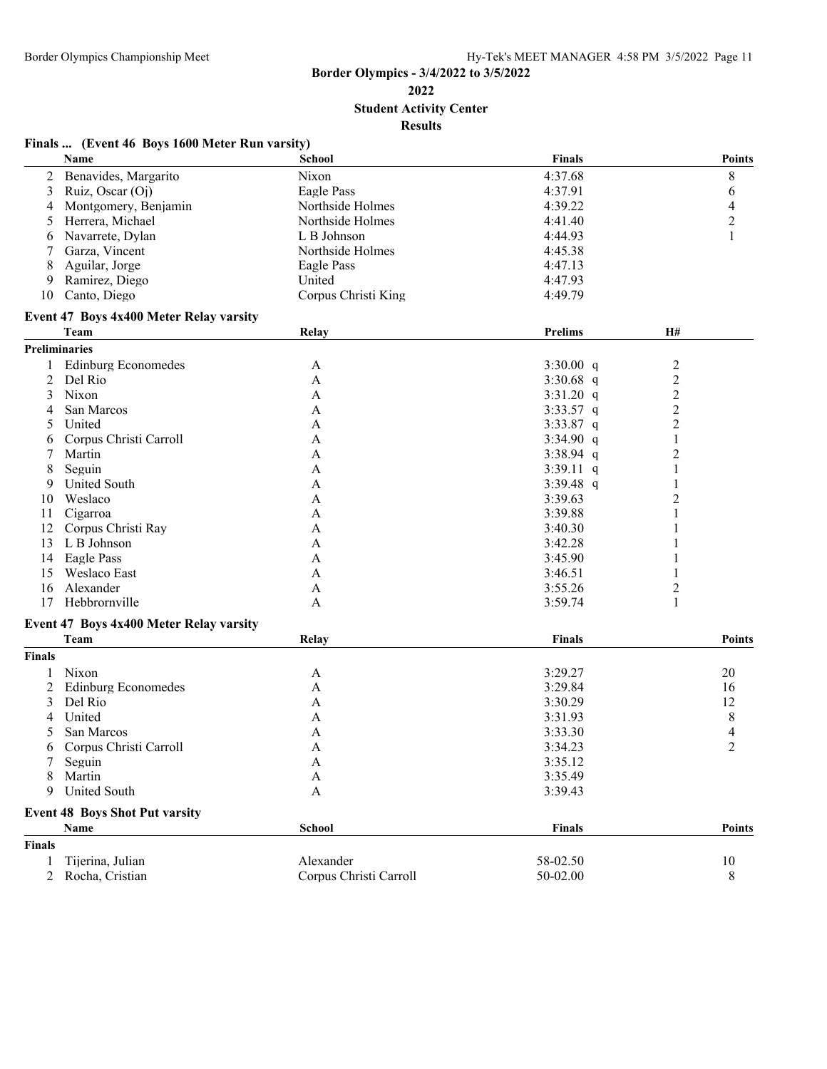## Border Olympics - 3/4/2022 to 3/5/2022

**2022**

**Student Activity Center**

**Results**

### Finals ... (Event 46 Boys 1600 Meter Run varsity)

| | Name | School | Finals | Points |
|---|---|---|---|---|
| 2 | Benavides, Margarito | Nixon | 4:37.68 | 8 |
| 3 | Ruiz, Oscar (Oj) | Eagle Pass | 4:37.91 | 6 |
| 4 | Montgomery, Benjamin | Northside Holmes | 4:39.22 | 4 |
| 5 | Herrera, Michael | Northside Holmes | 4:41.40 | 2 |
| 6 | Navarrete, Dylan | L B Johnson | 4:44.93 | 1 |
| 7 | Garza, Vincent | Northside Holmes | 4:45.38 | |
| 8 | Aguilar, Jorge | Eagle Pass | 4:47.13 | |
| 9 | Ramirez, Diego | United | 4:47.93 | |
| 10 | Canto, Diego | Corpus Christi King | 4:49.79 | |

### Event 47 Boys 4x400 Meter Relay varsity

| | Team | Relay | Prelims | H# |
|---|---|---|---|---|
| **Preliminaries** | | | | |
| 1 | Edinburg Economedes | A | 3:30.00 q | 2 |
| 2 | Del Rio | A | 3:30.68 q | 2 |
| 3 | Nixon | A | 3:31.20 q | 2 |
| 4 | San Marcos | A | 3:33.57 q | 2 |
| 5 | United | A | 3:33.87 q | 2 |
| 6 | Corpus Christi Carroll | A | 3:34.90 q | 1 |
| 7 | Martin | A | 3:38.94 q | 2 |
| 8 | Seguin | A | 3:39.11 q | 1 |
| 9 | United South | A | 3:39.48 q | 1 |
| 10 | Weslaco | A | 3:39.63 | 2 |
| 11 | Cigarroa | A | 3:39.88 | 1 |
| 12 | Corpus Christi Ray | A | 3:40.30 | 1 |
| 13 | L B Johnson | A | 3:42.28 | 1 |
| 14 | Eagle Pass | A | 3:45.90 | 1 |
| 15 | Weslaco East | A | 3:46.51 | 1 |
| 16 | Alexander | A | 3:55.26 | 2 |
| 17 | Hebbronville | A | 3:59.74 | 1 |

### Event 47 Boys 4x400 Meter Relay varsity

| | Team | Relay | Finals | Points |
|---|---|---|---|---|
| **Finals** | | | | |
| 1 | Nixon | A | 3:29.27 | 20 |
| 2 | Edinburg Economedes | A | 3:29.84 | 16 |
| 3 | Del Rio | A | 3:30.29 | 12 |
| 4 | United | A | 3:31.93 | 8 |
| 5 | San Marcos | A | 3:33.30 | 4 |
| 6 | Corpus Christi Carroll | A | 3:34.23 | 2 |
| 7 | Seguin | A | 3:35.12 | |
| 8 | Martin | A | 3:35.49 | |
| 9 | United South | A | 3:39.43 | |

### Event 48 Boys Shot Put varsity

| | Name | School | Finals | Points |
|---|---|---|---|---|
| **Finals** | | | | |
| 1 | Tijerina, Julian | Alexander | 58-02.50 | 10 |
| 2 | Rocha, Cristian | Corpus Christi Carroll | 50-02.00 | 8 |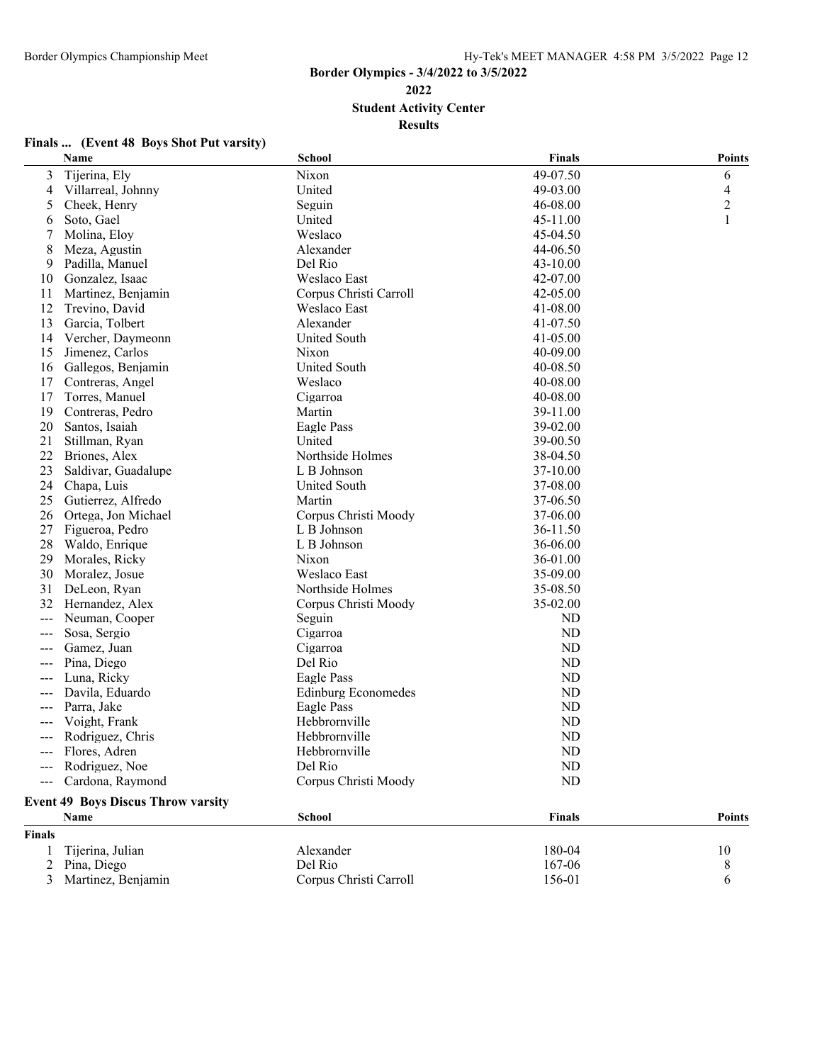## Border Olympics - 3/4/2022 to 3/5/2022

**2022**

**Student Activity Center**

**Results**

### Finals ... (Event 48 Boys Shot Put varsity)

| | Name | School | Finals | Points |
|---|---|---|---|---|
| 3 | Tijerina, Ely | Nixon | 49-07.50 | 6 |
| 4 | Villarreal, Johnny | United | 49-03.00 | 4 |
| 5 | Cheek, Henry | Seguin | 46-08.00 | 2 |
| 6 | Soto, Gael | United | 45-11.00 | 1 |
| 7 | Molina, Eloy | Weslaco | 45-04.50 | |
| 8 | Meza, Agustin | Alexander | 44-06.50 | |
| 9 | Padilla, Manuel | Del Rio | 43-10.00 | |
| 10 | Gonzalez, Isaac | Weslaco East | 42-07.00 | |
| 11 | Martinez, Benjamin | Corpus Christi Carroll | 42-05.00 | |
| 12 | Trevino, David | Weslaco East | 41-08.00 | |
| 13 | Garcia, Tolbert | Alexander | 41-07.50 | |
| 14 | Vercher, Daymeonn | United South | 41-05.00 | |
| 15 | Jimenez, Carlos | Nixon | 40-09.00 | |
| 16 | Gallegos, Benjamin | United South | 40-08.50 | |
| 17 | Contreras, Angel | Weslaco | 40-08.00 | |
| 17 | Torres, Manuel | Cigarroa | 40-08.00 | |
| 19 | Contreras, Pedro | Martin | 39-11.00 | |
| 20 | Santos, Isaiah | Eagle Pass | 39-02.00 | |
| 21 | Stillman, Ryan | United | 39-00.50 | |
| 22 | Briones, Alex | Northside Holmes | 38-04.50 | |
| 23 | Saldivar, Guadalupe | L B Johnson | 37-10.00 | |
| 24 | Chapa, Luis | United South | 37-08.00 | |
| 25 | Gutierrez, Alfredo | Martin | 37-06.50 | |
| 26 | Ortega, Jon Michael | Corpus Christi Moody | 37-06.00 | |
| 27 | Figueroa, Pedro | L B Johnson | 36-11.50 | |
| 28 | Waldo, Enrique | L B Johnson | 36-06.00 | |
| 29 | Morales, Ricky | Nixon | 36-01.00 | |
| 30 | Moralez, Josue | Weslaco East | 35-09.00 | |
| 31 | DeLeon, Ryan | Northside Holmes | 35-08.50 | |
| 32 | Hernandez, Alex | Corpus Christi Moody | 35-02.00 | |
| --- | Neuman, Cooper | Seguin | ND | |
| --- | Sosa, Sergio | Cigarroa | ND | |
| --- | Gamez, Juan | Cigarroa | ND | |
| --- | Pina, Diego | Del Rio | ND | |
| --- | Luna, Ricky | Eagle Pass | ND | |
| --- | Davila, Eduardo | Edinburg Economedes | ND | |
| --- | Parra, Jake | Eagle Pass | ND | |
| --- | Voight, Frank | Hebbrornville | ND | |
| --- | Rodriguez, Chris | Hebbrornville | ND | |
| --- | Flores, Adren | Hebbrornville | ND | |
| --- | Rodriguez, Noe | Del Rio | ND | |
| --- | Cardona, Raymond | Corpus Christi Moody | ND | |

### Event 49 Boys Discus Throw varsity

| | Name | School | Finals | Points |
|---|---|---|---|---|
| **Finals** | | | | |
| 1 | Tijerina, Julian | Alexander | 180-04 | 10 |
| 2 | Pina, Diego | Del Rio | 167-06 | 8 |
| 3 | Martinez, Benjamin | Corpus Christi Carroll | 156-01 | 6 |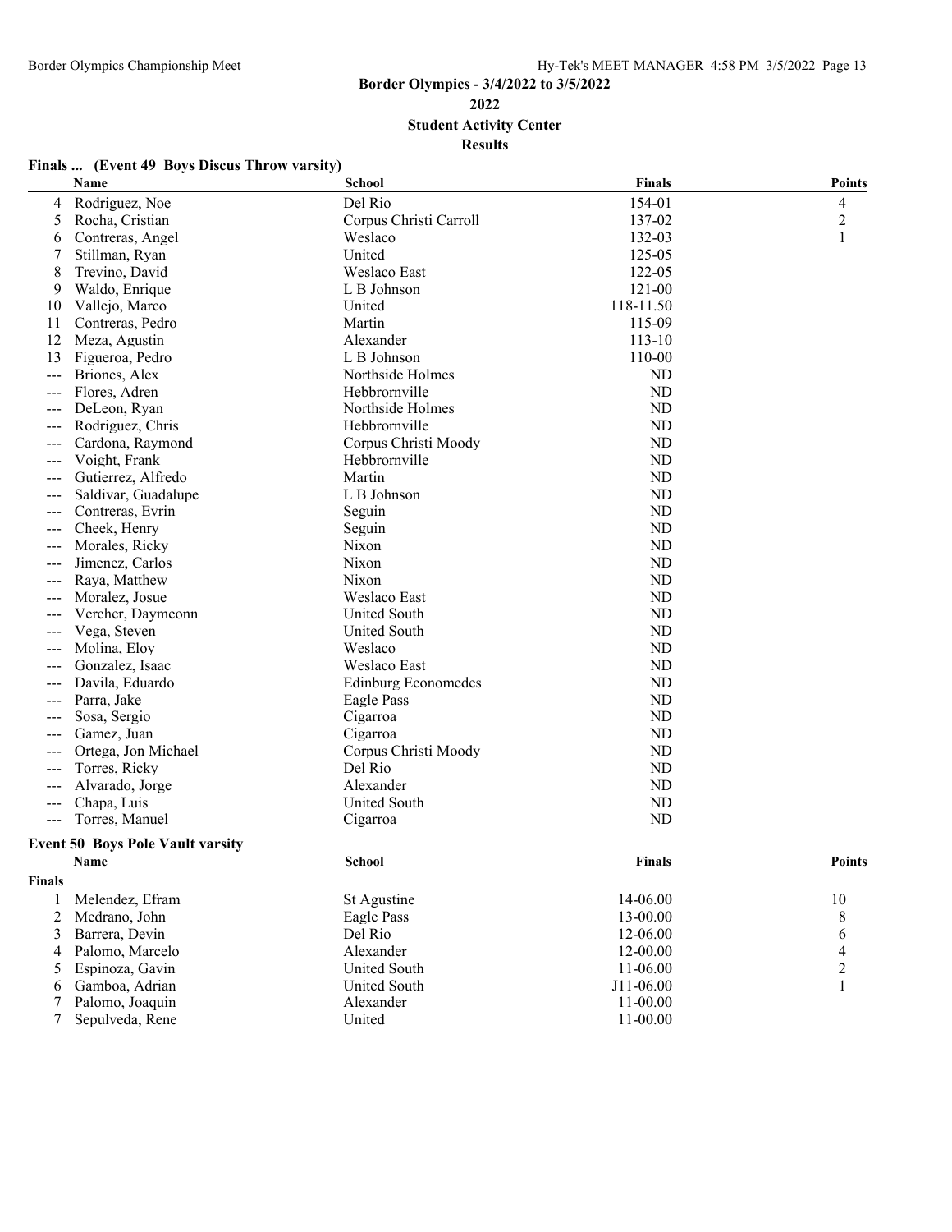# Border Olympics - 3/4/2022 to 3/5/2022

## 2022

## Student Activity Center

## Results

### Finals ... (Event 49 Boys Discus Throw varsity)

| | Name | School | Finals | Points |
|---|---|---|---|---|
| 4 | Rodriguez, Noe | Del Rio | 154-01 | 4 |
| 5 | Rocha, Cristian | Corpus Christi Carroll | 137-02 | 2 |
| 6 | Contreras, Angel | Weslaco | 132-03 | 1 |
| 7 | Stillman, Ryan | United | 125-05 | |
| 8 | Trevino, David | Weslaco East | 122-05 | |
| 9 | Waldo, Enrique | L B Johnson | 121-00 | |
| 10 | Vallejo, Marco | United | 118-11.50 | |
| 11 | Contreras, Pedro | Martin | 115-09 | |
| 12 | Meza, Agustin | Alexander | 113-10 | |
| 13 | Figueroa, Pedro | L B Johnson | 110-00 | |
| --- | Briones, Alex | Northside Holmes | ND | |
| --- | Flores, Adren | Hebbrornville | ND | |
| --- | DeLeon, Ryan | Northside Holmes | ND | |
| --- | Rodriguez, Chris | Hebbrornville | ND | |
| --- | Cardona, Raymond | Corpus Christi Moody | ND | |
| --- | Voight, Frank | Hebbrornville | ND | |
| --- | Gutierrez, Alfredo | Martin | ND | |
| --- | Saldivar, Guadalupe | L B Johnson | ND | |
| --- | Contreras, Evrin | Seguin | ND | |
| --- | Cheek, Henry | Seguin | ND | |
| --- | Morales, Ricky | Nixon | ND | |
| --- | Jimenez, Carlos | Nixon | ND | |
| --- | Raya, Matthew | Nixon | ND | |
| --- | Moralez, Josue | Weslaco East | ND | |
| --- | Vercher, Daymeonn | United South | ND | |
| --- | Vega, Steven | United South | ND | |
| --- | Molina, Eloy | Weslaco | ND | |
| --- | Gonzalez, Isaac | Weslaco East | ND | |
| --- | Davila, Eduardo | Edinburg Economedes | ND | |
| --- | Parra, Jake | Eagle Pass | ND | |
| --- | Sosa, Sergio | Cigarroa | ND | |
| --- | Gamez, Juan | Cigarroa | ND | |
| --- | Ortega, Jon Michael | Corpus Christi Moody | ND | |
| --- | Torres, Ricky | Del Rio | ND | |
| --- | Alvarado, Jorge | Alexander | ND | |
| --- | Chapa, Luis | United South | ND | |
| --- | Torres, Manuel | Cigarroa | ND | |

### Event 50 Boys Pole Vault varsity

| | Name | School | Finals | Points |
|---|---|---|---|---|
| **Finals** | | | | |
| 1 | Melendez, Efram | St Agustine | 14-06.00 | 10 |
| 2 | Medrano, John | Eagle Pass | 13-00.00 | 8 |
| 3 | Barrera, Devin | Del Rio | 12-06.00 | 6 |
| 4 | Palomo, Marcelo | Alexander | 12-00.00 | 4 |
| 5 | Espinoza, Gavin | United South | 11-06.00 | 2 |
| 6 | Gamboa, Adrian | United South | J11-06.00 | 1 |
| 7 | Palomo, Joaquin | Alexander | 11-00.00 | |
| 7 | Sepulveda, Rene | United | 11-00.00 | |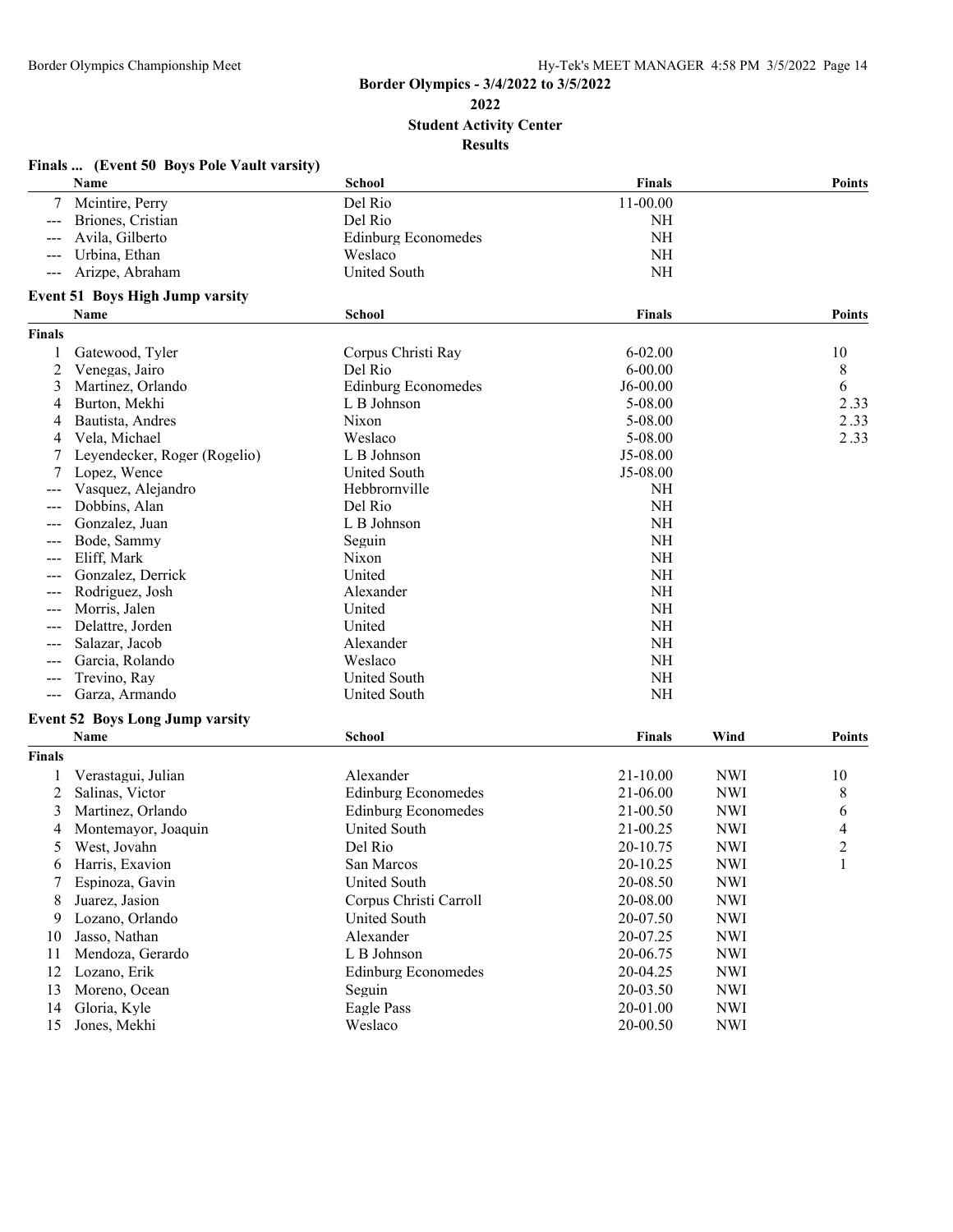## Border Olympics - 3/4/2022 to 3/5/2022

**2022**

**Student Activity Center**

**Results**

### Finals ... (Event 50 Boys Pole Vault varsity)

| | Name | School | Finals | Points |
|---|---|---|---|---|
| 7 | Mcintire, Perry | Del Rio | 11-00.00 | |
| --- | Briones, Cristian | Del Rio | NH | |
| --- | Avila, Gilberto | Edinburg Economedes | NH | |
| --- | Urbina, Ethan | Weslaco | NH | |
| --- | Arizpe, Abraham | United South | NH | |

### Event 51 Boys High Jump varsity

| | Name | School | Finals | Points |
|---|---|---|---|---|
| **Finals** | | | | |
| 1 | Gatewood, Tyler | Corpus Christi Ray | 6-02.00 | 10 |
| 2 | Venegas, Jairo | Del Rio | 6-00.00 | 8 |
| 3 | Martinez, Orlando | Edinburg Economedes | J6-00.00 | 6 |
| 4 | Burton, Mekhi | L B Johnson | 5-08.00 | 2.33 |
| 4 | Bautista, Andres | Nixon | 5-08.00 | 2.33 |
| 4 | Vela, Michael | Weslaco | 5-08.00 | 2.33 |
| 7 | Leyendecker, Roger (Rogelio) | L B Johnson | J5-08.00 | |
| 7 | Lopez, Wence | United South | J5-08.00 | |
| --- | Vasquez, Alejandro | Hebbrornville | NH | |
| --- | Dobbins, Alan | Del Rio | NH | |
| --- | Gonzalez, Juan | L B Johnson | NH | |
| --- | Bode, Sammy | Seguin | NH | |
| --- | Eliff, Mark | Nixon | NH | |
| --- | Gonzalez, Derrick | United | NH | |
| --- | Rodriguez, Josh | Alexander | NH | |
| --- | Morris, Jalen | United | NH | |
| --- | Delattre, Jorden | United | NH | |
| --- | Salazar, Jacob | Alexander | NH | |
| --- | Garcia, Rolando | Weslaco | NH | |
| --- | Trevino, Ray | United South | NH | |
| --- | Garza, Armando | United South | NH | |

### Event 52 Boys Long Jump varsity

| | Name | School | Finals | Wind | Points |
|---|---|---|---|---|---|
| **Finals** | | | | | |
| 1 | Verastagui, Julian | Alexander | 21-10.00 | NWI | 10 |
| 2 | Salinas, Victor | Edinburg Economedes | 21-06.00 | NWI | 8 |
| 3 | Martinez, Orlando | Edinburg Economedes | 21-00.50 | NWI | 6 |
| 4 | Montemayor, Joaquin | United South | 21-00.25 | NWI | 4 |
| 5 | West, Jovahn | Del Rio | 20-10.75 | NWI | 2 |
| 6 | Harris, Exavion | San Marcos | 20-10.25 | NWI | 1 |
| 7 | Espinoza, Gavin | United South | 20-08.50 | NWI | |
| 8 | Juarez, Jasion | Corpus Christi Carroll | 20-08.00 | NWI | |
| 9 | Lozano, Orlando | United South | 20-07.50 | NWI | |
| 10 | Jasso, Nathan | Alexander | 20-07.25 | NWI | |
| 11 | Mendoza, Gerardo | L B Johnson | 20-06.75 | NWI | |
| 12 | Lozano, Erik | Edinburg Economedes | 20-04.25 | NWI | |
| 13 | Moreno, Ocean | Seguin | 20-03.50 | NWI | |
| 14 | Gloria, Kyle | Eagle Pass | 20-01.00 | NWI | |
| 15 | Jones, Mekhi | Weslaco | 20-00.50 | NWI | |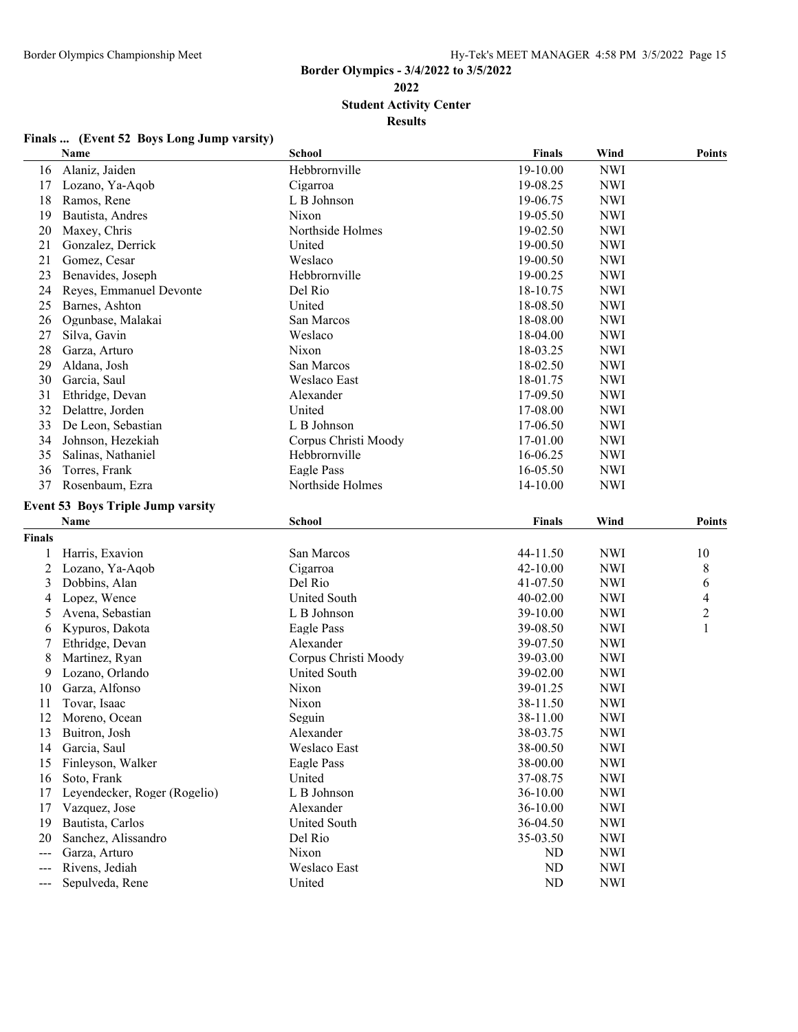# Border Olympics - 3/4/2022 to 3/5/2022

## 2022

## Student Activity Center

## Results

### Finals ... (Event 52 Boys Long Jump varsity)

| | Name | School | Finals | Wind | Points |
|---|---|---|---|---|---|
| 16 | Alaniz, Jaiden | Hebbrornville | 19-10.00 | NWI | |
| 17 | Lozano, Ya-Aqob | Cigarroa | 19-08.25 | NWI | |
| 18 | Ramos, Rene | L B Johnson | 19-06.75 | NWI | |
| 19 | Bautista, Andres | Nixon | 19-05.50 | NWI | |
| 20 | Maxey, Chris | Northside Holmes | 19-02.50 | NWI | |
| 21 | Gonzalez, Derrick | United | 19-00.50 | NWI | |
| 21 | Gomez, Cesar | Weslaco | 19-00.50 | NWI | |
| 23 | Benavides, Joseph | Hebbrornville | 19-00.25 | NWI | |
| 24 | Reyes, Emmanuel Devonte | Del Rio | 18-10.75 | NWI | |
| 25 | Barnes, Ashton | United | 18-08.50 | NWI | |
| 26 | Ogunbase, Malakai | San Marcos | 18-08.00 | NWI | |
| 27 | Silva, Gavin | Weslaco | 18-04.00 | NWI | |
| 28 | Garza, Arturo | Nixon | 18-03.25 | NWI | |
| 29 | Aldana, Josh | San Marcos | 18-02.50 | NWI | |
| 30 | Garcia, Saul | Weslaco East | 18-01.75 | NWI | |
| 31 | Ethridge, Devan | Alexander | 17-09.50 | NWI | |
| 32 | Delattre, Jorden | United | 17-08.00 | NWI | |
| 33 | De Leon, Sebastian | L B Johnson | 17-06.50 | NWI | |
| 34 | Johnson, Hezekiah | Corpus Christi Moody | 17-01.00 | NWI | |
| 35 | Salinas, Nathaniel | Hebbrornville | 16-06.25 | NWI | |
| 36 | Torres, Frank | Eagle Pass | 16-05.50 | NWI | |
| 37 | Rosenbaum, Ezra | Northside Holmes | 14-10.00 | NWI | |

### Event 53 Boys Triple Jump varsity

| | Name | School | Finals | Wind | Points |
|---|---|---|---|---|---|
| **Finals** | | | | | |
| 1 | Harris, Exavion | San Marcos | 44-11.50 | NWI | 10 |
| 2 | Lozano, Ya-Aqob | Cigarroa | 42-10.00 | NWI | 8 |
| 3 | Dobbins, Alan | Del Rio | 41-07.50 | NWI | 6 |
| 4 | Lopez, Wence | United South | 40-02.00 | NWI | 4 |
| 5 | Avena, Sebastian | L B Johnson | 39-10.00 | NWI | 2 |
| 6 | Kypuros, Dakota | Eagle Pass | 39-08.50 | NWI | 1 |
| 7 | Ethridge, Devan | Alexander | 39-07.50 | NWI | |
| 8 | Martinez, Ryan | Corpus Christi Moody | 39-03.00 | NWI | |
| 9 | Lozano, Orlando | United South | 39-02.00 | NWI | |
| 10 | Garza, Alfonso | Nixon | 39-01.25 | NWI | |
| 11 | Tovar, Isaac | Nixon | 38-11.50 | NWI | |
| 12 | Moreno, Ocean | Seguin | 38-11.00 | NWI | |
| 13 | Buitron, Josh | Alexander | 38-03.75 | NWI | |
| 14 | Garcia, Saul | Weslaco East | 38-00.50 | NWI | |
| 15 | Finleyson, Walker | Eagle Pass | 38-00.00 | NWI | |
| 16 | Soto, Frank | United | 37-08.75 | NWI | |
| 17 | Leyendecker, Roger (Rogelio) | L B Johnson | 36-10.00 | NWI | |
| 17 | Vazquez, Jose | Alexander | 36-10.00 | NWI | |
| 19 | Bautista, Carlos | United South | 36-04.50 | NWI | |
| 20 | Sanchez, Alissandro | Del Rio | 35-03.50 | NWI | |
| --- | Garza, Arturo | Nixon | ND | NWI | |
| --- | Rivens, Jediah | Weslaco East | ND | NWI | |
| --- | Sepulveda, Rene | United | ND | NWI | |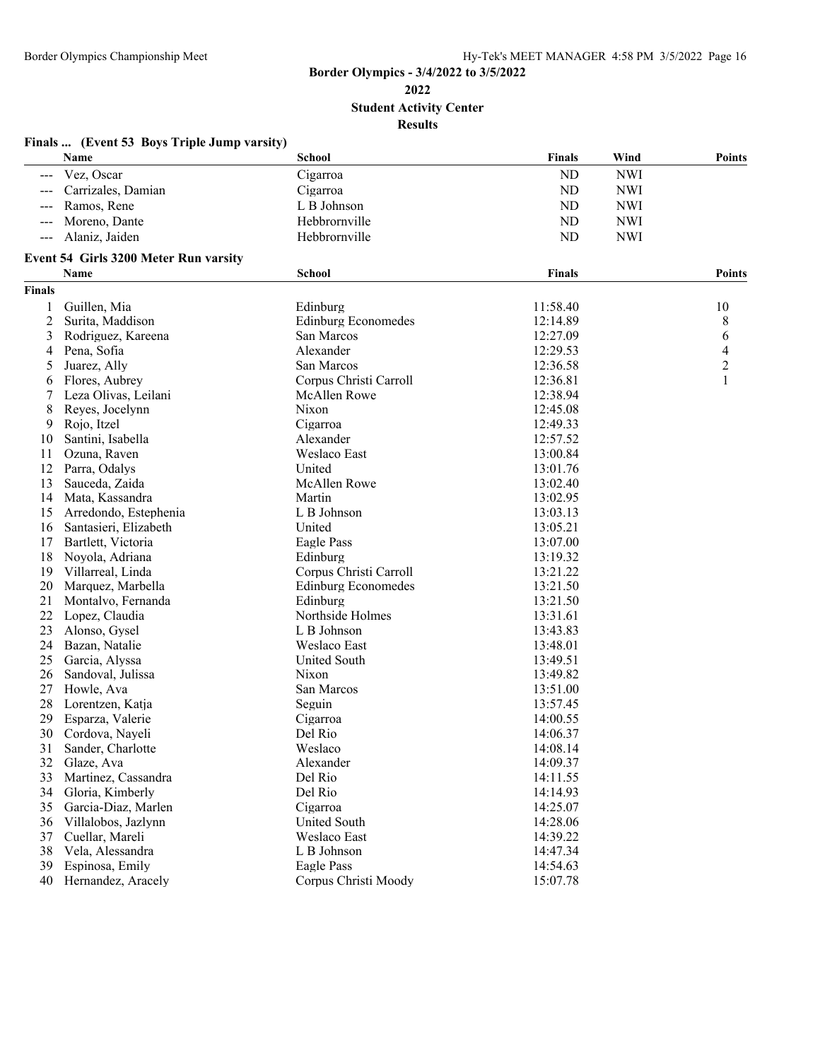## Border Olympics - 3/4/2022 to 3/5/2022

**2022**

**Student Activity Center**

**Results**

### Finals ... (Event 53 Boys Triple Jump varsity)

| | Name | School | Finals | Wind | Points |
|---|---|---|---|---|---|
| --- | Vez, Oscar | Cigarroa | ND | NWI | |
| --- | Carrizales, Damian | Cigarroa | ND | NWI | |
| --- | Ramos, Rene | L B Johnson | ND | NWI | |
| --- | Moreno, Dante | Hebbrornville | ND | NWI | |
| --- | Alaniz, Jaiden | Hebbrornville | ND | NWI | |

### Event 54 Girls 3200 Meter Run varsity

| | Name | School | Finals | Points |
|---|---|---|---|---|
| **Finals** | | | | |
| 1 | Guillen, Mia | Edinburg | 11:58.40 | 10 |
| 2 | Surita, Maddison | Edinburg Economedes | 12:14.89 | 8 |
| 3 | Rodriguez, Kareena | San Marcos | 12:27.09 | 6 |
| 4 | Pena, Sofia | Alexander | 12:29.53 | 4 |
| 5 | Juarez, Ally | San Marcos | 12:36.58 | 2 |
| 6 | Flores, Aubrey | Corpus Christi Carroll | 12:36.81 | 1 |
| 7 | Leza Olivas, Leilani | McAllen Rowe | 12:38.94 | |
| 8 | Reyes, Jocelynn | Nixon | 12:45.08 | |
| 9 | Rojo, Itzel | Cigarroa | 12:49.33 | |
| 10 | Santini, Isabella | Alexander | 12:57.52 | |
| 11 | Ozuna, Raven | Weslaco East | 13:00.84 | |
| 12 | Parra, Odalys | United | 13:01.76 | |
| 13 | Sauceda, Zaida | McAllen Rowe | 13:02.40 | |
| 14 | Mata, Kassandra | Martin | 13:02.95 | |
| 15 | Arredondo, Estephenia | L B Johnson | 13:03.13 | |
| 16 | Santasieri, Elizabeth | United | 13:05.21 | |
| 17 | Bartlett, Victoria | Eagle Pass | 13:07.00 | |
| 18 | Noyola, Adriana | Edinburg | 13:19.32 | |
| 19 | Villarreal, Linda | Corpus Christi Carroll | 13:21.22 | |
| 20 | Marquez, Marbella | Edinburg Economedes | 13:21.50 | |
| 21 | Montalvo, Fernanda | Edinburg | 13:21.50 | |
| 22 | Lopez, Claudia | Northside Holmes | 13:31.61 | |
| 23 | Alonso, Gysel | L B Johnson | 13:43.83 | |
| 24 | Bazan, Natalie | Weslaco East | 13:48.01 | |
| 25 | Garcia, Alyssa | United South | 13:49.51 | |
| 26 | Sandoval, Julissa | Nixon | 13:49.82 | |
| 27 | Howle, Ava | San Marcos | 13:51.00 | |
| 28 | Lorentzen, Katja | Seguin | 13:57.45 | |
| 29 | Esparza, Valerie | Cigarroa | 14:00.55 | |
| 30 | Cordova, Nayeli | Del Rio | 14:06.37 | |
| 31 | Sander, Charlotte | Weslaco | 14:08.14 | |
| 32 | Glaze, Ava | Alexander | 14:09.37 | |
| 33 | Martinez, Cassandra | Del Rio | 14:11.55 | |
| 34 | Gloria, Kimberly | Del Rio | 14:14.93 | |
| 35 | Garcia-Diaz, Marlen | Cigarroa | 14:25.07 | |
| 36 | Villalobos, Jazlynn | United South | 14:28.06 | |
| 37 | Cuellar, Mareli | Weslaco East | 14:39.22 | |
| 38 | Vela, Alessandra | L B Johnson | 14:47.34 | |
| 39 | Espinosa, Emily | Eagle Pass | 14:54.63 | |
| 40 | Hernandez, Aracely | Corpus Christi Moody | 15:07.78 | |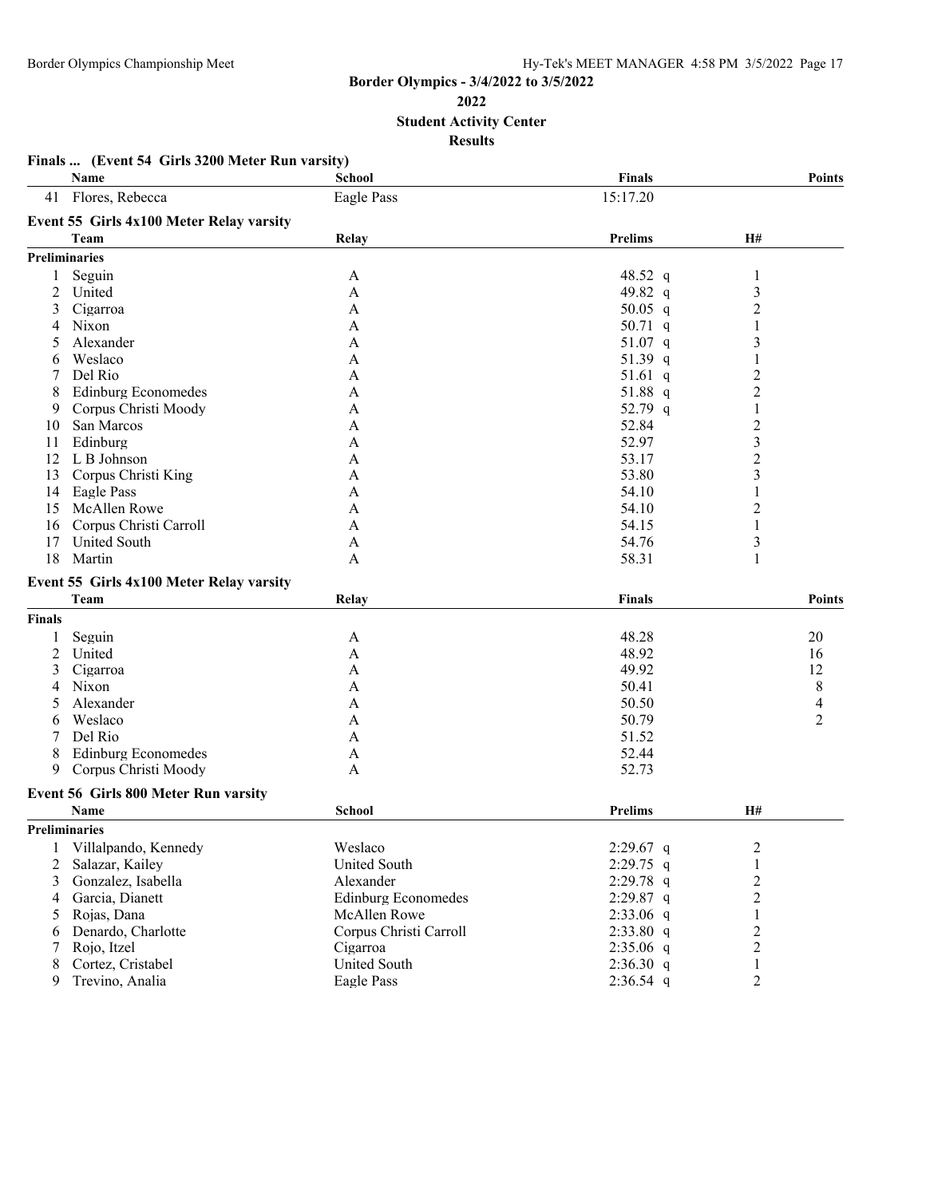## Border Olympics - 3/4/2022 to 3/5/2022

**2022**

**Student Activity Center**

**Results**

### Finals ... (Event 54 Girls 3200 Meter Run varsity)

| | Name | School | Finals | Points |
|---|---|---|---|---|
| 41 | Flores, Rebecca | Eagle Pass | 15:17.20 | |

### Event 55 Girls 4x100 Meter Relay varsity

**Preliminaries**

| | Team | Relay | Prelims | | H# |
|---|---|---|---|---|---|
| 1 | Seguin | A | 48.52 | q | 1 |
| 2 | United | A | 49.82 | q | 3 |
| 3 | Cigarroa | A | 50.05 | q | 2 |
| 4 | Nixon | A | 50.71 | q | 1 |
| 5 | Alexander | A | 51.07 | q | 3 |
| 6 | Weslaco | A | 51.39 | q | 1 |
| 7 | Del Rio | A | 51.61 | q | 2 |
| 8 | Edinburg Economedes | A | 51.88 | q | 2 |
| 9 | Corpus Christi Moody | A | 52.79 | q | 1 |
| 10 | San Marcos | A | 52.84 | | 2 |
| 11 | Edinburg | A | 52.97 | | 3 |
| 12 | L B Johnson | A | 53.17 | | 2 |
| 13 | Corpus Christi King | A | 53.80 | | 3 |
| 14 | Eagle Pass | A | 54.10 | | 1 |
| 15 | McAllen Rowe | A | 54.10 | | 2 |
| 16 | Corpus Christi Carroll | A | 54.15 | | 1 |
| 17 | United South | A | 54.76 | | 3 |
| 18 | Martin | A | 58.31 | | 1 |

### Event 55 Girls 4x100 Meter Relay varsity

**Finals**

| | Team | Relay | Finals | Points |
|---|---|---|---|---|
| 1 | Seguin | A | 48.28 | 20 |
| 2 | United | A | 48.92 | 16 |
| 3 | Cigarroa | A | 49.92 | 12 |
| 4 | Nixon | A | 50.41 | 8 |
| 5 | Alexander | A | 50.50 | 4 |
| 6 | Weslaco | A | 50.79 | 2 |
| 7 | Del Rio | A | 51.52 | |
| 8 | Edinburg Economedes | A | 52.44 | |
| 9 | Corpus Christi Moody | A | 52.73 | |

### Event 56 Girls 800 Meter Run varsity

**Preliminaries**

| | Name | School | Prelims | | H# |
|---|---|---|---|---|---|
| 1 | Villalpando, Kennedy | Weslaco | 2:29.67 | q | 2 |
| 2 | Salazar, Kailey | United South | 2:29.75 | q | 1 |
| 3 | Gonzalez, Isabella | Alexander | 2:29.78 | q | 2 |
| 4 | Garcia, Dianett | Edinburg Economedes | 2:29.87 | q | 2 |
| 5 | Rojas, Dana | McAllen Rowe | 2:33.06 | q | 1 |
| 6 | Denardo, Charlotte | Corpus Christi Carroll | 2:33.80 | q | 2 |
| 7 | Rojo, Itzel | Cigarroa | 2:35.06 | q | 2 |
| 8 | Cortez, Cristabel | United South | 2:36.30 | q | 1 |
| 9 | Trevino, Analia | Eagle Pass | 2:36.54 | q | 2 |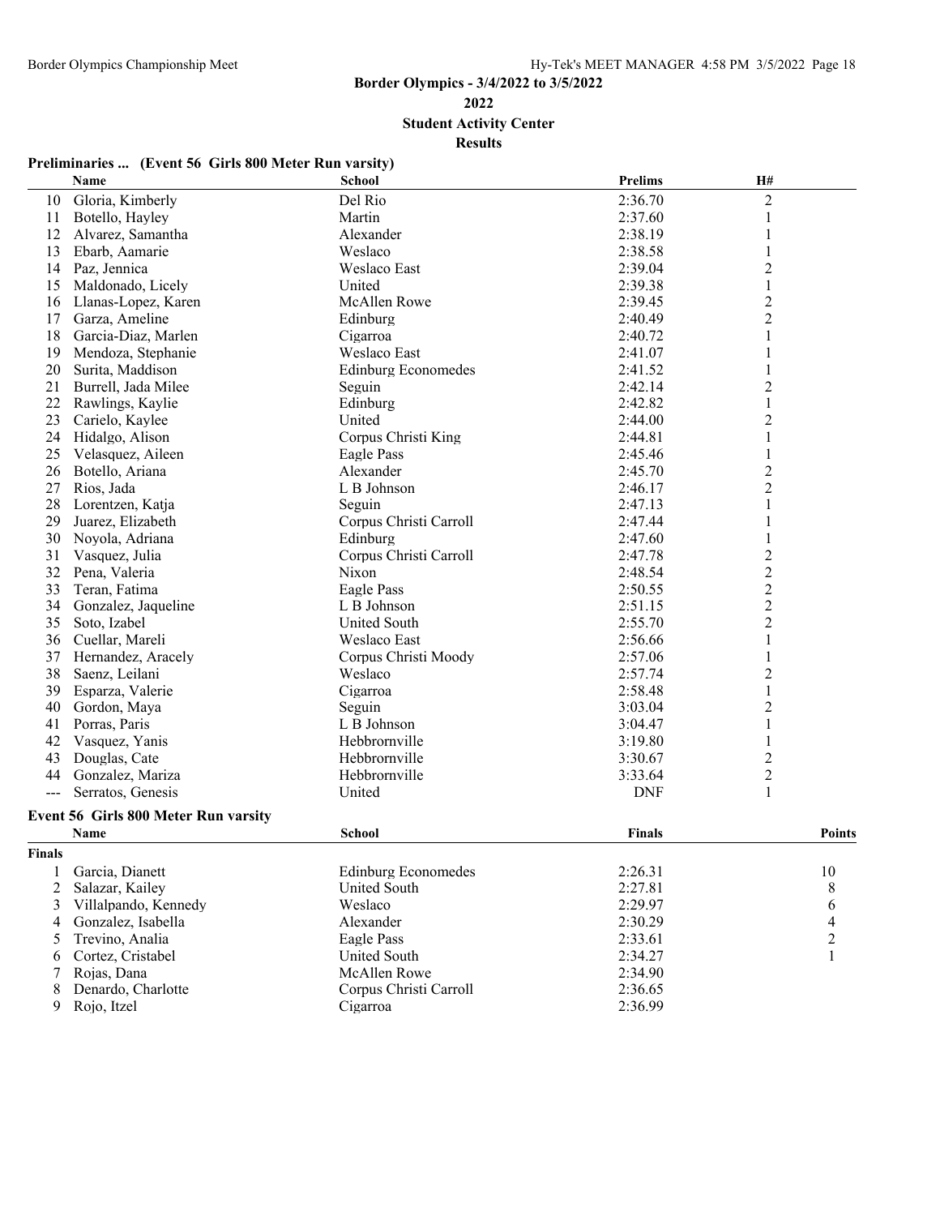**Border Olympics - 3/4/2022 to 3/5/2022**

**2022**

**Student Activity Center**

**Results**

### Preliminaries ... (Event 56 Girls 800 Meter Run varsity)

| | Name | School | Prelims | H# |
|---|---|---|---|---|
| 10 | Gloria, Kimberly | Del Rio | 2:36.70 | 2 |
| 11 | Botello, Hayley | Martin | 2:37.60 | 1 |
| 12 | Alvarez, Samantha | Alexander | 2:38.19 | 1 |
| 13 | Ebarb, Aamarie | Weslaco | 2:38.58 | 1 |
| 14 | Paz, Jennica | Weslaco East | 2:39.04 | 2 |
| 15 | Maldonado, Licely | United | 2:39.38 | 1 |
| 16 | Llanas-Lopez, Karen | McAllen Rowe | 2:39.45 | 2 |
| 17 | Garza, Ameline | Edinburg | 2:40.49 | 2 |
| 18 | Garcia-Diaz, Marlen | Cigarroa | 2:40.72 | 1 |
| 19 | Mendoza, Stephanie | Weslaco East | 2:41.07 | 1 |
| 20 | Surita, Maddison | Edinburg Economedes | 2:41.52 | 1 |
| 21 | Burrell, Jada Milee | Seguin | 2:42.14 | 2 |
| 22 | Rawlings, Kaylie | Edinburg | 2:42.82 | 1 |
| 23 | Carielo, Kaylee | United | 2:44.00 | 2 |
| 24 | Hidalgo, Alison | Corpus Christi King | 2:44.81 | 1 |
| 25 | Velasquez, Aileen | Eagle Pass | 2:45.46 | 1 |
| 26 | Botello, Ariana | Alexander | 2:45.70 | 2 |
| 27 | Rios, Jada | L B Johnson | 2:46.17 | 2 |
| 28 | Lorentzen, Katja | Seguin | 2:47.13 | 1 |
| 29 | Juarez, Elizabeth | Corpus Christi Carroll | 2:47.44 | 1 |
| 30 | Noyola, Adriana | Edinburg | 2:47.60 | 1 |
| 31 | Vasquez, Julia | Corpus Christi Carroll | 2:47.78 | 2 |
| 32 | Pena, Valeria | Nixon | 2:48.54 | 2 |
| 33 | Teran, Fatima | Eagle Pass | 2:50.55 | 2 |
| 34 | Gonzalez, Jaqueline | L B Johnson | 2:51.15 | 2 |
| 35 | Soto, Izabel | United South | 2:55.70 | 2 |
| 36 | Cuellar, Mareli | Weslaco East | 2:56.66 | 1 |
| 37 | Hernandez, Aracely | Corpus Christi Moody | 2:57.06 | 1 |
| 38 | Saenz, Leilani | Weslaco | 2:57.74 | 2 |
| 39 | Esparza, Valerie | Cigarroa | 2:58.48 | 1 |
| 40 | Gordon, Maya | Seguin | 3:03.04 | 2 |
| 41 | Porras, Paris | L B Johnson | 3:04.47 | 1 |
| 42 | Vasquez, Yanis | Hebbrornville | 3:19.80 | 1 |
| 43 | Douglas, Cate | Hebbrornville | 3:30.67 | 2 |
| 44 | Gonzalez, Mariza | Hebbrornville | 3:33.64 | 2 |
| --- | Serratos, Genesis | United | DNF | 1 |

### Event 56 Girls 800 Meter Run varsity

| | Name | School | Finals | Points |
|---|---|---|---|---|
| **Finals** | | | | |
| 1 | Garcia, Dianett | Edinburg Economedes | 2:26.31 | 10 |
| 2 | Salazar, Kailey | United South | 2:27.81 | 8 |
| 3 | Villalpando, Kennedy | Weslaco | 2:29.97 | 6 |
| 4 | Gonzalez, Isabella | Alexander | 2:30.29 | 4 |
| 5 | Trevino, Analia | Eagle Pass | 2:33.61 | 2 |
| 6 | Cortez, Cristabel | United South | 2:34.27 | 1 |
| 7 | Rojas, Dana | McAllen Rowe | 2:34.90 | |
| 8 | Denardo, Charlotte | Corpus Christi Carroll | 2:36.65 | |
| 9 | Rojo, Itzel | Cigarroa | 2:36.99 | |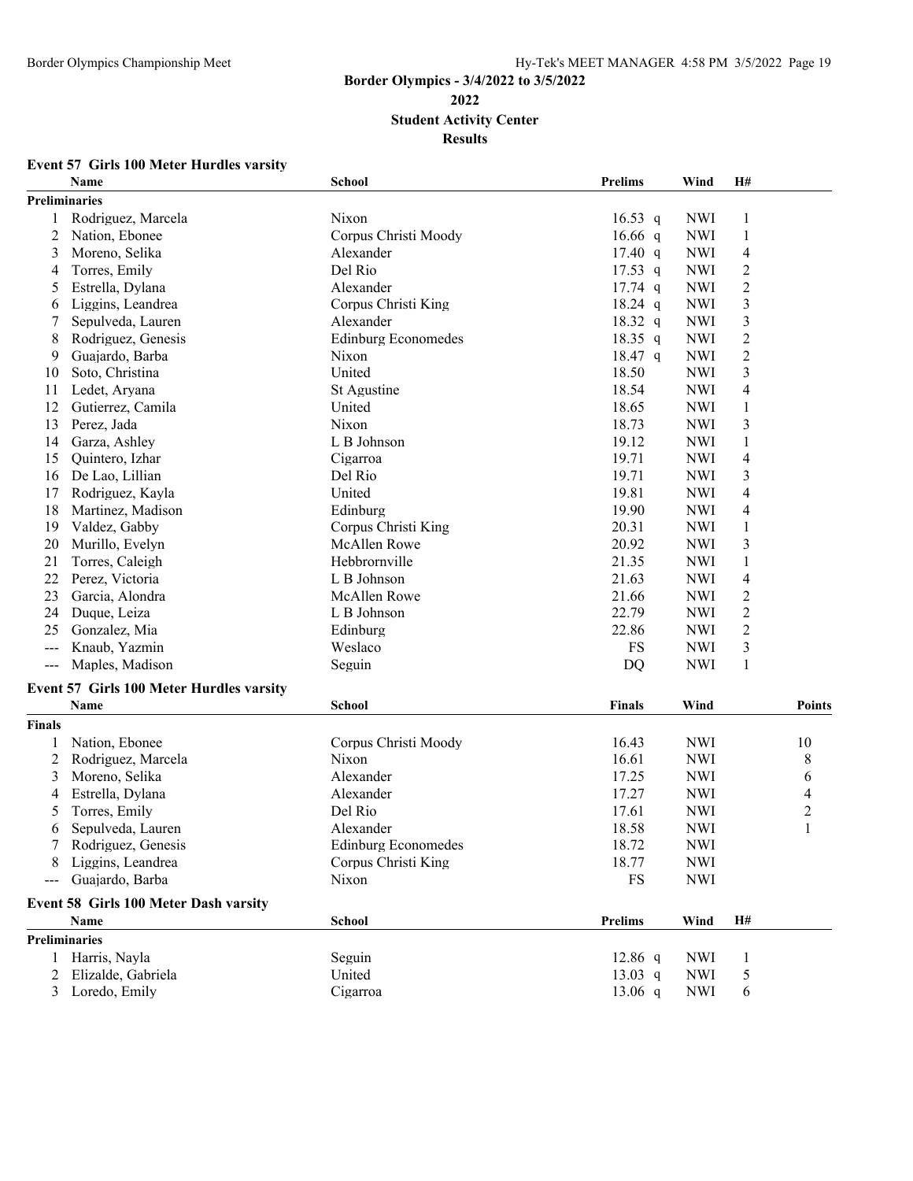# Border Olympics - 3/4/2022 to 3/5/2022

## 2022

## Student Activity Center

## Results

### Event 57 Girls 100 Meter Hurdles varsity

| | Name | School | Prelims | Wind | H# |
|---|---|---|---|---|---|
| **Preliminaries** | | | | | |
| 1 | Rodriguez, Marcela | Nixon | 16.53 q | NWI | 1 |
| 2 | Nation, Ebonee | Corpus Christi Moody | 16.66 q | NWI | 1 |
| 3 | Moreno, Selika | Alexander | 17.40 q | NWI | 4 |
| 4 | Torres, Emily | Del Rio | 17.53 q | NWI | 2 |
| 5 | Estrella, Dylana | Alexander | 17.74 q | NWI | 2 |
| 6 | Liggins, Leandrea | Corpus Christi King | 18.24 q | NWI | 3 |
| 7 | Sepulveda, Lauren | Alexander | 18.32 q | NWI | 3 |
| 8 | Rodriguez, Genesis | Edinburg Economedes | 18.35 q | NWI | 2 |
| 9 | Guajardo, Barba | Nixon | 18.47 q | NWI | 2 |
| 10 | Soto, Christina | United | 18.50 | NWI | 3 |
| 11 | Ledet, Aryana | St Agustine | 18.54 | NWI | 4 |
| 12 | Gutierrez, Camila | United | 18.65 | NWI | 1 |
| 13 | Perez, Jada | Nixon | 18.73 | NWI | 3 |
| 14 | Garza, Ashley | L B Johnson | 19.12 | NWI | 1 |
| 15 | Quintero, Izhar | Cigarroa | 19.71 | NWI | 4 |
| 16 | De Lao, Lillian | Del Rio | 19.71 | NWI | 3 |
| 17 | Rodriguez, Kayla | United | 19.81 | NWI | 4 |
| 18 | Martinez, Madison | Edinburg | 19.90 | NWI | 4 |
| 19 | Valdez, Gabby | Corpus Christi King | 20.31 | NWI | 1 |
| 20 | Murillo, Evelyn | McAllen Rowe | 20.92 | NWI | 3 |
| 21 | Torres, Caleigh | Hebbrornville | 21.35 | NWI | 1 |
| 22 | Perez, Victoria | L B Johnson | 21.63 | NWI | 4 |
| 23 | Garcia, Alondra | McAllen Rowe | 21.66 | NWI | 2 |
| 24 | Duque, Leiza | L B Johnson | 22.79 | NWI | 2 |
| 25 | Gonzalez, Mia | Edinburg | 22.86 | NWI | 2 |
| --- | Knaub, Yazmin | Weslaco | FS | NWI | 3 |
| --- | Maples, Madison | Seguin | DQ | NWI | 1 |

### Event 57 Girls 100 Meter Hurdles varsity

| | Name | School | Finals | Wind | Points |
|---|---|---|---|---|---|
| **Finals** | | | | | |
| 1 | Nation, Ebonee | Corpus Christi Moody | 16.43 | NWI | 10 |
| 2 | Rodriguez, Marcela | Nixon | 16.61 | NWI | 8 |
| 3 | Moreno, Selika | Alexander | 17.25 | NWI | 6 |
| 4 | Estrella, Dylana | Alexander | 17.27 | NWI | 4 |
| 5 | Torres, Emily | Del Rio | 17.61 | NWI | 2 |
| 6 | Sepulveda, Lauren | Alexander | 18.58 | NWI | 1 |
| 7 | Rodriguez, Genesis | Edinburg Economedes | 18.72 | NWI | |
| 8 | Liggins, Leandrea | Corpus Christi King | 18.77 | NWI | |
| --- | Guajardo, Barba | Nixon | FS | NWI | |

### Event 58 Girls 100 Meter Dash varsity

| | Name | School | Prelims | Wind | H# |
|---|---|---|---|---|---|
| **Preliminaries** | | | | | |
| 1 | Harris, Nayla | Seguin | 12.86 q | NWI | 1 |
| 2 | Elizalde, Gabriela | United | 13.03 q | NWI | 5 |
| 3 | Loredo, Emily | Cigarroa | 13.06 q | NWI | 6 |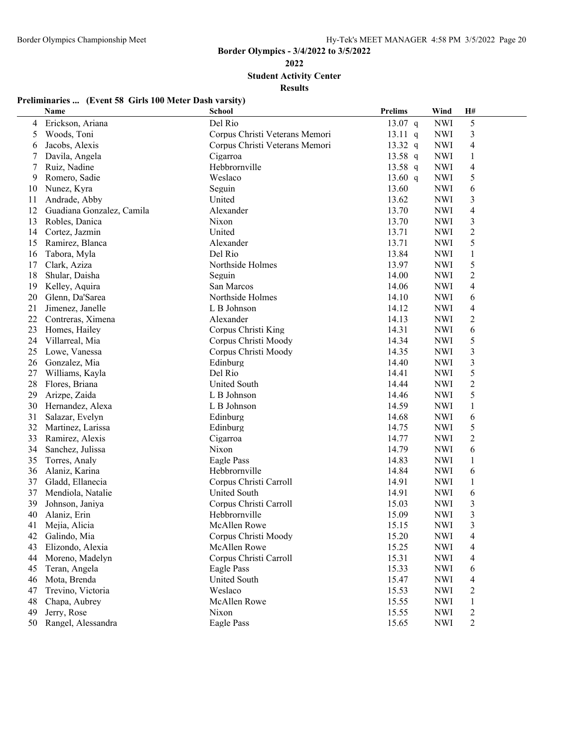**Border Olympics - 3/4/2022 to 3/5/2022**

**2022**

**Student Activity Center**

**Results**

**Preliminaries ... (Event 58 Girls 100 Meter Dash varsity)**

| | Name | School | Prelims | Wind | H# |
|---|---|---|---|---|---|
| 4 | Erickson, Ariana | Del Rio | 13.07 q | NWI | 5 |
| 5 | Woods, Toni | Corpus Christi Veterans Memori | 13.11 q | NWI | 3 |
| 6 | Jacobs, Alexis | Corpus Christi Veterans Memori | 13.32 q | NWI | 4 |
| 7 | Davila, Angela | Cigarroa | 13.58 q | NWI | 1 |
| 7 | Ruiz, Nadine | Hebbrornville | 13.58 q | NWI | 4 |
| 9 | Romero, Sadie | Weslaco | 13.60 q | NWI | 5 |
| 10 | Nunez, Kyra | Seguin | 13.60 | NWI | 6 |
| 11 | Andrade, Abby | United | 13.62 | NWI | 3 |
| 12 | Guadiana Gonzalez, Camila | Alexander | 13.70 | NWI | 4 |
| 13 | Robles, Danica | Nixon | 13.70 | NWI | 3 |
| 14 | Cortez, Jazmin | United | 13.71 | NWI | 2 |
| 15 | Ramirez, Blanca | Alexander | 13.71 | NWI | 5 |
| 16 | Tabora, Myla | Del Rio | 13.84 | NWI | 1 |
| 17 | Clark, Aziza | Northside Holmes | 13.97 | NWI | 5 |
| 18 | Shular, Daisha | Seguin | 14.00 | NWI | 2 |
| 19 | Kelley, Aquira | San Marcos | 14.06 | NWI | 4 |
| 20 | Glenn, Da'Sarea | Northside Holmes | 14.10 | NWI | 6 |
| 21 | Jimenez, Janelle | L B Johnson | 14.12 | NWI | 4 |
| 22 | Contreras, Ximena | Alexander | 14.13 | NWI | 2 |
| 23 | Homes, Hailey | Corpus Christi King | 14.31 | NWI | 6 |
| 24 | Villarreal, Mia | Corpus Christi Moody | 14.34 | NWI | 5 |
| 25 | Lowe, Vanessa | Corpus Christi Moody | 14.35 | NWI | 3 |
| 26 | Gonzalez, Mia | Edinburg | 14.40 | NWI | 3 |
| 27 | Williams, Kayla | Del Rio | 14.41 | NWI | 5 |
| 28 | Flores, Briana | United South | 14.44 | NWI | 2 |
| 29 | Arizpe, Zaida | L B Johnson | 14.46 | NWI | 5 |
| 30 | Hernandez, Alexa | L B Johnson | 14.59 | NWI | 1 |
| 31 | Salazar, Evelyn | Edinburg | 14.68 | NWI | 6 |
| 32 | Martinez, Larissa | Edinburg | 14.75 | NWI | 5 |
| 33 | Ramirez, Alexis | Cigarroa | 14.77 | NWI | 2 |
| 34 | Sanchez, Julissa | Nixon | 14.79 | NWI | 6 |
| 35 | Torres, Analy | Eagle Pass | 14.83 | NWI | 1 |
| 36 | Alaniz, Karina | Hebbrornville | 14.84 | NWI | 6 |
| 37 | Gladd, Ellanecia | Corpus Christi Carroll | 14.91 | NWI | 1 |
| 37 | Mendiola, Natalie | United South | 14.91 | NWI | 6 |
| 39 | Johnson, Janiya | Corpus Christi Carroll | 15.03 | NWI | 3 |
| 40 | Alaniz, Erin | Hebbrornville | 15.09 | NWI | 3 |
| 41 | Mejia, Alicia | McAllen Rowe | 15.15 | NWI | 3 |
| 42 | Galindo, Mia | Corpus Christi Moody | 15.20 | NWI | 4 |
| 43 | Elizondo, Alexia | McAllen Rowe | 15.25 | NWI | 4 |
| 44 | Moreno, Madelyn | Corpus Christi Carroll | 15.31 | NWI | 4 |
| 45 | Teran, Angela | Eagle Pass | 15.33 | NWI | 6 |
| 46 | Mota, Brenda | United South | 15.47 | NWI | 4 |
| 47 | Trevino, Victoria | Weslaco | 15.53 | NWI | 2 |
| 48 | Chapa, Aubrey | McAllen Rowe | 15.55 | NWI | 1 |
| 49 | Jerry, Rose | Nixon | 15.55 | NWI | 2 |
| 50 | Rangel, Alessandra | Eagle Pass | 15.65 | NWI | 2 |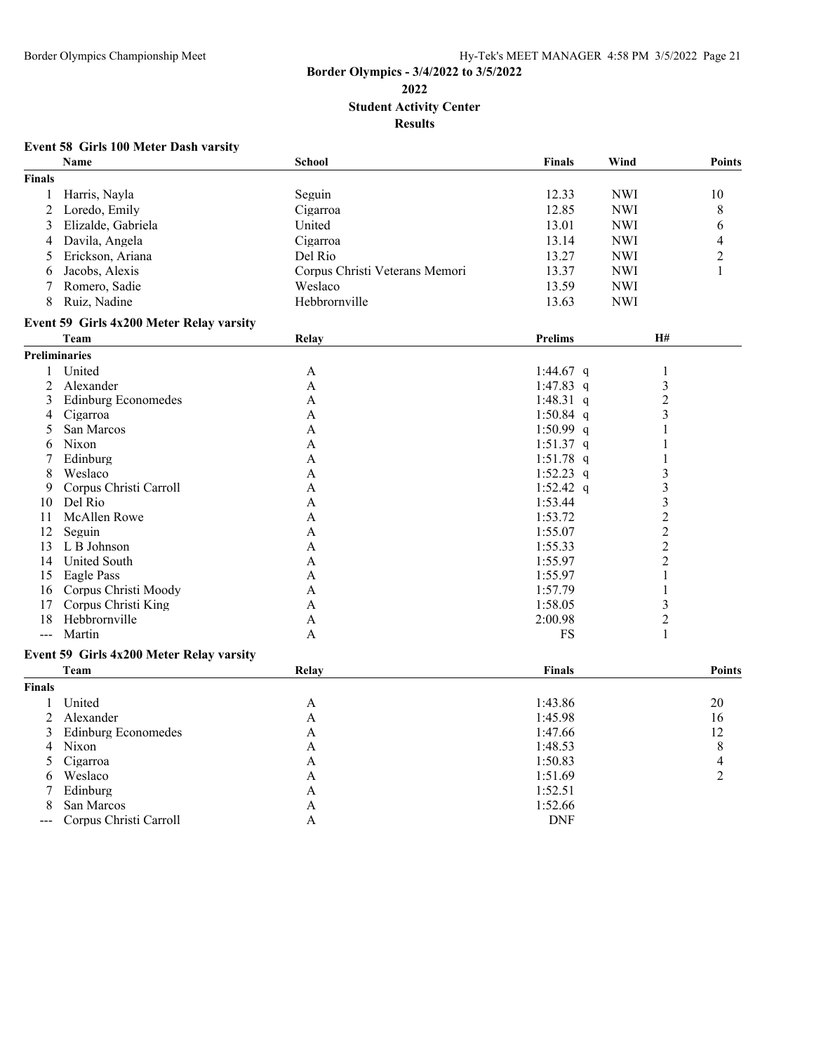# Border Olympics - 3/4/2022 to 3/5/2022

## 2022

## Student Activity Center

## Results

### Event 58 Girls 100 Meter Dash varsity

| | Name | School | Finals | Wind | Points |
|---|---|---|---|---|---|
| **Finals** | | | | | |
| 1 | Harris, Nayla | Seguin | 12.33 | NWI | 10 |
| 2 | Loredo, Emily | Cigarroa | 12.85 | NWI | 8 |
| 3 | Elizalde, Gabriela | United | 13.01 | NWI | 6 |
| 4 | Davila, Angela | Cigarroa | 13.14 | NWI | 4 |
| 5 | Erickson, Ariana | Del Rio | 13.27 | NWI | 2 |
| 6 | Jacobs, Alexis | Corpus Christi Veterans Memori | 13.37 | NWI | 1 |
| 7 | Romero, Sadie | Weslaco | 13.59 | NWI | |
| 8 | Ruiz, Nadine | Hebbrornville | 13.63 | NWI | |

### Event 59 Girls 4x200 Meter Relay varsity

| | Team | Relay | Prelims | H# |
|---|---|---|---|---|
| **Preliminaries** | | | | |
| 1 | United | A | 1:44.67 q | 1 |
| 2 | Alexander | A | 1:47.83 q | 3 |
| 3 | Edinburg Economedes | A | 1:48.31 q | 2 |
| 4 | Cigarroa | A | 1:50.84 q | 3 |
| 5 | San Marcos | A | 1:50.99 q | 1 |
| 6 | Nixon | A | 1:51.37 q | 1 |
| 7 | Edinburg | A | 1:51.78 q | 1 |
| 8 | Weslaco | A | 1:52.23 q | 3 |
| 9 | Corpus Christi Carroll | A | 1:52.42 q | 3 |
| 10 | Del Rio | A | 1:53.44 | 3 |
| 11 | McAllen Rowe | A | 1:53.72 | 2 |
| 12 | Seguin | A | 1:55.07 | 2 |
| 13 | L B Johnson | A | 1:55.33 | 2 |
| 14 | United South | A | 1:55.97 | 2 |
| 15 | Eagle Pass | A | 1:55.97 | 1 |
| 16 | Corpus Christi Moody | A | 1:57.79 | 1 |
| 17 | Corpus Christi King | A | 1:58.05 | 3 |
| 18 | Hebbrornville | A | 2:00.98 | 2 |
| --- | Martin | A | FS | 1 |

### Event 59 Girls 4x200 Meter Relay varsity

| | Team | Relay | Finals | Points |
|---|---|---|---|---|
| **Finals** | | | | |
| 1 | United | A | 1:43.86 | 20 |
| 2 | Alexander | A | 1:45.98 | 16 |
| 3 | Edinburg Economedes | A | 1:47.66 | 12 |
| 4 | Nixon | A | 1:48.53 | 8 |
| 5 | Cigarroa | A | 1:50.83 | 4 |
| 6 | Weslaco | A | 1:51.69 | 2 |
| 7 | Edinburg | A | 1:52.51 | |
| 8 | San Marcos | A | 1:52.66 | |
| --- | Corpus Christi Carroll | A | DNF | |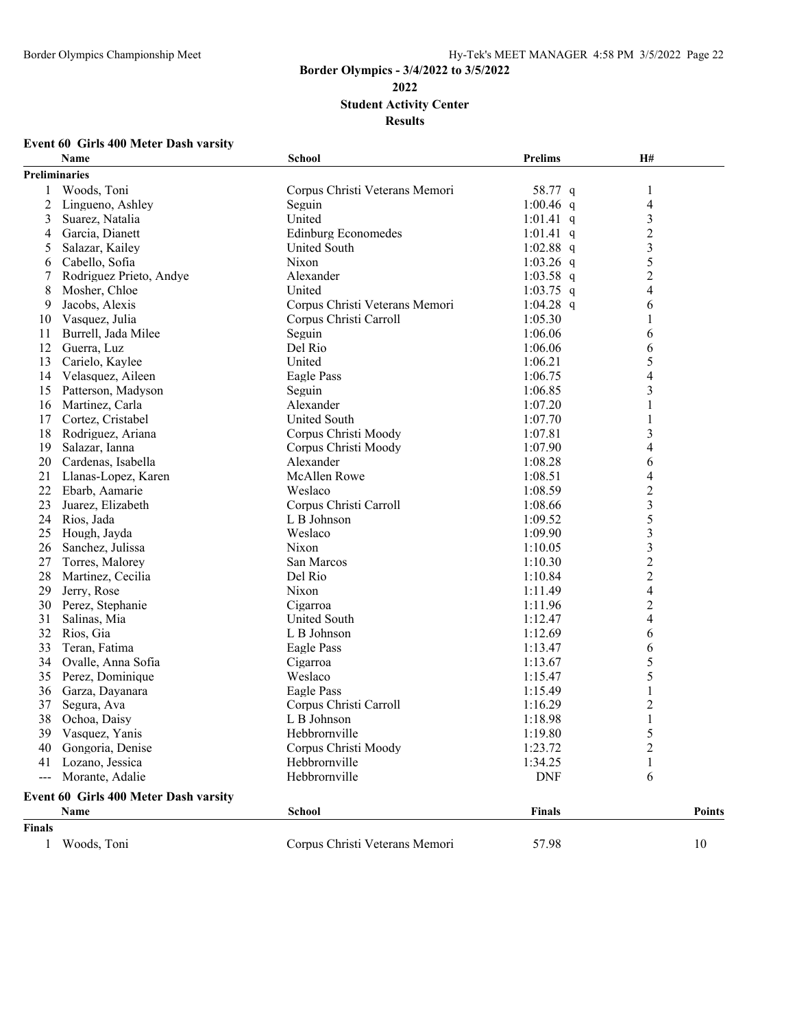# Border Olympics - 3/4/2022 to 3/5/2022

## 2022

## Student Activity Center

## Results

### Event 60 Girls 400 Meter Dash varsity

**Preliminaries**

| | Name | School | Prelims | H# |
|---|---|---|---|---|
| 1 | Woods, Toni | Corpus Christi Veterans Memori | 58.77 q | 1 |
| 2 | Lingueno, Ashley | Seguin | 1:00.46 q | 4 |
| 3 | Suarez, Natalia | United | 1:01.41 q | 3 |
| 4 | Garcia, Dianett | Edinburg Economedes | 1:01.41 q | 2 |
| 5 | Salazar, Kailey | United South | 1:02.88 q | 3 |
| 6 | Cabello, Sofia | Nixon | 1:03.26 q | 5 |
| 7 | Rodriguez Prieto, Andye | Alexander | 1:03.58 q | 2 |
| 8 | Mosher, Chloe | United | 1:03.75 q | 4 |
| 9 | Jacobs, Alexis | Corpus Christi Veterans Memori | 1:04.28 q | 6 |
| 10 | Vasquez, Julia | Corpus Christi Carroll | 1:05.30 | 1 |
| 11 | Burrell, Jada Milee | Seguin | 1:06.06 | 6 |
| 12 | Guerra, Luz | Del Rio | 1:06.06 | 6 |
| 13 | Carielo, Kaylee | United | 1:06.21 | 5 |
| 14 | Velasquez, Aileen | Eagle Pass | 1:06.75 | 4 |
| 15 | Patterson, Madyson | Seguin | 1:06.85 | 3 |
| 16 | Martinez, Carla | Alexander | 1:07.20 | 1 |
| 17 | Cortez, Cristabel | United South | 1:07.70 | 1 |
| 18 | Rodriguez, Ariana | Corpus Christi Moody | 1:07.81 | 3 |
| 19 | Salazar, Ianna | Corpus Christi Moody | 1:07.90 | 4 |
| 20 | Cardenas, Isabella | Alexander | 1:08.28 | 6 |
| 21 | Llanas-Lopez, Karen | McAllen Rowe | 1:08.51 | 4 |
| 22 | Ebarb, Aamarie | Weslaco | 1:08.59 | 2 |
| 23 | Juarez, Elizabeth | Corpus Christi Carroll | 1:08.66 | 3 |
| 24 | Rios, Jada | L B Johnson | 1:09.52 | 5 |
| 25 | Hough, Jayda | Weslaco | 1:09.90 | 3 |
| 26 | Sanchez, Julissa | Nixon | 1:10.05 | 3 |
| 27 | Torres, Malorey | San Marcos | 1:10.30 | 2 |
| 28 | Martinez, Cecilia | Del Rio | 1:10.84 | 2 |
| 29 | Jerry, Rose | Nixon | 1:11.49 | 4 |
| 30 | Perez, Stephanie | Cigarroa | 1:11.96 | 2 |
| 31 | Salinas, Mia | United South | 1:12.47 | 4 |
| 32 | Rios, Gia | L B Johnson | 1:12.69 | 6 |
| 33 | Teran, Fatima | Eagle Pass | 1:13.47 | 6 |
| 34 | Ovalle, Anna Sofia | Cigarroa | 1:13.67 | 5 |
| 35 | Perez, Dominique | Weslaco | 1:15.47 | 5 |
| 36 | Garza, Dayanara | Eagle Pass | 1:15.49 | 1 |
| 37 | Segura, Ava | Corpus Christi Carroll | 1:16.29 | 2 |
| 38 | Ochoa, Daisy | L B Johnson | 1:18.98 | 1 |
| 39 | Vasquez, Yanis | Hebbrornville | 1:19.80 | 5 |
| 40 | Gongoria, Denise | Corpus Christi Moody | 1:23.72 | 2 |
| 41 | Lozano, Jessica | Hebbrornville | 1:34.25 | 1 |
| --- | Morante, Adalie | Hebbrornville | DNF | 6 |

### Event 60 Girls 400 Meter Dash varsity

**Finals**

| | Name | School | Finals | Points |
|---|---|---|---|---|
| 1 | Woods, Toni | Corpus Christi Veterans Memori | 57.98 | 10 |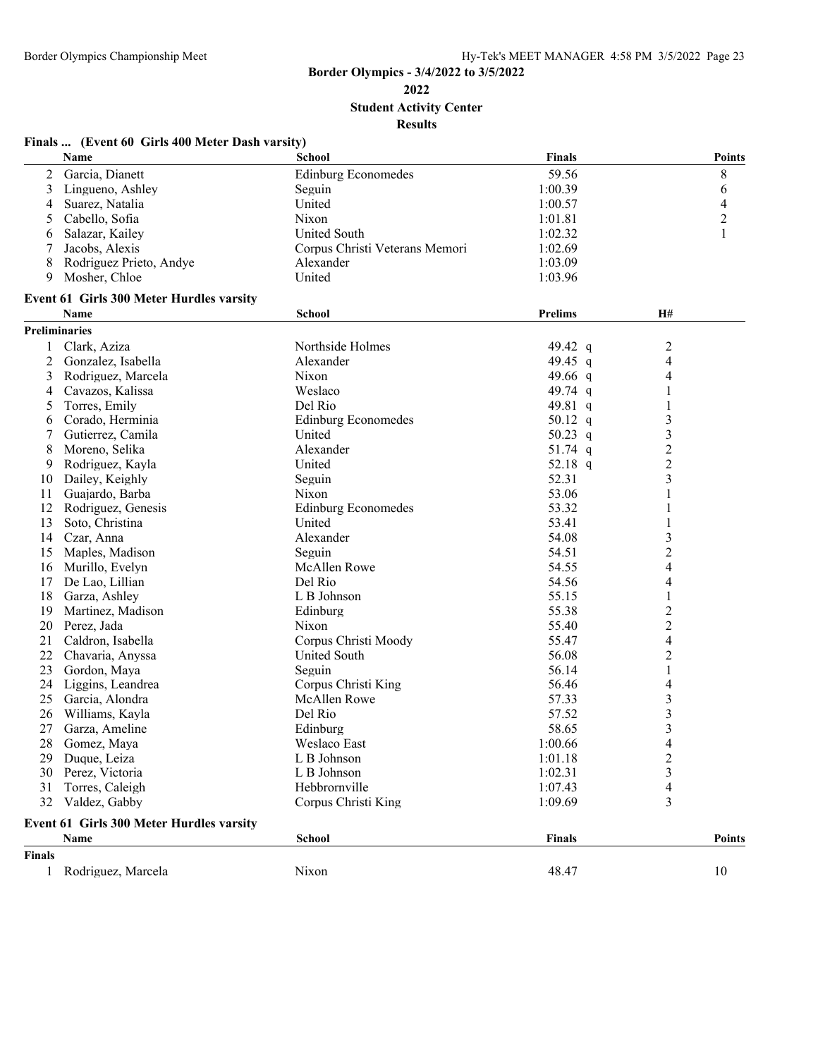Border Olympics - 3/4/2022 to 3/5/2022

2022

Student Activity Center

Results

### Finals ... (Event 60 Girls 400 Meter Dash varsity)

| | Name | School | Finals | Points |
|---|---|---|---|---|
| 2 | Garcia, Dianett | Edinburg Economedes | 59.56 | 8 |
| 3 | Lingueno, Ashley | Seguin | 1:00.39 | 6 |
| 4 | Suarez, Natalia | United | 1:00.57 | 4 |
| 5 | Cabello, Sofia | Nixon | 1:01.81 | 2 |
| 6 | Salazar, Kailey | United South | 1:02.32 | 1 |
| 7 | Jacobs, Alexis | Corpus Christi Veterans Memori | 1:02.69 | |
| 8 | Rodriguez Prieto, Andye | Alexander | 1:03.09 | |
| 9 | Mosher, Chloe | United | 1:03.96 | |

### Event 61 Girls 300 Meter Hurdles varsity

**Preliminaries**

| | Name | School | Prelims | H# |
|---|---|---|---|---|
| 1 | Clark, Aziza | Northside Holmes | 49.42 q | 2 |
| 2 | Gonzalez, Isabella | Alexander | 49.45 q | 4 |
| 3 | Rodriguez, Marcela | Nixon | 49.66 q | 4 |
| 4 | Cavazos, Kalissa | Weslaco | 49.74 q | 1 |
| 5 | Torres, Emily | Del Rio | 49.81 q | 1 |
| 6 | Corado, Herminia | Edinburg Economedes | 50.12 q | 3 |
| 7 | Gutierrez, Camila | United | 50.23 q | 3 |
| 8 | Moreno, Selika | Alexander | 51.74 q | 2 |
| 9 | Rodriguez, Kayla | United | 52.18 q | 2 |
| 10 | Dailey, Keighly | Seguin | 52.31 | 3 |
| 11 | Guajardo, Barba | Nixon | 53.06 | 1 |
| 12 | Rodriguez, Genesis | Edinburg Economedes | 53.32 | 1 |
| 13 | Soto, Christina | United | 53.41 | 1 |
| 14 | Czar, Anna | Alexander | 54.08 | 3 |
| 15 | Maples, Madison | Seguin | 54.51 | 2 |
| 16 | Murillo, Evelyn | McAllen Rowe | 54.55 | 4 |
| 17 | De Lao, Lillian | Del Rio | 54.56 | 4 |
| 18 | Garza, Ashley | L B Johnson | 55.15 | 1 |
| 19 | Martinez, Madison | Edinburg | 55.38 | 2 |
| 20 | Perez, Jada | Nixon | 55.40 | 2 |
| 21 | Caldron, Isabella | Corpus Christi Moody | 55.47 | 4 |
| 22 | Chavaria, Anyssa | United South | 56.08 | 2 |
| 23 | Gordon, Maya | Seguin | 56.14 | 1 |
| 24 | Liggins, Leandrea | Corpus Christi King | 56.46 | 4 |
| 25 | Garcia, Alondra | McAllen Rowe | 57.33 | 3 |
| 26 | Williams, Kayla | Del Rio | 57.52 | 3 |
| 27 | Garza, Ameline | Edinburg | 58.65 | 3 |
| 28 | Gomez, Maya | Weslaco East | 1:00.66 | 4 |
| 29 | Duque, Leiza | L B Johnson | 1:01.18 | 2 |
| 30 | Perez, Victoria | L B Johnson | 1:02.31 | 3 |
| 31 | Torres, Caleigh | Hebbrornville | 1:07.43 | 4 |
| 32 | Valdez, Gabby | Corpus Christi King | 1:09.69 | 3 |

### Event 61 Girls 300 Meter Hurdles varsity

**Finals**

| | Name | School | Finals | Points |
|---|---|---|---|---|
| 1 | Rodriguez, Marcela | Nixon | 48.47 | 10 |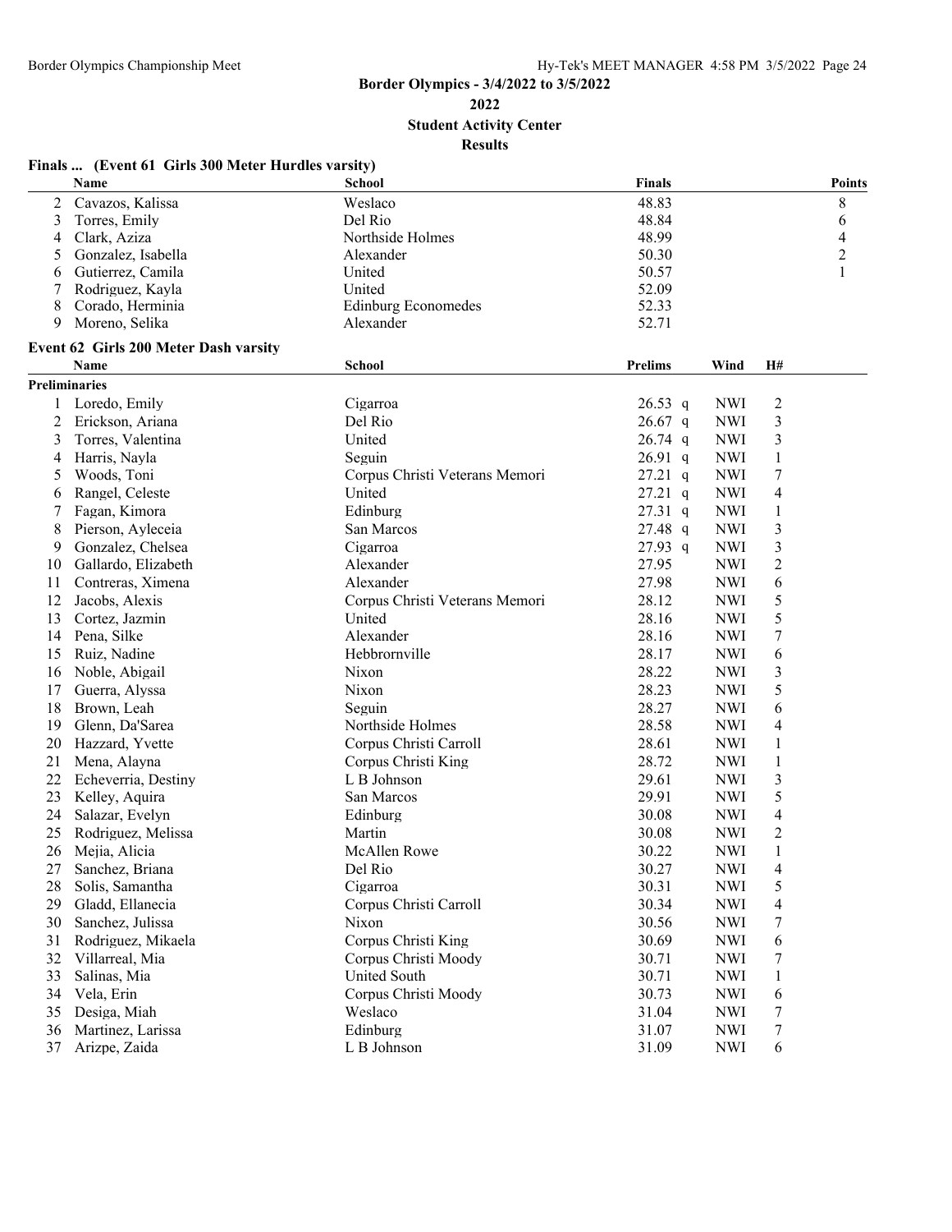**Border Olympics - 3/4/2022 to 3/5/2022**

**2022**

**Student Activity Center**

**Results**

### Finals ... (Event 61 Girls 300 Meter Hurdles varsity)

| | Name | School | Finals | Points |
|---|---|---|---|---|
| 2 | Cavazos, Kalissa | Weslaco | 48.83 | 8 |
| 3 | Torres, Emily | Del Rio | 48.84 | 6 |
| 4 | Clark, Aziza | Northside Holmes | 48.99 | 4 |
| 5 | Gonzalez, Isabella | Alexander | 50.30 | 2 |
| 6 | Gutierrez, Camila | United | 50.57 | 1 |
| 7 | Rodriguez, Kayla | United | 52.09 | |
| 8 | Corado, Herminia | Edinburg Economedes | 52.33 | |
| 9 | Moreno, Selika | Alexander | 52.71 | |

### Event 62 Girls 200 Meter Dash varsity

**Preliminaries**

| | Name | School | Prelims | Wind | H# |
|---|---|---|---|---|---|
| 1 | Loredo, Emily | Cigarroa | 26.53 q | NWI | 2 |
| 2 | Erickson, Ariana | Del Rio | 26.67 q | NWI | 3 |
| 3 | Torres, Valentina | United | 26.74 q | NWI | 3 |
| 4 | Harris, Nayla | Seguin | 26.91 q | NWI | 1 |
| 5 | Woods, Toni | Corpus Christi Veterans Memori | 27.21 q | NWI | 7 |
| 6 | Rangel, Celeste | United | 27.21 q | NWI | 4 |
| 7 | Fagan, Kimora | Edinburg | 27.31 q | NWI | 1 |
| 8 | Pierson, Ayleceia | San Marcos | 27.48 q | NWI | 3 |
| 9 | Gonzalez, Chelsea | Cigarroa | 27.93 q | NWI | 3 |
| 10 | Gallardo, Elizabeth | Alexander | 27.95 | NWI | 2 |
| 11 | Contreras, Ximena | Alexander | 27.98 | NWI | 6 |
| 12 | Jacobs, Alexis | Corpus Christi Veterans Memori | 28.12 | NWI | 5 |
| 13 | Cortez, Jazmin | United | 28.16 | NWI | 5 |
| 14 | Pena, Silke | Alexander | 28.16 | NWI | 7 |
| 15 | Ruiz, Nadine | Hebbrornville | 28.17 | NWI | 6 |
| 16 | Noble, Abigail | Nixon | 28.22 | NWI | 3 |
| 17 | Guerra, Alyssa | Nixon | 28.23 | NWI | 5 |
| 18 | Brown, Leah | Seguin | 28.27 | NWI | 6 |
| 19 | Glenn, Da'Sarea | Northside Holmes | 28.58 | NWI | 4 |
| 20 | Hazzard, Yvette | Corpus Christi Carroll | 28.61 | NWI | 1 |
| 21 | Mena, Alayna | Corpus Christi King | 28.72 | NWI | 1 |
| 22 | Echeverria, Destiny | L B Johnson | 29.61 | NWI | 3 |
| 23 | Kelley, Aquira | San Marcos | 29.91 | NWI | 5 |
| 24 | Salazar, Evelyn | Edinburg | 30.08 | NWI | 4 |
| 25 | Rodriguez, Melissa | Martin | 30.08 | NWI | 2 |
| 26 | Mejia, Alicia | McAllen Rowe | 30.22 | NWI | 1 |
| 27 | Sanchez, Briana | Del Rio | 30.27 | NWI | 4 |
| 28 | Solis, Samantha | Cigarroa | 30.31 | NWI | 5 |
| 29 | Gladd, Ellanecia | Corpus Christi Carroll | 30.34 | NWI | 4 |
| 30 | Sanchez, Julissa | Nixon | 30.56 | NWI | 7 |
| 31 | Rodriguez, Mikaela | Corpus Christi King | 30.69 | NWI | 6 |
| 32 | Villarreal, Mia | Corpus Christi Moody | 30.71 | NWI | 7 |
| 33 | Salinas, Mia | United South | 30.71 | NWI | 1 |
| 34 | Vela, Erin | Corpus Christi Moody | 30.73 | NWI | 6 |
| 35 | Desiga, Miah | Weslaco | 31.04 | NWI | 7 |
| 36 | Martinez, Larissa | Edinburg | 31.07 | NWI | 7 |
| 37 | Arizpe, Zaida | L B Johnson | 31.09 | NWI | 6 |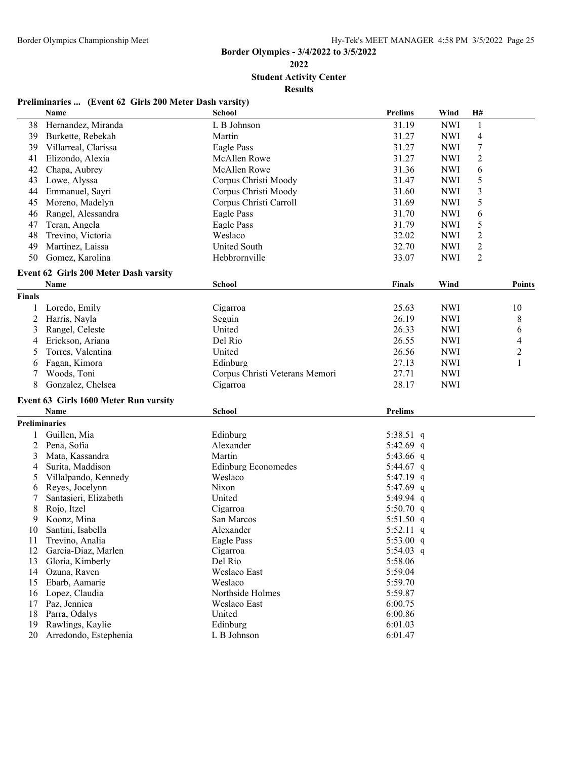## Border Olympics - 3/4/2022 to 3/5/2022

**2022**

**Student Activity Center**

**Results**

### Preliminaries ... (Event 62 Girls 200 Meter Dash varsity)

| | Name | School | Prelims | Wind | H# |
|---|---|---|---|---|---|
| 38 | Hernandez, Miranda | L B Johnson | 31.19 | NWI | 1 |
| 39 | Burkette, Rebekah | Martin | 31.27 | NWI | 4 |
| 39 | Villarreal, Clarissa | Eagle Pass | 31.27 | NWI | 7 |
| 41 | Elizondo, Alexia | McAllen Rowe | 31.27 | NWI | 2 |
| 42 | Chapa, Aubrey | McAllen Rowe | 31.36 | NWI | 6 |
| 43 | Lowe, Alyssa | Corpus Christi Moody | 31.47 | NWI | 5 |
| 44 | Emmanuel, Sayri | Corpus Christi Moody | 31.60 | NWI | 3 |
| 45 | Moreno, Madelyn | Corpus Christi Carroll | 31.69 | NWI | 5 |
| 46 | Rangel, Alessandra | Eagle Pass | 31.70 | NWI | 6 |
| 47 | Teran, Angela | Eagle Pass | 31.79 | NWI | 5 |
| 48 | Trevino, Victoria | Weslaco | 32.02 | NWI | 2 |
| 49 | Martinez, Laissa | United South | 32.70 | NWI | 2 |
| 50 | Gomez, Karolina | Hebbrornville | 33.07 | NWI | 2 |

### Event 62 Girls 200 Meter Dash varsity

| | Name | School | Finals | Wind | Points |
|---|---|---|---|---|---|
| **Finals** | | | | | |
| 1 | Loredo, Emily | Cigarroa | 25.63 | NWI | 10 |
| 2 | Harris, Nayla | Seguin | 26.19 | NWI | 8 |
| 3 | Rangel, Celeste | United | 26.33 | NWI | 6 |
| 4 | Erickson, Ariana | Del Rio | 26.55 | NWI | 4 |
| 5 | Torres, Valentina | United | 26.56 | NWI | 2 |
| 6 | Fagan, Kimora | Edinburg | 27.13 | NWI | 1 |
| 7 | Woods, Toni | Corpus Christi Veterans Memori | 27.71 | NWI | |
| 8 | Gonzalez, Chelsea | Cigarroa | 28.17 | NWI | |

### Event 63 Girls 1600 Meter Run varsity

| | Name | School | Prelims | |
|---|---|---|---|---|
| **Preliminaries** | | | | |
| 1 | Guillen, Mia | Edinburg | 5:38.51 | q |
| 2 | Pena, Sofia | Alexander | 5:42.69 | q |
| 3 | Mata, Kassandra | Martin | 5:43.66 | q |
| 4 | Surita, Maddison | Edinburg Economedes | 5:44.67 | q |
| 5 | Villalpando, Kennedy | Weslaco | 5:47.19 | q |
| 6 | Reyes, Jocelynn | Nixon | 5:47.69 | q |
| 7 | Santasieri, Elizabeth | United | 5:49.94 | q |
| 8 | Rojo, Itzel | Cigarroa | 5:50.70 | q |
| 9 | Koonz, Mina | San Marcos | 5:51.50 | q |
| 10 | Santini, Isabella | Alexander | 5:52.11 | q |
| 11 | Trevino, Analia | Eagle Pass | 5:53.00 | q |
| 12 | Garcia-Diaz, Marlen | Cigarroa | 5:54.03 | q |
| 13 | Gloria, Kimberly | Del Rio | 5:58.06 | |
| 14 | Ozuna, Raven | Weslaco East | 5:59.04 | |
| 15 | Ebarb, Aamarie | Weslaco | 5:59.70 | |
| 16 | Lopez, Claudia | Northside Holmes | 5:59.87 | |
| 17 | Paz, Jennica | Weslaco East | 6:00.75 | |
| 18 | Parra, Odalys | United | 6:00.86 | |
| 19 | Rawlings, Kaylie | Edinburg | 6:01.03 | |
| 20 | Arredondo, Estephenia | L B Johnson | 6:01.47 | |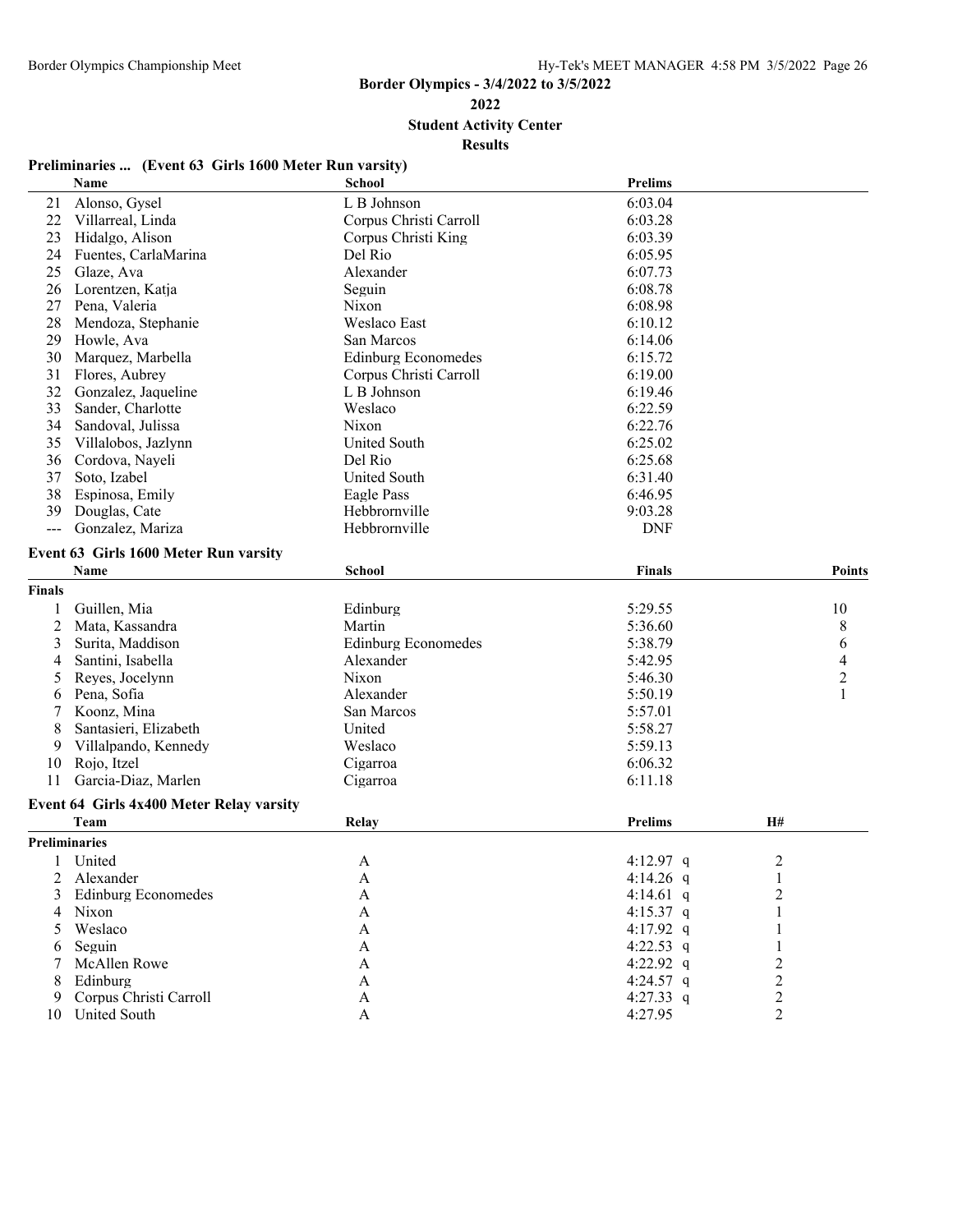## Border Olympics - 3/4/2022 to 3/5/2022

**2022**

**Student Activity Center**

**Results**

### Preliminaries ... (Event 63 Girls 1600 Meter Run varsity)

| | Name | School | Prelims |
|---|---|---|---|
| 21 | Alonso, Gysel | L B Johnson | 6:03.04 |
| 22 | Villarreal, Linda | Corpus Christi Carroll | 6:03.28 |
| 23 | Hidalgo, Alison | Corpus Christi King | 6:03.39 |
| 24 | Fuentes, CarlaMarina | Del Rio | 6:05.95 |
| 25 | Glaze, Ava | Alexander | 6:07.73 |
| 26 | Lorentzen, Katja | Seguin | 6:08.78 |
| 27 | Pena, Valeria | Nixon | 6:08.98 |
| 28 | Mendoza, Stephanie | Weslaco East | 6:10.12 |
| 29 | Howle, Ava | San Marcos | 6:14.06 |
| 30 | Marquez, Marbella | Edinburg Economedes | 6:15.72 |
| 31 | Flores, Aubrey | Corpus Christi Carroll | 6:19.00 |
| 32 | Gonzalez, Jaqueline | L B Johnson | 6:19.46 |
| 33 | Sander, Charlotte | Weslaco | 6:22.59 |
| 34 | Sandoval, Julissa | Nixon | 6:22.76 |
| 35 | Villalobos, Jazlynn | United South | 6:25.02 |
| 36 | Cordova, Nayeli | Del Rio | 6:25.68 |
| 37 | Soto, Izabel | United South | 6:31.40 |
| 38 | Espinosa, Emily | Eagle Pass | 6:46.95 |
| 39 | Douglas, Cate | Hebbrornville | 9:03.28 |
| --- | Gonzalez, Mariza | Hebbrornville | DNF |

### Event 63 Girls 1600 Meter Run varsity

| | Name | School | Finals | Points |
|---|---|---|---|---|
| **Finals** | | | | |
| 1 | Guillen, Mia | Edinburg | 5:29.55 | 10 |
| 2 | Mata, Kassandra | Martin | 5:36.60 | 8 |
| 3 | Surita, Maddison | Edinburg Economedes | 5:38.79 | 6 |
| 4 | Santini, Isabella | Alexander | 5:42.95 | 4 |
| 5 | Reyes, Jocelynn | Nixon | 5:46.30 | 2 |
| 6 | Pena, Sofia | Alexander | 5:50.19 | 1 |
| 7 | Koonz, Mina | San Marcos | 5:57.01 | |
| 8 | Santasieri, Elizabeth | United | 5:58.27 | |
| 9 | Villalpando, Kennedy | Weslaco | 5:59.13 | |
| 10 | Rojo, Itzel | Cigarroa | 6:06.32 | |
| 11 | Garcia-Diaz, Marlen | Cigarroa | 6:11.18 | |

### Event 64 Girls 4x400 Meter Relay varsity

| | Team | Relay | Prelims | H# |
|---|---|---|---|---|
| **Preliminaries** | | | | |
| 1 | United | A | 4:12.97 q | 2 |
| 2 | Alexander | A | 4:14.26 q | 1 |
| 3 | Edinburg Economedes | A | 4:14.61 q | 2 |
| 4 | Nixon | A | 4:15.37 q | 1 |
| 5 | Weslaco | A | 4:17.92 q | 1 |
| 6 | Seguin | A | 4:22.53 q | 1 |
| 7 | McAllen Rowe | A | 4:22.92 q | 2 |
| 8 | Edinburg | A | 4:24.57 q | 2 |
| 9 | Corpus Christi Carroll | A | 4:27.33 q | 2 |
| 10 | United South | A | 4:27.95 | 2 |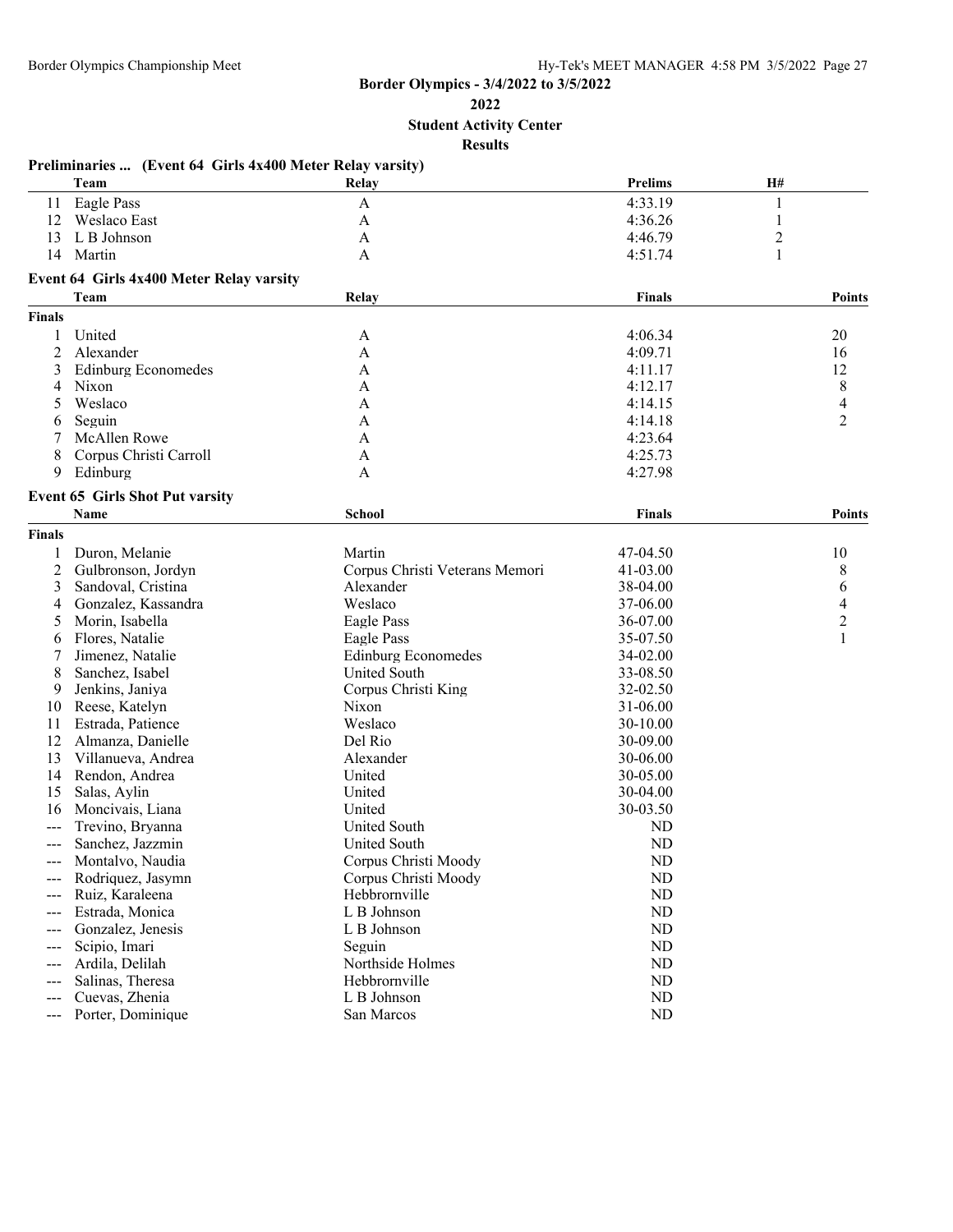# Border Olympics - 3/4/2022 to 3/5/2022

**2022**

**Student Activity Center**

**Results**

### Preliminaries ... (Event 64 Girls 4x400 Meter Relay varsity)

| | Team | Relay | Prelims | H# |
|---|---|---|---|---|
| 11 | Eagle Pass | A | 4:33.19 | 1 |
| 12 | Weslaco East | A | 4:36.26 | 1 |
| 13 | L B Johnson | A | 4:46.79 | 2 |
| 14 | Martin | A | 4:51.74 | 1 |

### Event 64 Girls 4x400 Meter Relay varsity

| | Team | Relay | Finals | Points |
|---|---|---|---|---|
| **Finals** | | | | |
| 1 | United | A | 4:06.34 | 20 |
| 2 | Alexander | A | 4:09.71 | 16 |
| 3 | Edinburg Economedes | A | 4:11.17 | 12 |
| 4 | Nixon | A | 4:12.17 | 8 |
| 5 | Weslaco | A | 4:14.15 | 4 |
| 6 | Seguin | A | 4:14.18 | 2 |
| 7 | McAllen Rowe | A | 4:23.64 | |
| 8 | Corpus Christi Carroll | A | 4:25.73 | |
| 9 | Edinburg | A | 4:27.98 | |

### Event 65 Girls Shot Put varsity

| | Name | School | Finals | Points |
|---|---|---|---|---|
| **Finals** | | | | |
| 1 | Duron, Melanie | Martin | 47-04.50 | 10 |
| 2 | Gulbronson, Jordyn | Corpus Christi Veterans Memori | 41-03.00 | 8 |
| 3 | Sandoval, Cristina | Alexander | 38-04.00 | 6 |
| 4 | Gonzalez, Kassandra | Weslaco | 37-06.00 | 4 |
| 5 | Morin, Isabella | Eagle Pass | 36-07.00 | 2 |
| 6 | Flores, Natalie | Eagle Pass | 35-07.50 | 1 |
| 7 | Jimenez, Natalie | Edinburg Economedes | 34-02.00 | |
| 8 | Sanchez, Isabel | United South | 33-08.50 | |
| 9 | Jenkins, Janiya | Corpus Christi King | 32-02.50 | |
| 10 | Reese, Katelyn | Nixon | 31-06.00 | |
| 11 | Estrada, Patience | Weslaco | 30-10.00 | |
| 12 | Almanza, Danielle | Del Rio | 30-09.00 | |
| 13 | Villanueva, Andrea | Alexander | 30-06.00 | |
| 14 | Rendon, Andrea | United | 30-05.00 | |
| 15 | Salas, Aylin | United | 30-04.00 | |
| 16 | Moncivais, Liana | United | 30-03.50 | |
| --- | Trevino, Bryanna | United South | ND | |
| --- | Sanchez, Jazzmin | United South | ND | |
| --- | Montalvo, Naudia | Corpus Christi Moody | ND | |
| --- | Rodriquez, Jasymn | Corpus Christi Moody | ND | |
| --- | Ruiz, Karaleena | Hebbrornville | ND | |
| --- | Estrada, Monica | L B Johnson | ND | |
| --- | Gonzalez, Jenesis | L B Johnson | ND | |
| --- | Scipio, Imari | Seguin | ND | |
| --- | Ardila, Delilah | Northside Holmes | ND | |
| --- | Salinas, Theresa | Hebbrornville | ND | |
| --- | Cuevas, Zhenia | L B Johnson | ND | |
| --- | Porter, Dominique | San Marcos | ND | |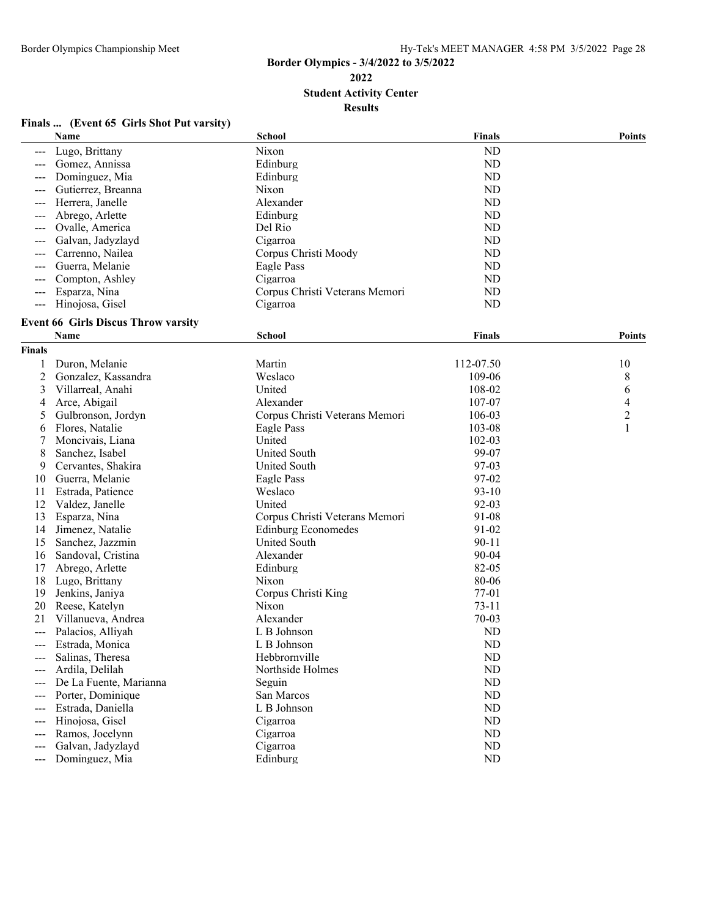## Border Olympics - 3/4/2022 to 3/5/2022

**2022**

**Student Activity Center**

**Results**

### Finals ... (Event 65 Girls Shot Put varsity)

| | Name | School | Finals | Points |
|---|---|---|---|---|
| --- | Lugo, Brittany | Nixon | ND | |
| --- | Gomez, Annissa | Edinburg | ND | |
| --- | Dominguez, Mia | Edinburg | ND | |
| --- | Gutierrez, Breanna | Nixon | ND | |
| --- | Herrera, Janelle | Alexander | ND | |
| --- | Abrego, Arlette | Edinburg | ND | |
| --- | Ovalle, America | Del Rio | ND | |
| --- | Galvan, Jadyzlayd | Cigarroa | ND | |
| --- | Carrenno, Nailea | Corpus Christi Moody | ND | |
| --- | Guerra, Melanie | Eagle Pass | ND | |
| --- | Compton, Ashley | Cigarroa | ND | |
| --- | Esparza, Nina | Corpus Christi Veterans Memori | ND | |
| --- | Hinojosa, Gisel | Cigarroa | ND | |

### Event 66 Girls Discus Throw varsity

| | Name | School | Finals | Points |
|---|---|---|---|---|
| **Finals** | | | | |
| 1 | Duron, Melanie | Martin | 112-07.50 | 10 |
| 2 | Gonzalez, Kassandra | Weslaco | 109-06 | 8 |
| 3 | Villarreal, Anahi | United | 108-02 | 6 |
| 4 | Arce, Abigail | Alexander | 107-07 | 4 |
| 5 | Gulbronson, Jordyn | Corpus Christi Veterans Memori | 106-03 | 2 |
| 6 | Flores, Natalie | Eagle Pass | 103-08 | 1 |
| 7 | Moncivais, Liana | United | 102-03 | |
| 8 | Sanchez, Isabel | United South | 99-07 | |
| 9 | Cervantes, Shakira | United South | 97-03 | |
| 10 | Guerra, Melanie | Eagle Pass | 97-02 | |
| 11 | Estrada, Patience | Weslaco | 93-10 | |
| 12 | Valdez, Janelle | United | 92-03 | |
| 13 | Esparza, Nina | Corpus Christi Veterans Memori | 91-08 | |
| 14 | Jimenez, Natalie | Edinburg Economedes | 91-02 | |
| 15 | Sanchez, Jazzmin | United South | 90-11 | |
| 16 | Sandoval, Cristina | Alexander | 90-04 | |
| 17 | Abrego, Arlette | Edinburg | 82-05 | |
| 18 | Lugo, Brittany | Nixon | 80-06 | |
| 19 | Jenkins, Janiya | Corpus Christi King | 77-01 | |
| 20 | Reese, Katelyn | Nixon | 73-11 | |
| 21 | Villanueva, Andrea | Alexander | 70-03 | |
| --- | Palacios, Alliyah | L B Johnson | ND | |
| --- | Estrada, Monica | L B Johnson | ND | |
| --- | Salinas, Theresa | Hebbrornville | ND | |
| --- | Ardila, Delilah | Northside Holmes | ND | |
| --- | De La Fuente, Marianna | Seguin | ND | |
| --- | Porter, Dominique | San Marcos | ND | |
| --- | Estrada, Daniella | L B Johnson | ND | |
| --- | Hinojosa, Gisel | Cigarroa | ND | |
| --- | Ramos, Jocelynn | Cigarroa | ND | |
| --- | Galvan, Jadyzlayd | Cigarroa | ND | |
| --- | Dominguez, Mia | Edinburg | ND | |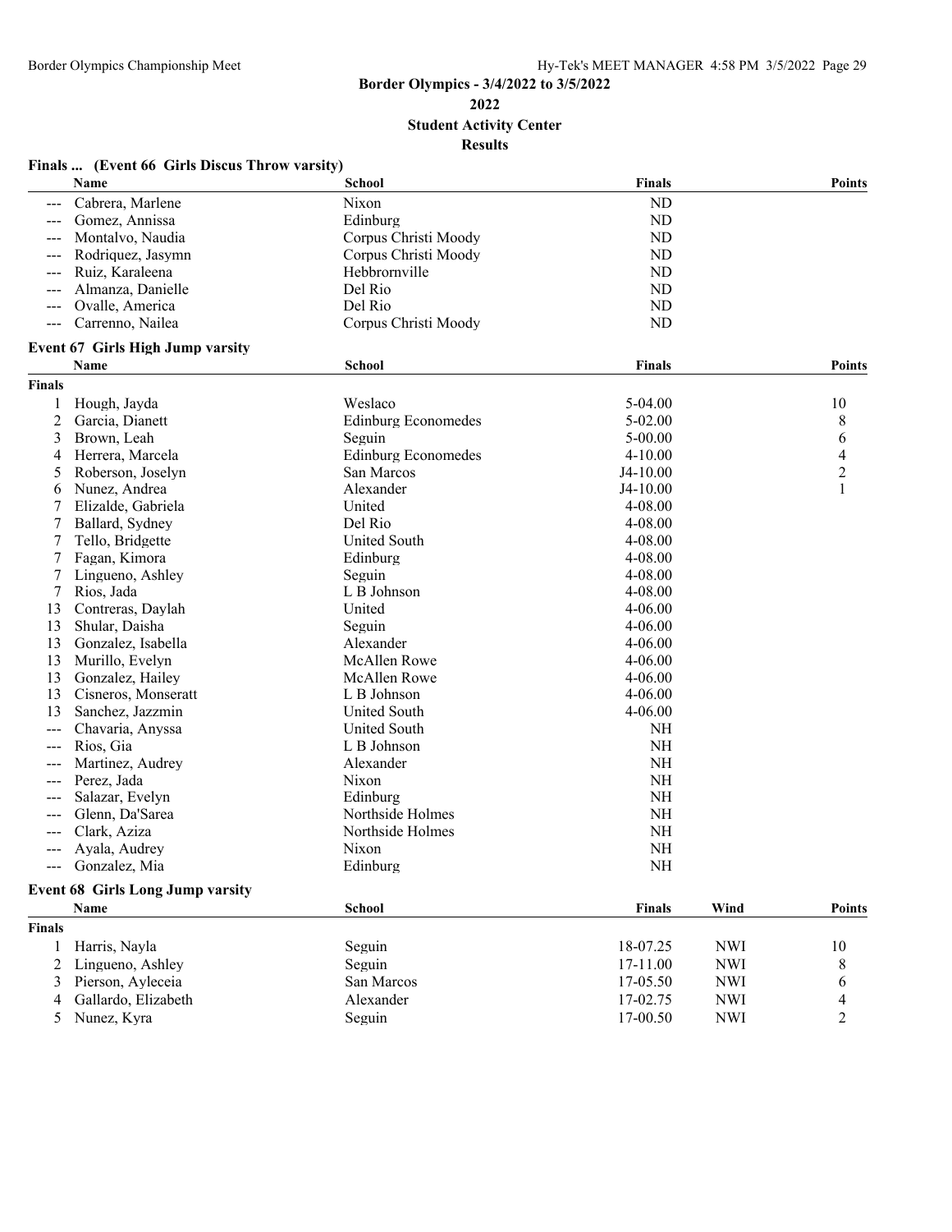# Border Olympics - 3/4/2022 to 3/5/2022

## 2022

## Student Activity Center

## Results

### Finals ... (Event 66 Girls Discus Throw varsity)

| | Name | School | Finals | Points |
|---|---|---|---|---|
| --- | Cabrera, Marlene | Nixon | ND | |
| --- | Gomez, Annissa | Edinburg | ND | |
| --- | Montalvo, Naudia | Corpus Christi Moody | ND | |
| --- | Rodriquez, Jasymn | Corpus Christi Moody | ND | |
| --- | Ruiz, Karaleena | Hebbrornville | ND | |
| --- | Almanza, Danielle | Del Rio | ND | |
| --- | Ovalle, America | Del Rio | ND | |
| --- | Carrenno, Nailea | Corpus Christi Moody | ND | |

### Event 67 Girls High Jump varsity

| | Name | School | Finals | Points |
|---|---|---|---|---|
| **Finals** | | | | |
| 1 | Hough, Jayda | Weslaco | 5-04.00 | 10 |
| 2 | Garcia, Dianett | Edinburg Economedes | 5-02.00 | 8 |
| 3 | Brown, Leah | Seguin | 5-00.00 | 6 |
| 4 | Herrera, Marcela | Edinburg Economedes | 4-10.00 | 4 |
| 5 | Roberson, Joselyn | San Marcos | J4-10.00 | 2 |
| 6 | Nunez, Andrea | Alexander | J4-10.00 | 1 |
| 7 | Elizalde, Gabriela | United | 4-08.00 | |
| 7 | Ballard, Sydney | Del Rio | 4-08.00 | |
| 7 | Tello, Bridgette | United South | 4-08.00 | |
| 7 | Fagan, Kimora | Edinburg | 4-08.00 | |
| 7 | Lingueno, Ashley | Seguin | 4-08.00 | |
| 7 | Rios, Jada | L B Johnson | 4-08.00 | |
| 13 | Contreras, Daylah | United | 4-06.00 | |
| 13 | Shular, Daisha | Seguin | 4-06.00 | |
| 13 | Gonzalez, Isabella | Alexander | 4-06.00 | |
| 13 | Murillo, Evelyn | McAllen Rowe | 4-06.00 | |
| 13 | Gonzalez, Hailey | McAllen Rowe | 4-06.00 | |
| 13 | Cisneros, Monseratt | L B Johnson | 4-06.00 | |
| 13 | Sanchez, Jazzmin | United South | 4-06.00 | |
| --- | Chavaria, Anyssa | United South | NH | |
| --- | Rios, Gia | L B Johnson | NH | |
| --- | Martinez, Audrey | Alexander | NH | |
| --- | Perez, Jada | Nixon | NH | |
| --- | Salazar, Evelyn | Edinburg | NH | |
| --- | Glenn, Da'Sarea | Northside Holmes | NH | |
| --- | Clark, Aziza | Northside Holmes | NH | |
| --- | Ayala, Audrey | Nixon | NH | |
| --- | Gonzalez, Mia | Edinburg | NH | |

### Event 68 Girls Long Jump varsity

| | Name | School | Finals | Wind | Points |
|---|---|---|---|---|---|
| **Finals** | | | | | |
| 1 | Harris, Nayla | Seguin | 18-07.25 | NWI | 10 |
| 2 | Lingueno, Ashley | Seguin | 17-11.00 | NWI | 8 |
| 3 | Pierson, Ayleceia | San Marcos | 17-05.50 | NWI | 6 |
| 4 | Gallardo, Elizabeth | Alexander | 17-02.75 | NWI | 4 |
| 5 | Nunez, Kyra | Seguin | 17-00.50 | NWI | 2 |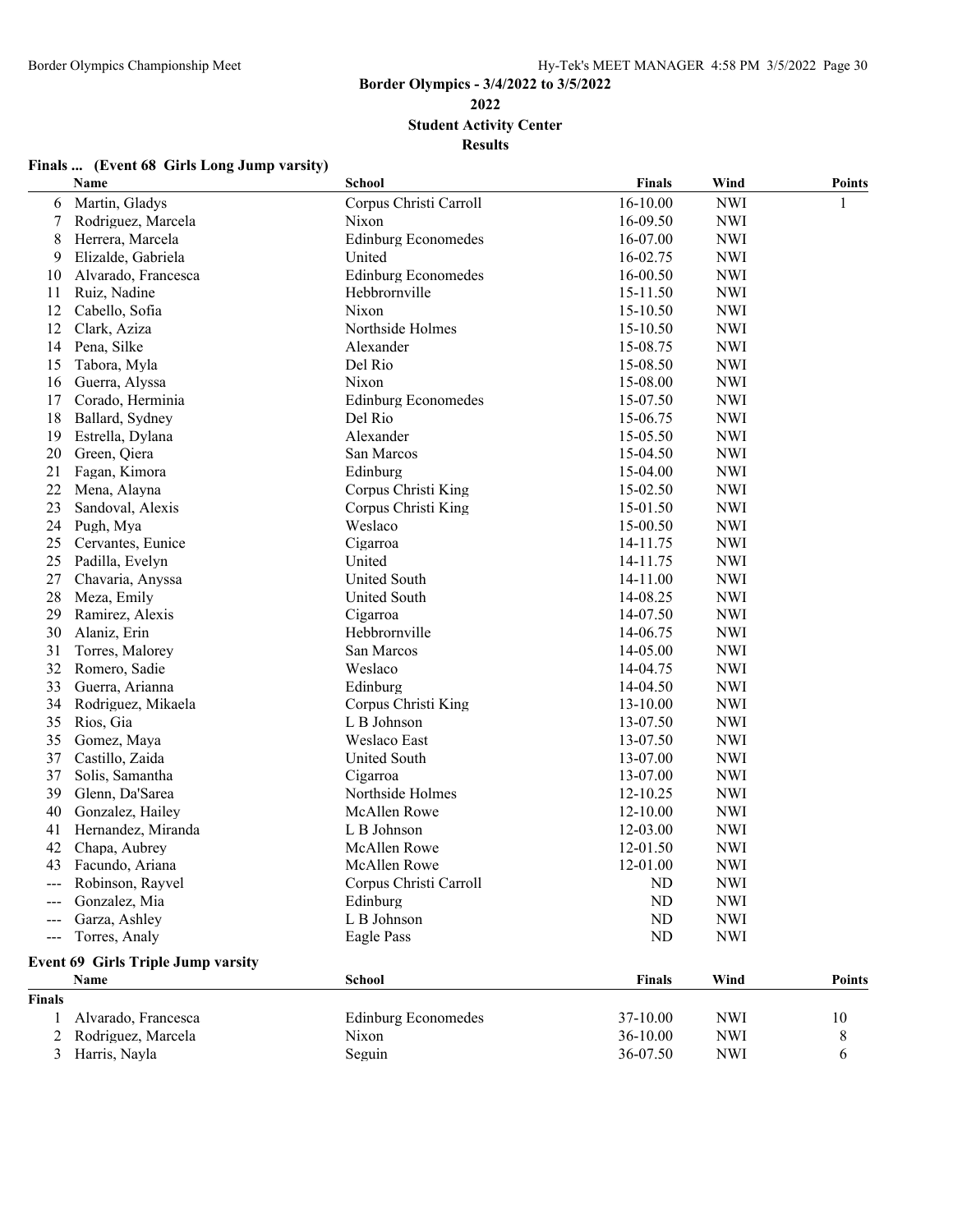## Border Olympics - 3/4/2022 to 3/5/2022

**2022**

**Student Activity Center**

**Results**

### Finals ... (Event 68 Girls Long Jump varsity)

| | Name | School | Finals | Wind | Points |
|---|---|---|---|---|---|
| 6 | Martin, Gladys | Corpus Christi Carroll | 16-10.00 | NWI | 1 |
| 7 | Rodriguez, Marcela | Nixon | 16-09.50 | NWI | |
| 8 | Herrera, Marcela | Edinburg Economedes | 16-07.00 | NWI | |
| 9 | Elizalde, Gabriela | United | 16-02.75 | NWI | |
| 10 | Alvarado, Francesca | Edinburg Economedes | 16-00.50 | NWI | |
| 11 | Ruiz, Nadine | Hebbrornville | 15-11.50 | NWI | |
| 12 | Cabello, Sofia | Nixon | 15-10.50 | NWI | |
| 12 | Clark, Aziza | Northside Holmes | 15-10.50 | NWI | |
| 14 | Pena, Silke | Alexander | 15-08.75 | NWI | |
| 15 | Tabora, Myla | Del Rio | 15-08.50 | NWI | |
| 16 | Guerra, Alyssa | Nixon | 15-08.00 | NWI | |
| 17 | Corado, Herminia | Edinburg Economedes | 15-07.50 | NWI | |
| 18 | Ballard, Sydney | Del Rio | 15-06.75 | NWI | |
| 19 | Estrella, Dylana | Alexander | 15-05.50 | NWI | |
| 20 | Green, Qiera | San Marcos | 15-04.50 | NWI | |
| 21 | Fagan, Kimora | Edinburg | 15-04.00 | NWI | |
| 22 | Mena, Alayna | Corpus Christi King | 15-02.50 | NWI | |
| 23 | Sandoval, Alexis | Corpus Christi King | 15-01.50 | NWI | |
| 24 | Pugh, Mya | Weslaco | 15-00.50 | NWI | |
| 25 | Cervantes, Eunice | Cigarroa | 14-11.75 | NWI | |
| 25 | Padilla, Evelyn | United | 14-11.75 | NWI | |
| 27 | Chavaria, Anyssa | United South | 14-11.00 | NWI | |
| 28 | Meza, Emily | United South | 14-08.25 | NWI | |
| 29 | Ramirez, Alexis | Cigarroa | 14-07.50 | NWI | |
| 30 | Alaniz, Erin | Hebbrornville | 14-06.75 | NWI | |
| 31 | Torres, Malorey | San Marcos | 14-05.00 | NWI | |
| 32 | Romero, Sadie | Weslaco | 14-04.75 | NWI | |
| 33 | Guerra, Arianna | Edinburg | 14-04.50 | NWI | |
| 34 | Rodriguez, Mikaela | Corpus Christi King | 13-10.00 | NWI | |
| 35 | Rios, Gia | L B Johnson | 13-07.50 | NWI | |
| 35 | Gomez, Maya | Weslaco East | 13-07.50 | NWI | |
| 37 | Castillo, Zaida | United South | 13-07.00 | NWI | |
| 37 | Solis, Samantha | Cigarroa | 13-07.00 | NWI | |
| 39 | Glenn, Da'Sarea | Northside Holmes | 12-10.25 | NWI | |
| 40 | Gonzalez, Hailey | McAllen Rowe | 12-10.00 | NWI | |
| 41 | Hernandez, Miranda | L B Johnson | 12-03.00 | NWI | |
| 42 | Chapa, Aubrey | McAllen Rowe | 12-01.50 | NWI | |
| 43 | Facundo, Ariana | McAllen Rowe | 12-01.00 | NWI | |
| --- | Robinson, Rayvel | Corpus Christi Carroll | ND | NWI | |
| --- | Gonzalez, Mia | Edinburg | ND | NWI | |
| --- | Garza, Ashley | L B Johnson | ND | NWI | |
| --- | Torres, Analy | Eagle Pass | ND | NWI | |

### Event 69 Girls Triple Jump varsity

| | Name | School | Finals | Wind | Points |
|---|---|---|---|---|---|
| **Finals** | | | | | |
| 1 | Alvarado, Francesca | Edinburg Economedes | 37-10.00 | NWI | 10 |
| 2 | Rodriguez, Marcela | Nixon | 36-10.00 | NWI | 8 |
| 3 | Harris, Nayla | Seguin | 36-07.50 | NWI | 6 |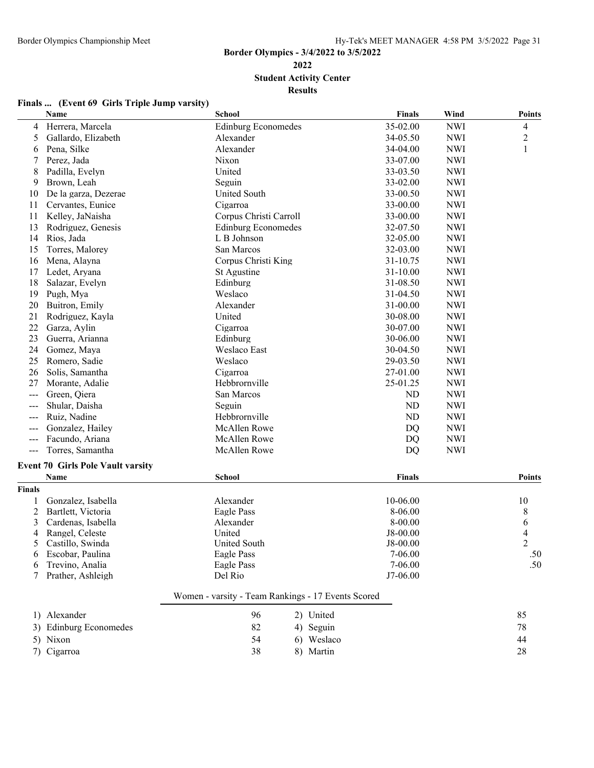Border Olympics - 3/4/2022 to 3/5/2022

2022

Student Activity Center

Results

### Finals ... (Event 69 Girls Triple Jump varsity)

| | Name | School | Finals | Wind | Points |
|---|---|---|---|---|---|
| 4 | Herrera, Marcela | Edinburg Economedes | 35-02.00 | NWI | 4 |
| 5 | Gallardo, Elizabeth | Alexander | 34-05.50 | NWI | 2 |
| 6 | Pena, Silke | Alexander | 34-04.00 | NWI | 1 |
| 7 | Perez, Jada | Nixon | 33-07.00 | NWI | |
| 8 | Padilla, Evelyn | United | 33-03.50 | NWI | |
| 9 | Brown, Leah | Seguin | 33-02.00 | NWI | |
| 10 | De la garza, Dezerae | United South | 33-00.50 | NWI | |
| 11 | Cervantes, Eunice | Cigarroa | 33-00.00 | NWI | |
| 11 | Kelley, JaNaisha | Corpus Christi Carroll | 33-00.00 | NWI | |
| 13 | Rodriguez, Genesis | Edinburg Economedes | 32-07.50 | NWI | |
| 14 | Rios, Jada | L B Johnson | 32-05.00 | NWI | |
| 15 | Torres, Malorey | San Marcos | 32-03.00 | NWI | |
| 16 | Mena, Alayna | Corpus Christi King | 31-10.75 | NWI | |
| 17 | Ledet, Aryana | St Agustine | 31-10.00 | NWI | |
| 18 | Salazar, Evelyn | Edinburg | 31-08.50 | NWI | |
| 19 | Pugh, Mya | Weslaco | 31-04.50 | NWI | |
| 20 | Buitron, Emily | Alexander | 31-00.00 | NWI | |
| 21 | Rodriguez, Kayla | United | 30-08.00 | NWI | |
| 22 | Garza, Aylin | Cigarroa | 30-07.00 | NWI | |
| 23 | Guerra, Arianna | Edinburg | 30-06.00 | NWI | |
| 24 | Gomez, Maya | Weslaco East | 30-04.50 | NWI | |
| 25 | Romero, Sadie | Weslaco | 29-03.50 | NWI | |
| 26 | Solis, Samantha | Cigarroa | 27-01.00 | NWI | |
| 27 | Morante, Adalie | Hebbrornville | 25-01.25 | NWI | |
| --- | Green, Qiera | San Marcos | ND | NWI | |
| --- | Shular, Daisha | Seguin | ND | NWI | |
| --- | Ruiz, Nadine | Hebbrornville | ND | NWI | |
| --- | Gonzalez, Hailey | McAllen Rowe | DQ | NWI | |
| --- | Facundo, Ariana | McAllen Rowe | DQ | NWI | |
| --- | Torres, Samantha | McAllen Rowe | DQ | NWI | |

### Event 70 Girls Pole Vault varsity

| | Name | School | Finals | Points |
|---|---|---|---|---|
| **Finals** | | | | |
| 1 | Gonzalez, Isabella | Alexander | 10-06.00 | 10 |
| 2 | Bartlett, Victoria | Eagle Pass | 8-06.00 | 8 |
| 3 | Cardenas, Isabella | Alexander | 8-00.00 | 6 |
| 4 | Rangel, Celeste | United | J8-00.00 | 4 |
| 5 | Castillo, Swinda | United South | J8-00.00 | 2 |
| 6 | Escobar, Paulina | Eagle Pass | 7-06.00 | .50 |
| 6 | Trevino, Analia | Eagle Pass | 7-06.00 | .50 |
| 7 | Prather, Ashleigh | Del Rio | J7-06.00 | |

### Women - varsity - Team Rankings - 17 Events Scored

| Rank | Team | Points | Rank | Team | Points |
|---|---|---|---|---|---|
| 1) | Alexander | 96 | 2) | United | 85 |
| 3) | Edinburg Economedes | 82 | 4) | Seguin | 78 |
| 5) | Nixon | 54 | 6) | Weslaco | 44 |
| 7) | Cigarroa | 38 | 8) | Martin | 28 |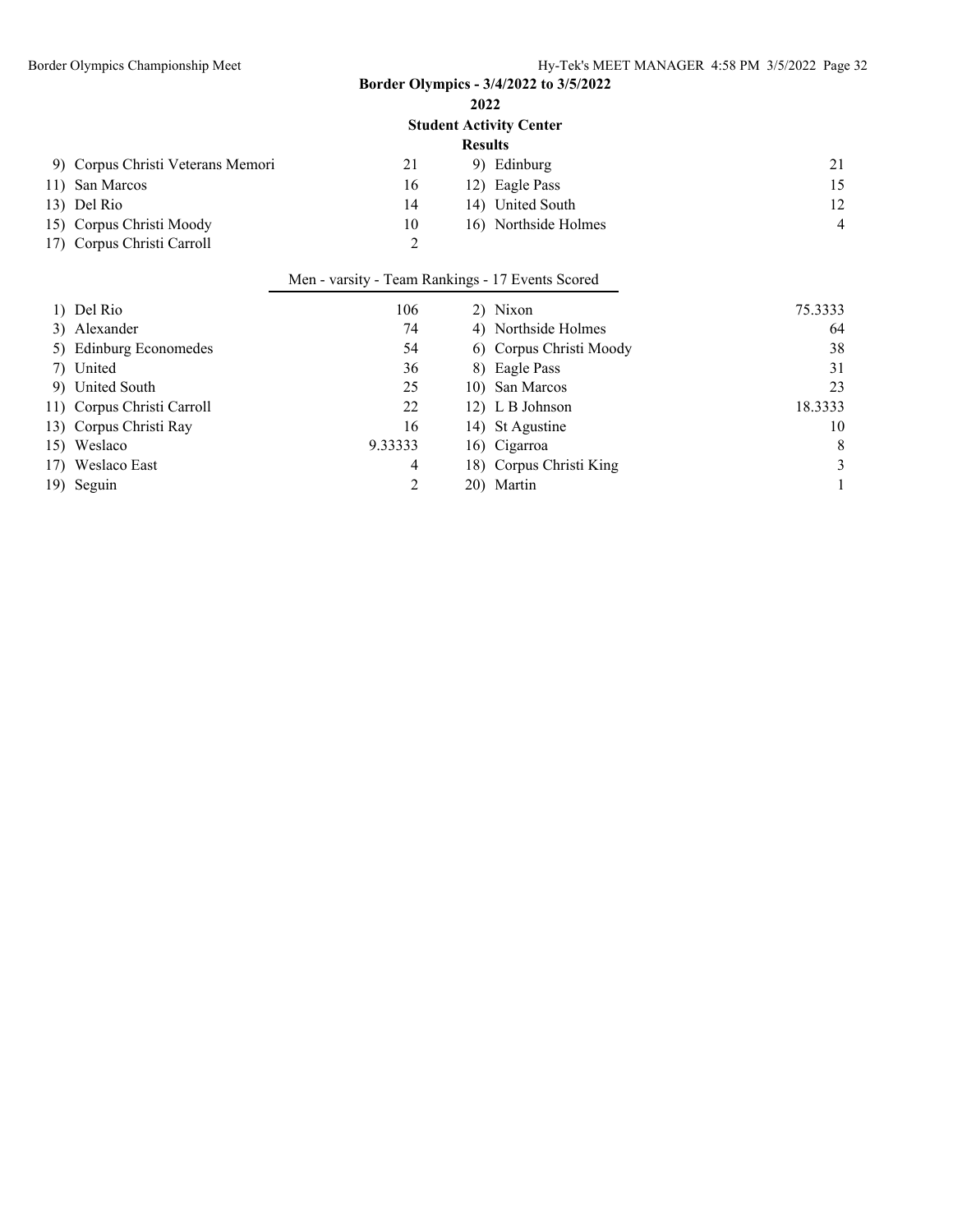**Border Olympics - 3/4/2022 to 3/5/2022**

**2022**

**Student Activity Center**

**Results**

| | | | |
|---|---|---|---|
| 9) Corpus Christi Veterans Memori | 21 | 9) Edinburg | 21 |
| 11) San Marcos | 16 | 12) Eagle Pass | 15 |
| 13) Del Rio | 14 | 14) United South | 12 |
| 15) Corpus Christi Moody | 10 | 16) Northside Holmes | 4 |
| 17) Corpus Christi Carroll | 2 | | |

Men - varsity - Team Rankings - 17 Events Scored

| | | | |
|---|---|---|---|
| 1) Del Rio | 106 | 2) Nixon | 75.3333 |
| 3) Alexander | 74 | 4) Northside Holmes | 64 |
| 5) Edinburg Economedes | 54 | 6) Corpus Christi Moody | 38 |
| 7) United | 36 | 8) Eagle Pass | 31 |
| 9) United South | 25 | 10) San Marcos | 23 |
| 11) Corpus Christi Carroll | 22 | 12) L B Johnson | 18.3333 |
| 13) Corpus Christi Ray | 16 | 14) St Agustine | 10 |
| 15) Weslaco | 9.33333 | 16) Cigarroa | 8 |
| 17) Weslaco East | 4 | 18) Corpus Christi King | 3 |
| 19) Seguin | 2 | 20) Martin | 1 |